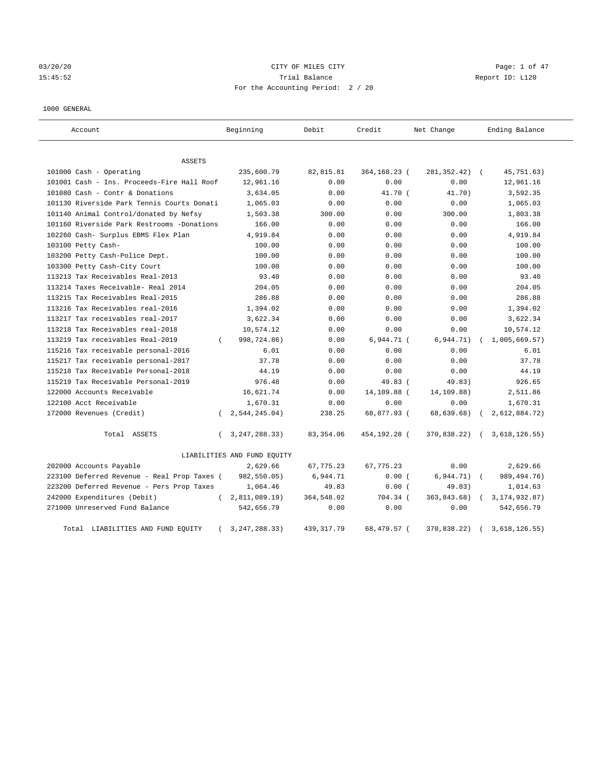03/20/20 CITY OF MILES CITY
15:45:52 Trial Balance Report ID: L120
For the Accounting Period: 2 / 20

1000 GENERAL

| Account | Beginning | Debit | Credit | Net Change | Ending Balance |
|---|---|---|---|---|---|
| **ASSETS** | | | | | |
| 101000 Cash - Operating | 235,600.79 | 82,815.81 | 364,168.23 | (281,352.42) | (45,751.63) |
| 101001 Cash - Ins. Proceeds-Fire Hall Roof | 12,961.16 | 0.00 | 0.00 | 0.00 | 12,961.16 |
| 101080 Cash - Contr & Donations | 3,634.05 | 0.00 | 41.70 | (41.70) | 3,592.35 |
| 101130 Riverside Park Tennis Courts Donati | 1,065.03 | 0.00 | 0.00 | 0.00 | 1,065.03 |
| 101140 Animal Control/donated by Nefsy | 1,503.38 | 300.00 | 0.00 | 300.00 | 1,803.38 |
| 101160 Riverside Park Restrooms -Donations | 166.00 | 0.00 | 0.00 | 0.00 | 166.00 |
| 102260 Cash- Surplus EBMS Flex Plan | 4,919.84 | 0.00 | 0.00 | 0.00 | 4,919.84 |
| 103100 Petty Cash- | 100.00 | 0.00 | 0.00 | 0.00 | 100.00 |
| 103200 Petty Cash-Police Dept. | 100.00 | 0.00 | 0.00 | 0.00 | 100.00 |
| 103300 Petty Cash-City Court | 100.00 | 0.00 | 0.00 | 0.00 | 100.00 |
| 113213 Tax Receivables Real-2013 | 93.40 | 0.00 | 0.00 | 0.00 | 93.40 |
| 113214 Taxes Receivable- Real 2014 | 204.05 | 0.00 | 0.00 | 0.00 | 204.05 |
| 113215 Tax Receivables Real-2015 | 286.88 | 0.00 | 0.00 | 0.00 | 286.88 |
| 113216 Tax Receivables real-2016 | 1,394.02 | 0.00 | 0.00 | 0.00 | 1,394.02 |
| 113217 Tax receivables real-2017 | 3,622.34 | 0.00 | 0.00 | 0.00 | 3,622.34 |
| 113218 Tax Receivables real-2018 | 10,574.12 | 0.00 | 0.00 | 0.00 | 10,574.12 |
| 113219 Tax receivables Real-2019 | (998,724.86) | 0.00 | 6,944.71 | (6,944.71) | (1,005,669.57) |
| 115216 Tax receivable personal-2016 | 6.01 | 0.00 | 0.00 | 0.00 | 6.01 |
| 115217 Tax receivable personal-2017 | 37.78 | 0.00 | 0.00 | 0.00 | 37.78 |
| 115218 Tax Receivable Personal-2018 | 44.19 | 0.00 | 0.00 | 0.00 | 44.19 |
| 115219 Tax Receivable Personal-2019 | 976.48 | 0.00 | 49.83 | (49.83) | 926.65 |
| 122000 Accounts Receivable | 16,621.74 | 0.00 | 14,109.88 | (14,109.88) | 2,511.86 |
| 122100 Acct Receivable | 1,670.31 | 0.00 | 0.00 | 0.00 | 1,670.31 |
| 172000 Revenues (Credit) | (2,544,245.04) | 238.25 | 68,877.93 | (68,639.68) | (2,612,884.72) |
| Total ASSETS | (3,247,288.33) | 83,354.06 | 454,192.28 | (370,838.22) | (3,618,126.55) |
| **LIABILITIES AND FUND EQUITY** | | | | | |
| 202000 Accounts Payable | 2,629.66 | 67,775.23 | 67,775.23 | 0.00 | 2,629.66 |
| 223100 Deferred Revenue - Real Prop Taxes | (982,550.05) | 6,944.71 | 0.00 | (6,944.71) | (989,494.76) |
| 223200 Deferred Revenue - Pers Prop Taxes | 1,064.46 | 49.83 | 0.00 | (49.83) | 1,014.63 |
| 242000 Expenditures (Debit) | (2,811,089.19) | 364,548.02 | 704.34 | (363,843.68) | (3,174,932.87) |
| 271000 Unreserved Fund Balance | 542,656.79 | 0.00 | 0.00 | 0.00 | 542,656.79 |
| Total LIABILITIES AND FUND EQUITY | (3,247,288.33) | 439,317.79 | 68,479.57 | (370,838.22) | (3,618,126.55) |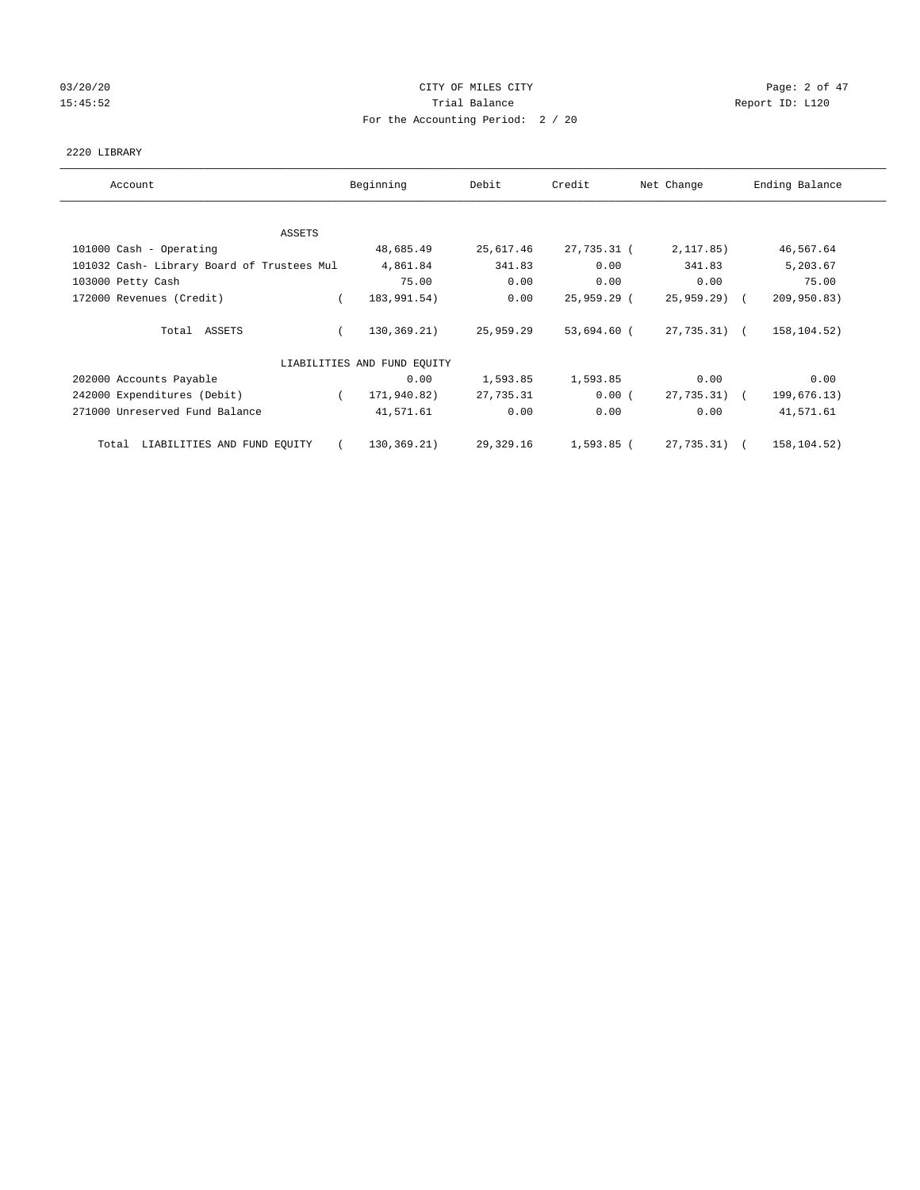CITY OF MILES CITY

Trial Balance

For the Accounting Period: 2 / 20

03/20/20 15:45:52 — Report ID: L120

2220 LIBRARY

| Account | Beginning | Debit | Credit | Net Change | Ending Balance |
|---|---|---|---|---|---|
| **ASSETS** | | | | | |
| 101000 Cash - Operating | 48,685.49 | 25,617.46 | 27,735.31 | (2,117.85) | 46,567.64 |
| 101032 Cash- Library Board of Trustees Mul | 4,861.84 | 341.83 | 0.00 | 341.83 | 5,203.67 |
| 103000 Petty Cash | 75.00 | 0.00 | 0.00 | 0.00 | 75.00 |
| 172000 Revenues (Credit) | (183,991.54) | 0.00 | 25,959.29 | (25,959.29) | (209,950.83) |
| Total ASSETS | (130,369.21) | 25,959.29 | 53,694.60 | (27,735.31) | (158,104.52) |
| **LIABILITIES AND FUND EQUITY** | | | | | |
| 202000 Accounts Payable | 0.00 | 1,593.85 | 1,593.85 | 0.00 | 0.00 |
| 242000 Expenditures (Debit) | (171,940.82) | 27,735.31 | 0.00 | (27,735.31) | (199,676.13) |
| 271000 Unreserved Fund Balance | 41,571.61 | 0.00 | 0.00 | 0.00 | 41,571.61 |
| Total LIABILITIES AND FUND EQUITY | (130,369.21) | 29,329.16 | 1,593.85 | (27,735.31) | (158,104.52) |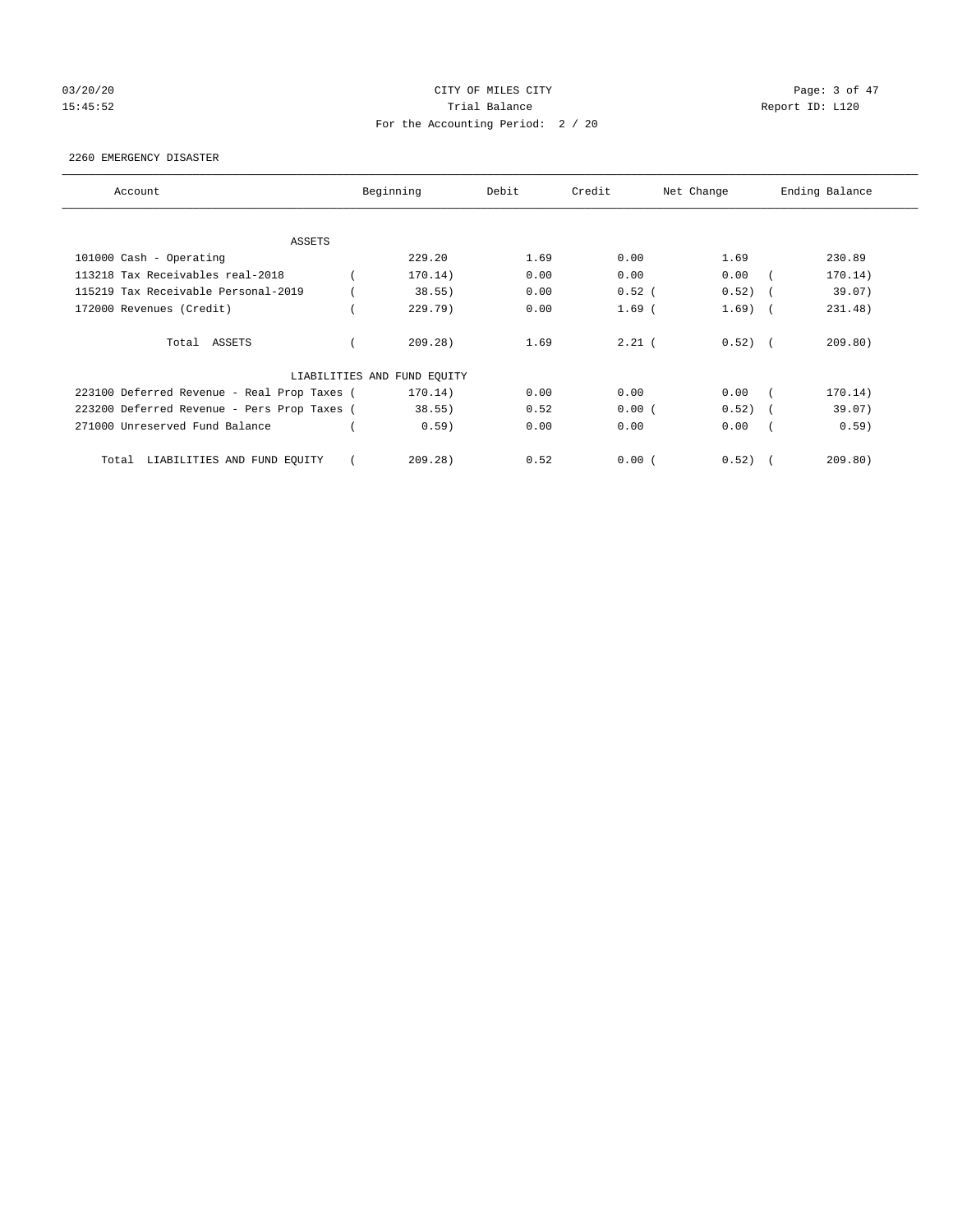CITY OF MILES CITY

Trial Balance

For the Accounting Period: 2 / 20

2260 EMERGENCY DISASTER

| Account | Beginning | Debit | Credit | Net Change | Ending Balance |
|---|---|---|---|---|---|
| ASSETS | | | | | |
| 101000 Cash - Operating | 229.20 | 1.69 | 0.00 | 1.69 | 230.89 |
| 113218 Tax Receivables real-2018 | ( 170.14) | 0.00 | 0.00 | 0.00 | ( 170.14) |
| 115219 Tax Receivable Personal-2019 | ( 38.55) | 0.00 | 0.52 | ( 0.52) | ( 39.07) |
| 172000 Revenues (Credit) | ( 229.79) | 0.00 | 1.69 | ( 1.69) | ( 231.48) |
| Total ASSETS | ( 209.28) | 1.69 | 2.21 | ( 0.52) | ( 209.80) |
| LIABILITIES AND FUND EQUITY | | | | | |
| 223100 Deferred Revenue - Real Prop Taxes | ( 170.14) | 0.00 | 0.00 | 0.00 | ( 170.14) |
| 223200 Deferred Revenue - Pers Prop Taxes | ( 38.55) | 0.52 | 0.00 | ( 0.52) | ( 39.07) |
| 271000 Unreserved Fund Balance | ( 0.59) | 0.00 | 0.00 | 0.00 | ( 0.59) |
| Total LIABILITIES AND FUND EQUITY | ( 209.28) | 0.52 | 0.00 | ( 0.52) | ( 209.80) |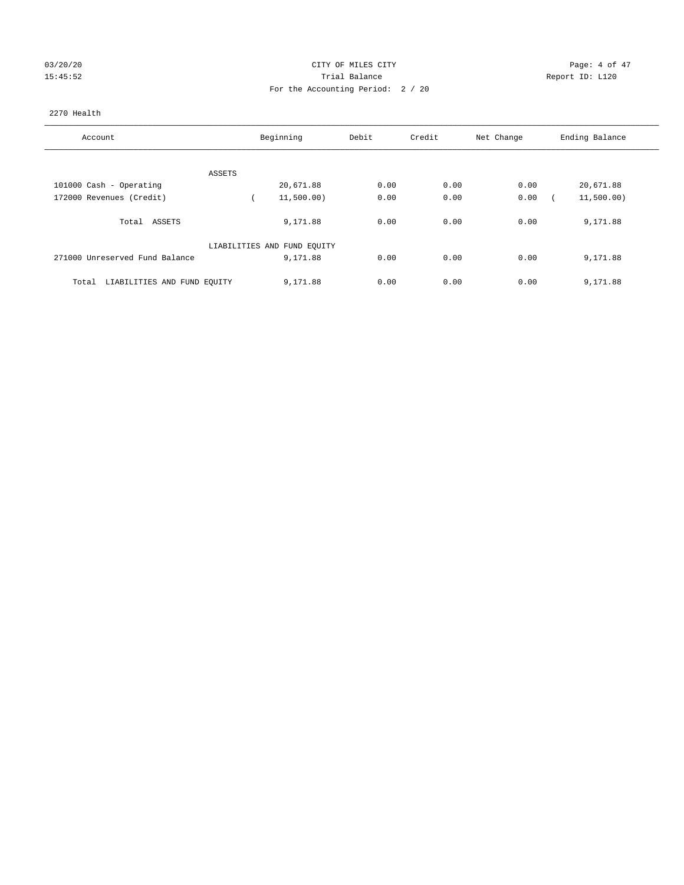CITY OF MILES CITY

Trial Balance

For the Accounting Period: 2 / 20

03/20/20 15:45:52

Report ID: L120

2270 Health

| Account | Beginning | Debit | Credit | Net Change | Ending Balance |
|---|---|---|---|---|---|
| ASSETS | | | | | |
| 101000 Cash - Operating | 20,671.88 | 0.00 | 0.00 | 0.00 | 20,671.88 |
| 172000 Revenues (Credit) | ( 11,500.00) | 0.00 | 0.00 | 0.00 | ( 11,500.00) |
| Total ASSETS | 9,171.88 | 0.00 | 0.00 | 0.00 | 9,171.88 |
| LIABILITIES AND FUND EQUITY | | | | | |
| 271000 Unreserved Fund Balance | 9,171.88 | 0.00 | 0.00 | 0.00 | 9,171.88 |
| Total LIABILITIES AND FUND EQUITY | 9,171.88 | 0.00 | 0.00 | 0.00 | 9,171.88 |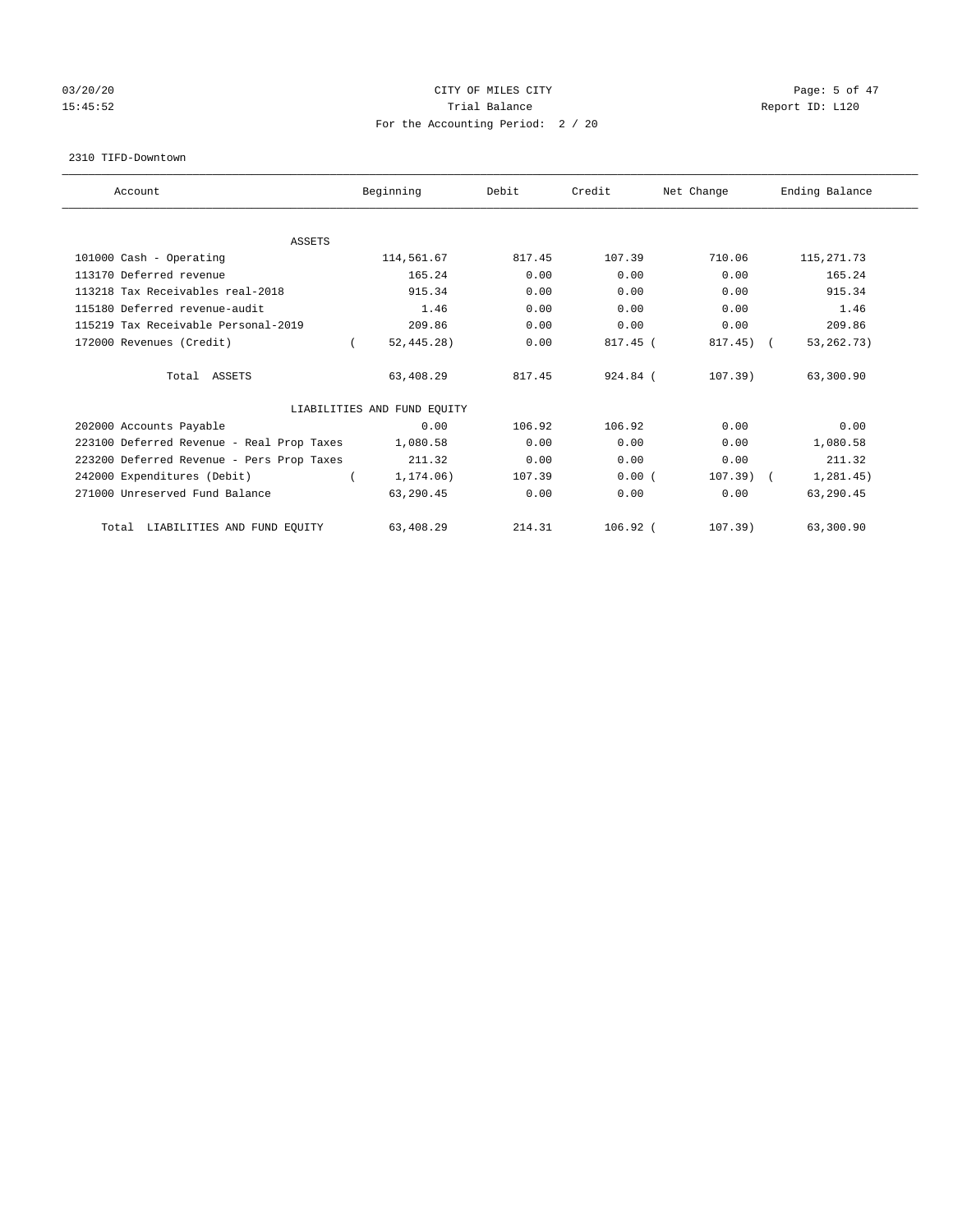CITY OF MILES CITY

Trial Balance

For the Accounting Period: 2 / 20

03/20/20 15:45:52 Report ID: L120

2310 TIFD-Downtown

| Account | Beginning | Debit | Credit | Net Change | Ending Balance |
|---|---|---|---|---|---|
| ASSETS | | | | | |
| 101000 Cash - Operating | 114,561.67 | 817.45 | 107.39 | 710.06 | 115,271.73 |
| 113170 Deferred revenue | 165.24 | 0.00 | 0.00 | 0.00 | 165.24 |
| 113218 Tax Receivables real-2018 | 915.34 | 0.00 | 0.00 | 0.00 | 915.34 |
| 115180 Deferred revenue-audit | 1.46 | 0.00 | 0.00 | 0.00 | 1.46 |
| 115219 Tax Receivable Personal-2019 | 209.86 | 0.00 | 0.00 | 0.00 | 209.86 |
| 172000 Revenues (Credit) | ( 52,445.28) | 0.00 | 817.45 | ( 817.45) | ( 53,262.73) |
| Total ASSETS | 63,408.29 | 817.45 | 924.84 | ( 107.39) | 63,300.90 |
| LIABILITIES AND FUND EQUITY | | | | | |
| 202000 Accounts Payable | 0.00 | 106.92 | 106.92 | 0.00 | 0.00 |
| 223100 Deferred Revenue - Real Prop Taxes | 1,080.58 | 0.00 | 0.00 | 0.00 | 1,080.58 |
| 223200 Deferred Revenue - Pers Prop Taxes | 211.32 | 0.00 | 0.00 | 0.00 | 211.32 |
| 242000 Expenditures (Debit) | ( 1,174.06) | 107.39 | 0.00 | ( 107.39) | ( 1,281.45) |
| 271000 Unreserved Fund Balance | 63,290.45 | 0.00 | 0.00 | 0.00 | 63,290.45 |
| Total LIABILITIES AND FUND EQUITY | 63,408.29 | 214.31 | 106.92 | ( 107.39) | 63,300.90 |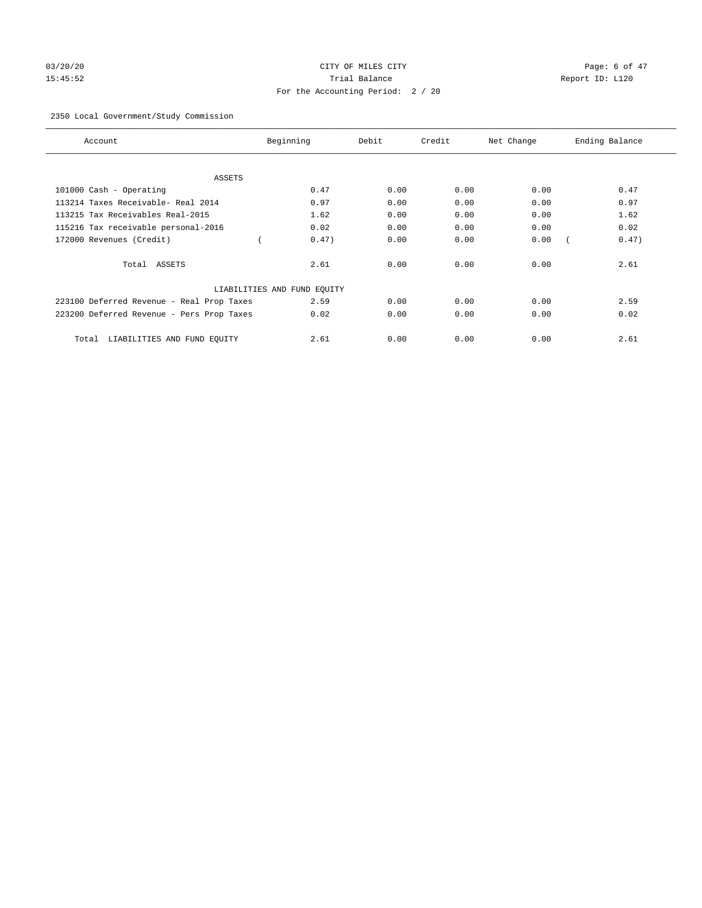CITY OF MILES CITY
Trial Balance
For the Accounting Period: 2 / 20

03/20/20
15:45:52

Report ID: L120

2350 Local Government/Study Commission

| Account | Beginning | Debit | Credit | Net Change | Ending Balance |
|---|---|---|---|---|---|
| ASSETS | | | | | |
| 101000 Cash - Operating | 0.47 | 0.00 | 0.00 | 0.00 | 0.47 |
| 113214 Taxes Receivable- Real 2014 | 0.97 | 0.00 | 0.00 | 0.00 | 0.97 |
| 113215 Tax Receivables Real-2015 | 1.62 | 0.00 | 0.00 | 0.00 | 1.62 |
| 115216 Tax receivable personal-2016 | 0.02 | 0.00 | 0.00 | 0.00 | 0.02 |
| 172000 Revenues (Credit) | ( 0.47) | 0.00 | 0.00 | 0.00 | ( 0.47) |
| Total ASSETS | 2.61 | 0.00 | 0.00 | 0.00 | 2.61 |
| LIABILITIES AND FUND EQUITY | | | | | |
| 223100 Deferred Revenue - Real Prop Taxes | 2.59 | 0.00 | 0.00 | 0.00 | 2.59 |
| 223200 Deferred Revenue - Pers Prop Taxes | 0.02 | 0.00 | 0.00 | 0.00 | 0.02 |
| Total LIABILITIES AND FUND EQUITY | 2.61 | 0.00 | 0.00 | 0.00 | 2.61 |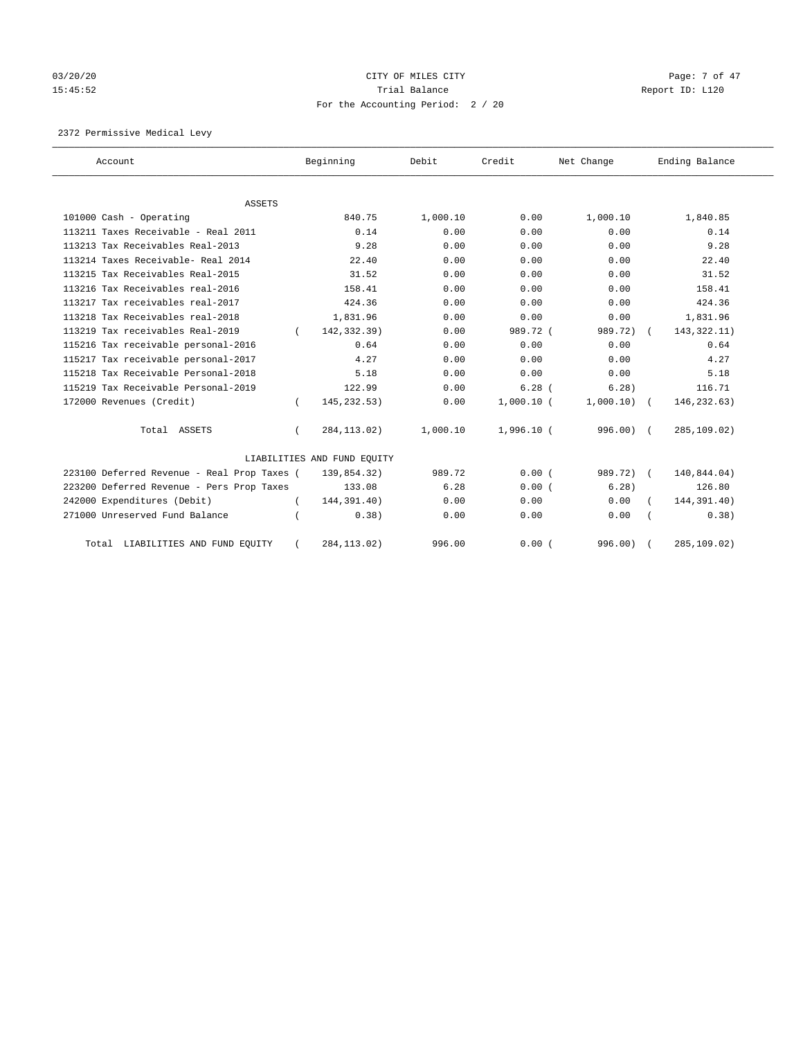CITY OF MILES CITY

Trial Balance

For the Accounting Period: 2 / 20

03/20/20 15:45:52 Report ID: L120

2372 Permissive Medical Levy

| Account | Beginning | Debit | Credit | Net Change | Ending Balance |
|---|---|---|---|---|---|
| ASSETS | | | | | |
| 101000 Cash - Operating | 840.75 | 1,000.10 | 0.00 | 1,000.10 | 1,840.85 |
| 113211 Taxes Receivable - Real 2011 | 0.14 | 0.00 | 0.00 | 0.00 | 0.14 |
| 113213 Tax Receivables Real-2013 | 9.28 | 0.00 | 0.00 | 0.00 | 9.28 |
| 113214 Taxes Receivable- Real 2014 | 22.40 | 0.00 | 0.00 | 0.00 | 22.40 |
| 113215 Tax Receivables Real-2015 | 31.52 | 0.00 | 0.00 | 0.00 | 31.52 |
| 113216 Tax Receivables real-2016 | 158.41 | 0.00 | 0.00 | 0.00 | 158.41 |
| 113217 Tax receivables real-2017 | 424.36 | 0.00 | 0.00 | 0.00 | 424.36 |
| 113218 Tax Receivables real-2018 | 1,831.96 | 0.00 | 0.00 | 0.00 | 1,831.96 |
| 113219 Tax receivables Real-2019 | ( 142,332.39) | 0.00 | 989.72 | ( 989.72) | ( 143,322.11) |
| 115216 Tax receivable personal-2016 | 0.64 | 0.00 | 0.00 | 0.00 | 0.64 |
| 115217 Tax receivable personal-2017 | 4.27 | 0.00 | 0.00 | 0.00 | 4.27 |
| 115218 Tax Receivable Personal-2018 | 5.18 | 0.00 | 0.00 | 0.00 | 5.18 |
| 115219 Tax Receivable Personal-2019 | 122.99 | 0.00 | 6.28 | ( 6.28) | 116.71 |
| 172000 Revenues (Credit) | ( 145,232.53) | 0.00 | 1,000.10 | ( 1,000.10) | ( 146,232.63) |
| Total ASSETS | ( 284,113.02) | 1,000.10 | 1,996.10 | ( 996.00) | ( 285,109.02) |
| LIABILITIES AND FUND EQUITY | | | | | |
| 223100 Deferred Revenue - Real Prop Taxes | ( 139,854.32) | 989.72 | 0.00 | ( 989.72) | ( 140,844.04) |
| 223200 Deferred Revenue - Pers Prop Taxes | 133.08 | 6.28 | 0.00 | ( 6.28) | 126.80 |
| 242000 Expenditures (Debit) | ( 144,391.40) | 0.00 | 0.00 | 0.00 | ( 144,391.40) |
| 271000 Unreserved Fund Balance | ( 0.38) | 0.00 | 0.00 | 0.00 | ( 0.38) |
| Total LIABILITIES AND FUND EQUITY | ( 284,113.02) | 996.00 | 0.00 | ( 996.00) | ( 285,109.02) |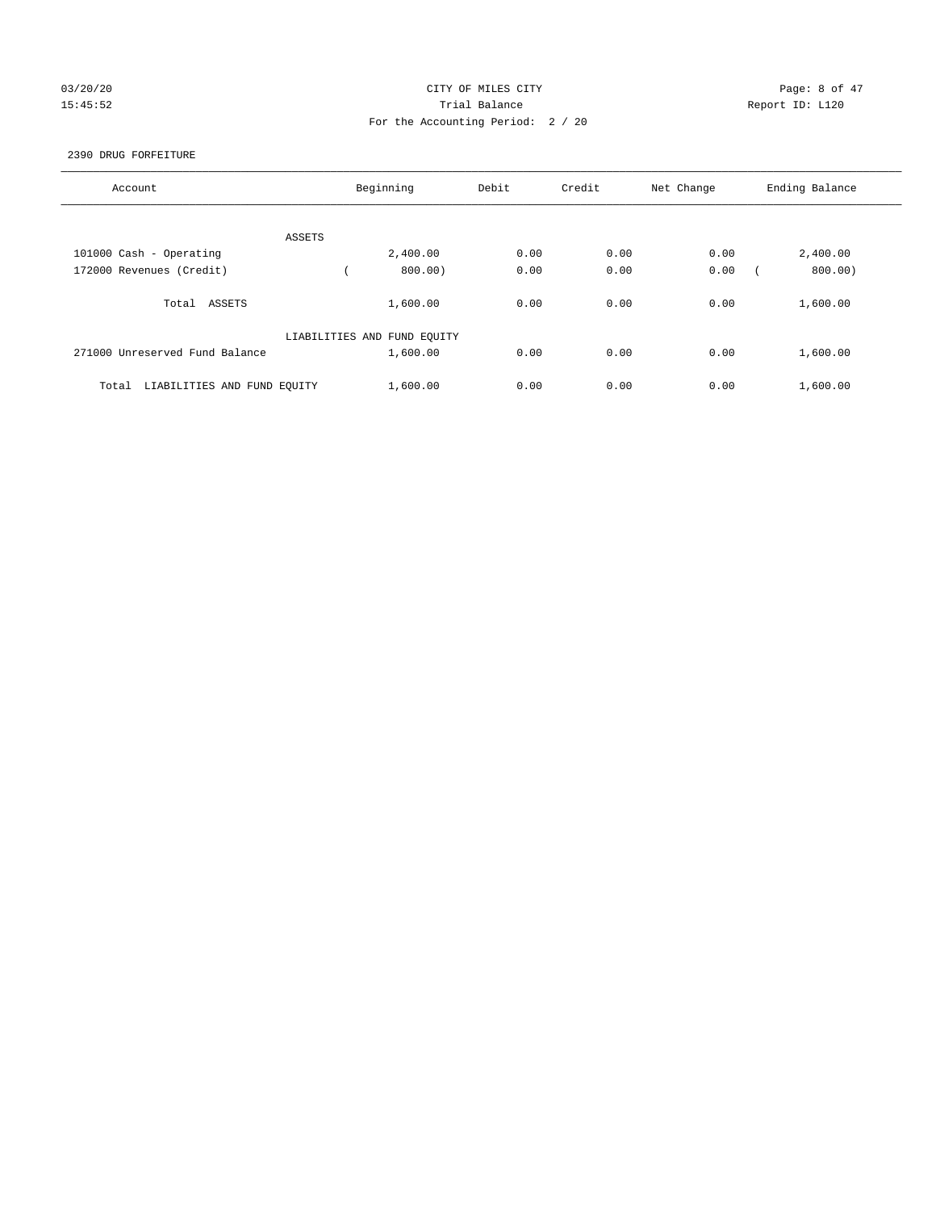CITY OF MILES CITY
Trial Balance
For the Accounting Period: 2 / 20

03/20/20
15:45:52

Report ID: L120

2390 DRUG FORFEITURE

| Account | Beginning | Debit | Credit | Net Change | Ending Balance |
|---|---|---|---|---|---|
| ASSETS | | | | | |
| 101000 Cash - Operating | 2,400.00 | 0.00 | 0.00 | 0.00 | 2,400.00 |
| 172000 Revenues (Credit) | ( 800.00) | 0.00 | 0.00 | 0.00 | ( 800.00) |
| Total ASSETS | 1,600.00 | 0.00 | 0.00 | 0.00 | 1,600.00 |
| LIABILITIES AND FUND EQUITY | | | | | |
| 271000 Unreserved Fund Balance | 1,600.00 | 0.00 | 0.00 | 0.00 | 1,600.00 |
| Total LIABILITIES AND FUND EQUITY | 1,600.00 | 0.00 | 0.00 | 0.00 | 1,600.00 |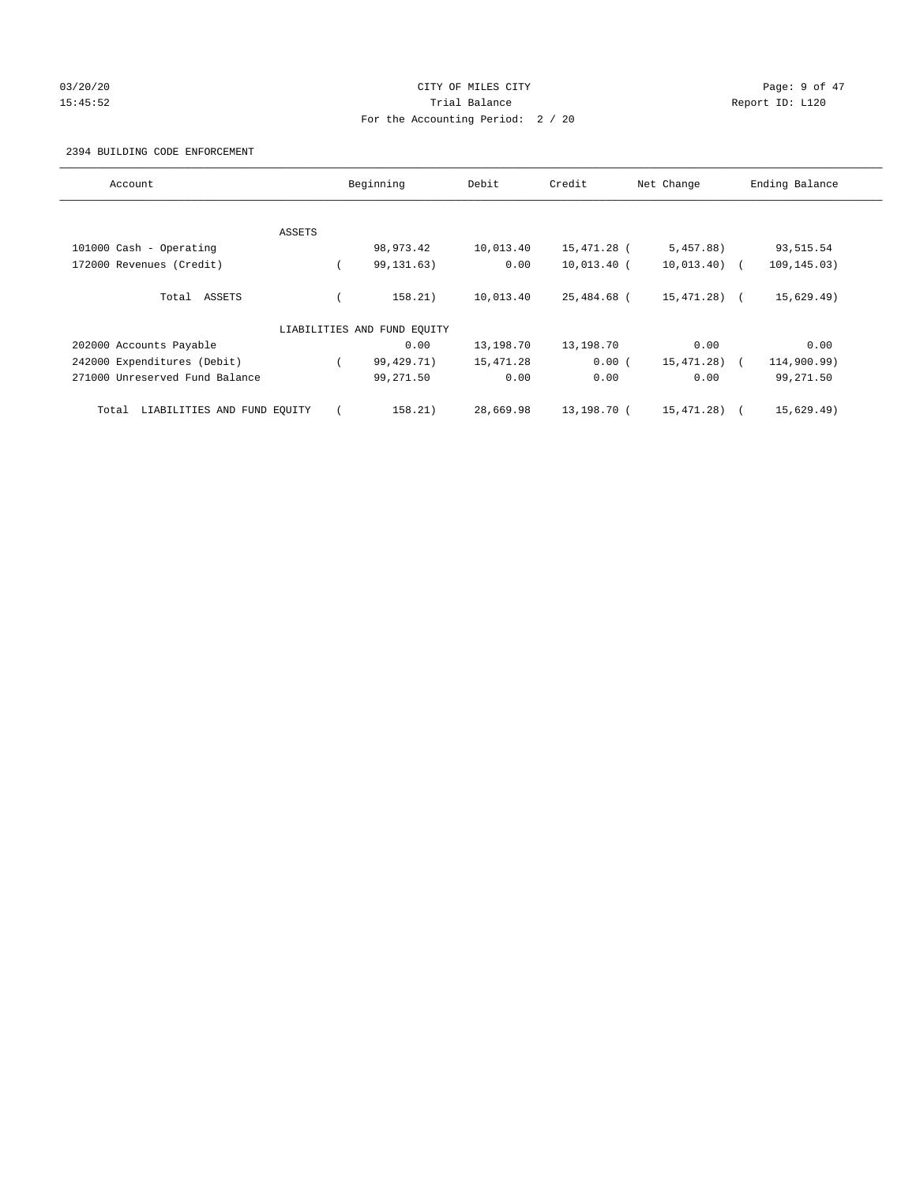CITY OF MILES CITY

Trial Balance

For the Accounting Period: 2 / 20

03/20/20
15:45:52

Report ID: L120

2394 BUILDING CODE ENFORCEMENT

| Account | Beginning | Debit | Credit | Net Change | Ending Balance |
|---|---|---|---|---|---|
| ASSETS | | | | | |
| 101000 Cash - Operating | 98,973.42 | 10,013.40 | 15,471.28 | ( 5,457.88) | 93,515.54 |
| 172000 Revenues (Credit) | ( 99,131.63) | 0.00 | 10,013.40 | ( 10,013.40) | ( 109,145.03) |
| Total ASSETS | ( 158.21) | 10,013.40 | 25,484.68 | ( 15,471.28) | ( 15,629.49) |
| LIABILITIES AND FUND EQUITY | | | | | |
| 202000 Accounts Payable | 0.00 | 13,198.70 | 13,198.70 | 0.00 | 0.00 |
| 242000 Expenditures (Debit) | ( 99,429.71) | 15,471.28 | 0.00 | ( 15,471.28) | ( 114,900.99) |
| 271000 Unreserved Fund Balance | 99,271.50 | 0.00 | 0.00 | 0.00 | 99,271.50 |
| Total LIABILITIES AND FUND EQUITY | ( 158.21) | 28,669.98 | 13,198.70 | ( 15,471.28) | ( 15,629.49) |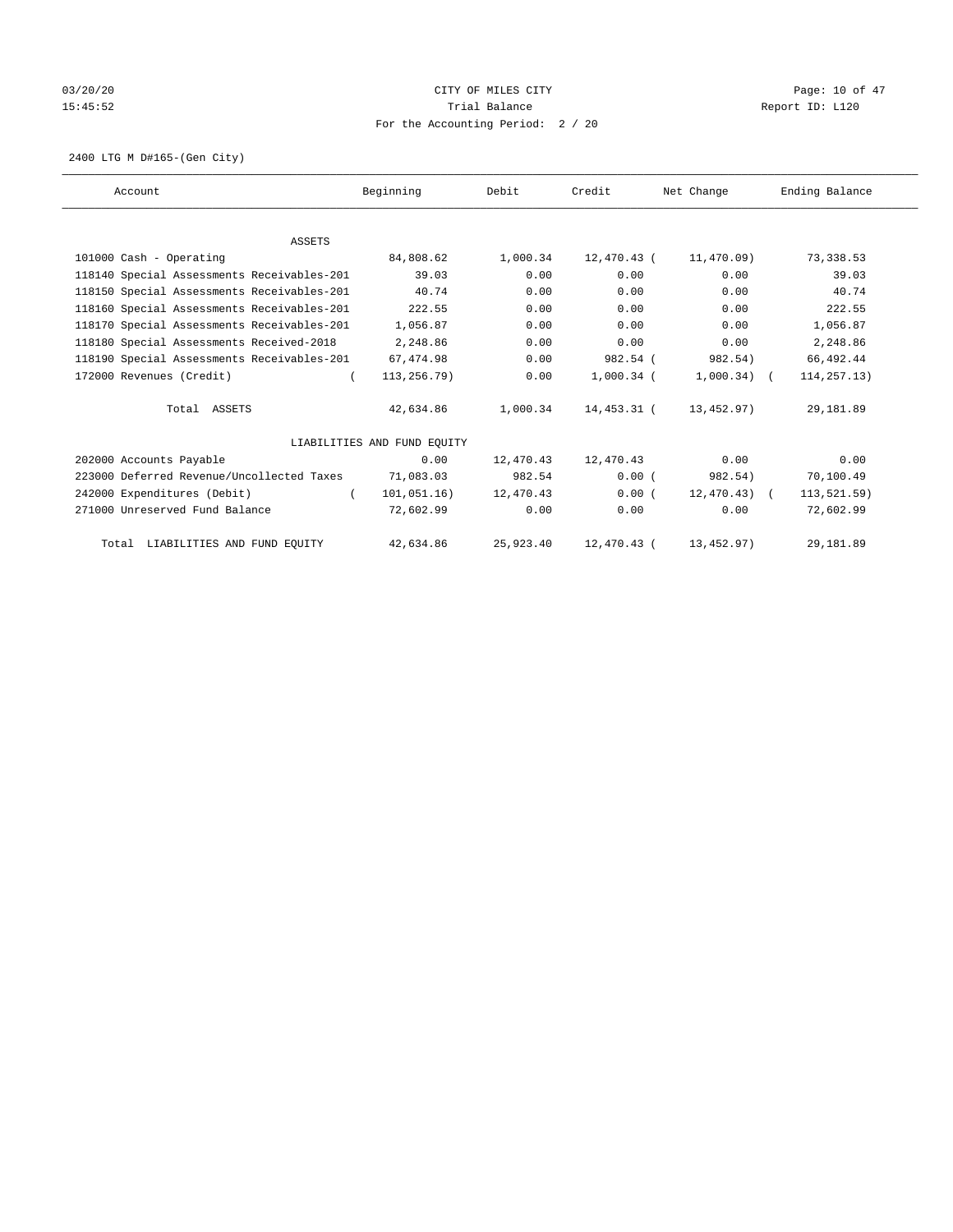CITY OF MILES CITY

Trial Balance

For the Accounting Period: 2 / 20

2400 LTG M D#165-(Gen City)

| Account | Beginning | Debit | Credit | Net Change | Ending Balance |
|---|---|---|---|---|---|
| ASSETS | | | | | |
| 101000 Cash - Operating | 84,808.62 | 1,000.34 | 12,470.43 | ( 11,470.09) | 73,338.53 |
| 118140 Special Assessments Receivables-201 | 39.03 | 0.00 | 0.00 | 0.00 | 39.03 |
| 118150 Special Assessments Receivables-201 | 40.74 | 0.00 | 0.00 | 0.00 | 40.74 |
| 118160 Special Assessments Receivables-201 | 222.55 | 0.00 | 0.00 | 0.00 | 222.55 |
| 118170 Special Assessments Receivables-201 | 1,056.87 | 0.00 | 0.00 | 0.00 | 1,056.87 |
| 118180 Special Assessments Received-2018 | 2,248.86 | 0.00 | 0.00 | 0.00 | 2,248.86 |
| 118190 Special Assessments Receivables-201 | 67,474.98 | 0.00 | 982.54 | ( 982.54) | 66,492.44 |
| 172000 Revenues (Credit) | ( 113,256.79) | 0.00 | 1,000.34 | ( 1,000.34) | ( 114,257.13) |
| Total ASSETS | 42,634.86 | 1,000.34 | 14,453.31 | ( 13,452.97) | 29,181.89 |
| LIABILITIES AND FUND EQUITY | | | | | |
| 202000 Accounts Payable | 0.00 | 12,470.43 | 12,470.43 | 0.00 | 0.00 |
| 223000 Deferred Revenue/Uncollected Taxes | 71,083.03 | 982.54 | 0.00 | ( 982.54) | 70,100.49 |
| 242000 Expenditures (Debit) | ( 101,051.16) | 12,470.43 | 0.00 | ( 12,470.43) | ( 113,521.59) |
| 271000 Unreserved Fund Balance | 72,602.99 | 0.00 | 0.00 | 0.00 | 72,602.99 |
| Total LIABILITIES AND FUND EQUITY | 42,634.86 | 25,923.40 | 12,470.43 | ( 13,452.97) | 29,181.89 |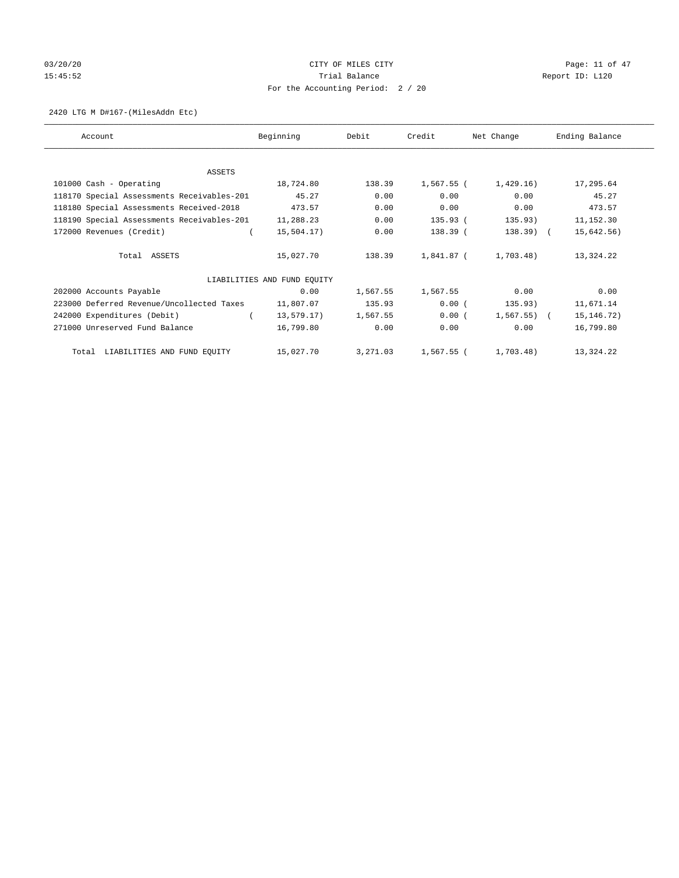CITY OF MILES CITY

Trial Balance

For the Accounting Period: 2 / 20

2420 LTG M D#167-(MilesAddn Etc)

| Account | Beginning | Debit | Credit | Net Change | Ending Balance |
|---|---|---|---|---|---|
| ASSETS | | | | | |
| 101000 Cash - Operating | 18,724.80 | 138.39 | 1,567.55 | ( 1,429.16) | 17,295.64 |
| 118170 Special Assessments Receivables-201 | 45.27 | 0.00 | 0.00 | 0.00 | 45.27 |
| 118180 Special Assessments Received-2018 | 473.57 | 0.00 | 0.00 | 0.00 | 473.57 |
| 118190 Special Assessments Receivables-201 | 11,288.23 | 0.00 | 135.93 | ( 135.93) | 11,152.30 |
| 172000 Revenues (Credit) | ( 15,504.17) | 0.00 | 138.39 | ( 138.39) | ( 15,642.56) |
| Total ASSETS | 15,027.70 | 138.39 | 1,841.87 | ( 1,703.48) | 13,324.22 |
| LIABILITIES AND FUND EQUITY | | | | | |
| 202000 Accounts Payable | 0.00 | 1,567.55 | 1,567.55 | 0.00 | 0.00 |
| 223000 Deferred Revenue/Uncollected Taxes | 11,807.07 | 135.93 | 0.00 | ( 135.93) | 11,671.14 |
| 242000 Expenditures (Debit) | ( 13,579.17) | 1,567.55 | 0.00 | ( 1,567.55) | ( 15,146.72) |
| 271000 Unreserved Fund Balance | 16,799.80 | 0.00 | 0.00 | 0.00 | 16,799.80 |
| Total LIABILITIES AND FUND EQUITY | 15,027.70 | 3,271.03 | 1,567.55 | ( 1,703.48) | 13,324.22 |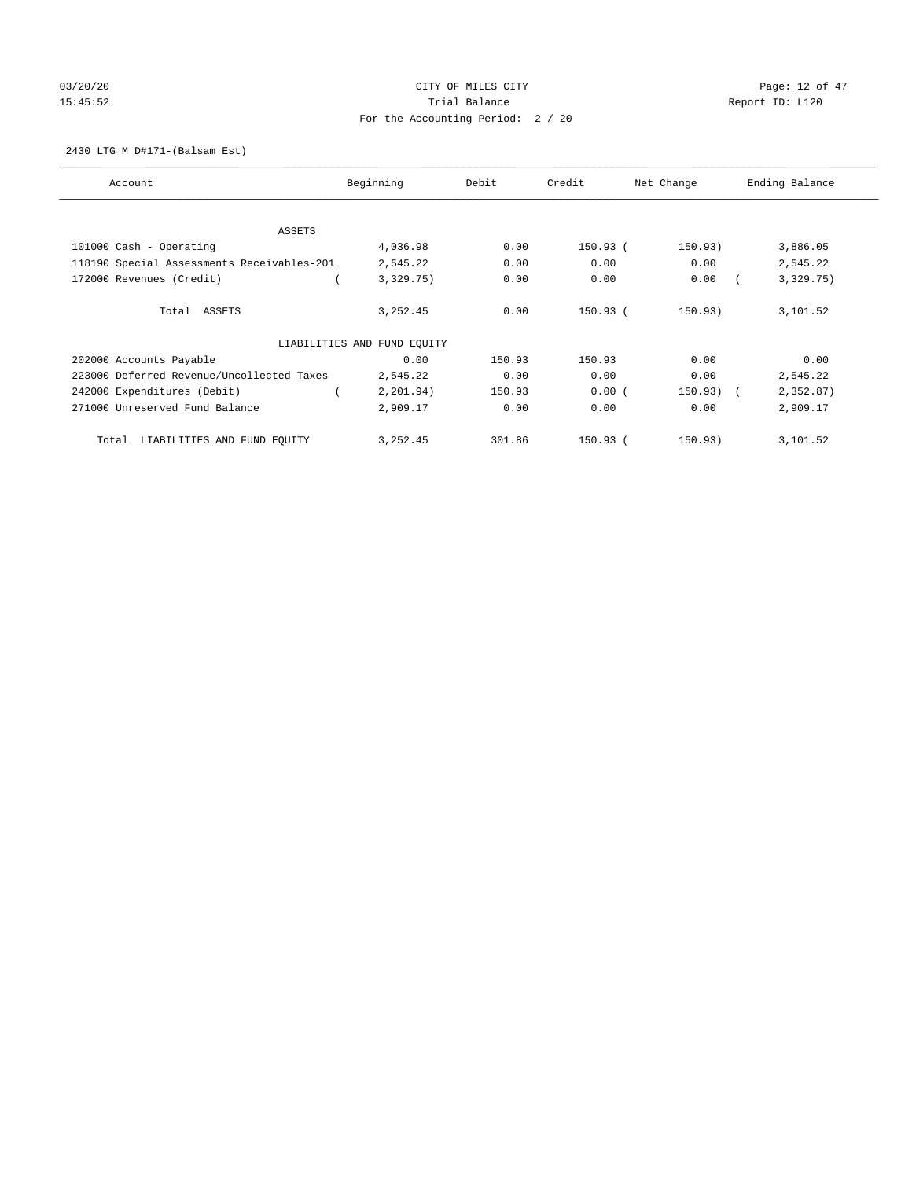CITY OF MILES CITY

Trial Balance

For the Accounting Period: 2 / 20

03/20/20 15:45:52

Report ID: L120

2430 LTG M D#171-(Balsam Est)

| Account | Beginning | Debit | Credit | Net Change | Ending Balance |
|---|---|---|---|---|---|
| ASSETS | | | | | |
| 101000 Cash - Operating | 4,036.98 | 0.00 | 150.93 | ( 150.93) | 3,886.05 |
| 118190 Special Assessments Receivables-201 | 2,545.22 | 0.00 | 0.00 | 0.00 | 2,545.22 |
| 172000 Revenues (Credit) | ( 3,329.75) | 0.00 | 0.00 | 0.00 | ( 3,329.75) |
| Total ASSETS | 3,252.45 | 0.00 | 150.93 | ( 150.93) | 3,101.52 |
| LIABILITIES AND FUND EQUITY | | | | | |
| 202000 Accounts Payable | 0.00 | 150.93 | 150.93 | 0.00 | 0.00 |
| 223000 Deferred Revenue/Uncollected Taxes | 2,545.22 | 0.00 | 0.00 | 0.00 | 2,545.22 |
| 242000 Expenditures (Debit) | ( 2,201.94) | 150.93 | 0.00 | ( 150.93) | ( 2,352.87) |
| 271000 Unreserved Fund Balance | 2,909.17 | 0.00 | 0.00 | 0.00 | 2,909.17 |
| Total LIABILITIES AND FUND EQUITY | 3,252.45 | 301.86 | 150.93 | ( 150.93) | 3,101.52 |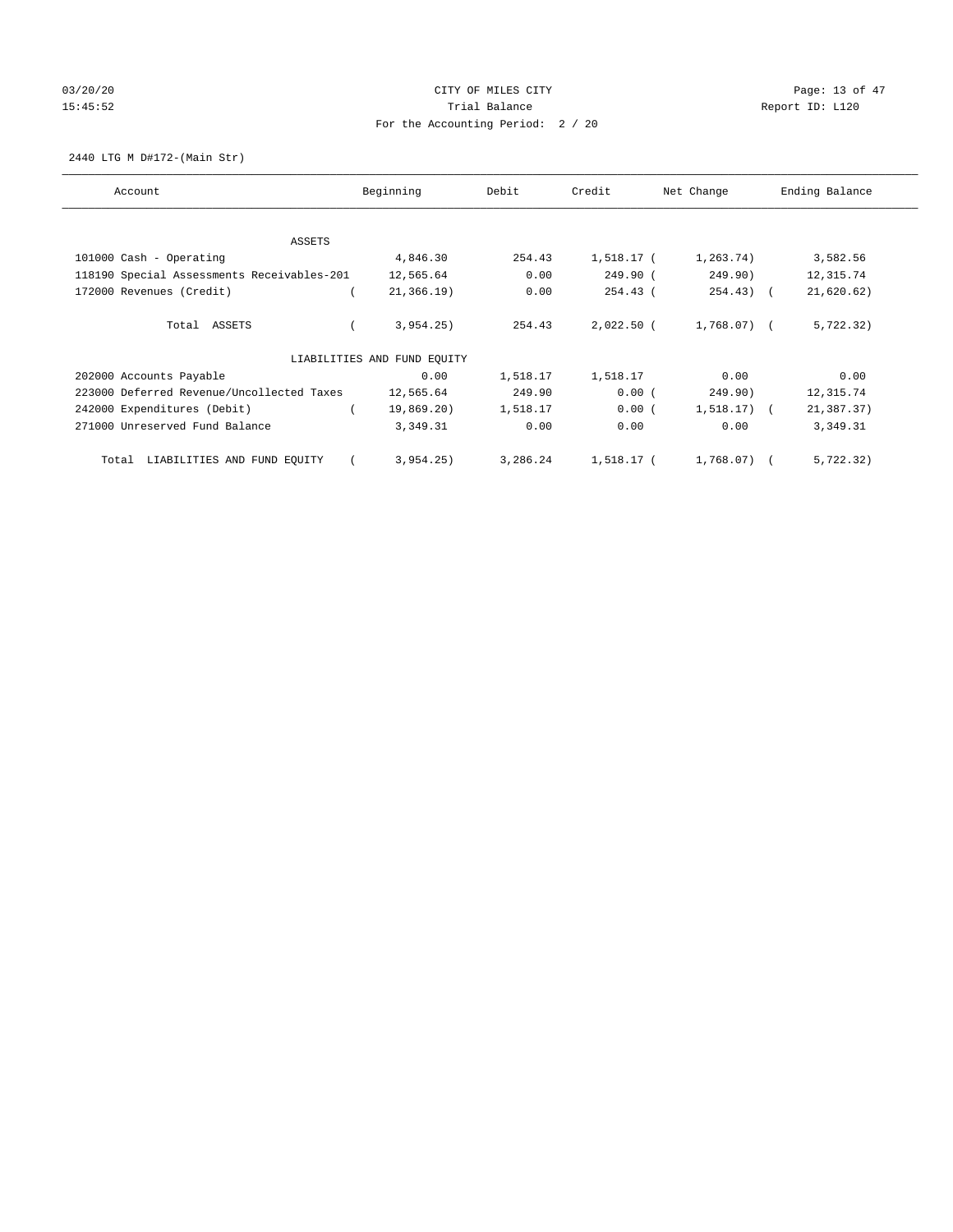CITY OF MILES CITY
Trial Balance
For the Accounting Period: 2 / 20

03/20/20
15:45:52

Report ID: L120

2440 LTG M D#172-(Main Str)

| Account | Beginning | Debit | Credit | Net Change | Ending Balance |
|---|---|---|---|---|---|
| ASSETS | | | | | |
| 101000 Cash - Operating | 4,846.30 | 254.43 | 1,518.17 | ( 1,263.74) | 3,582.56 |
| 118190 Special Assessments Receivables-201 | 12,565.64 | 0.00 | 249.90 | ( 249.90) | 12,315.74 |
| 172000 Revenues (Credit) | ( 21,366.19) | 0.00 | 254.43 | ( 254.43) | ( 21,620.62) |
| Total ASSETS | ( 3,954.25) | 254.43 | 2,022.50 | ( 1,768.07) | ( 5,722.32) |
| LIABILITIES AND FUND EQUITY | | | | | |
| 202000 Accounts Payable | 0.00 | 1,518.17 | 1,518.17 | 0.00 | 0.00 |
| 223000 Deferred Revenue/Uncollected Taxes | 12,565.64 | 249.90 | 0.00 | ( 249.90) | 12,315.74 |
| 242000 Expenditures (Debit) | ( 19,869.20) | 1,518.17 | 0.00 | ( 1,518.17) | ( 21,387.37) |
| 271000 Unreserved Fund Balance | 3,349.31 | 0.00 | 0.00 | 0.00 | 3,349.31 |
| Total LIABILITIES AND FUND EQUITY | ( 3,954.25) | 3,286.24 | 1,518.17 | ( 1,768.07) | ( 5,722.32) |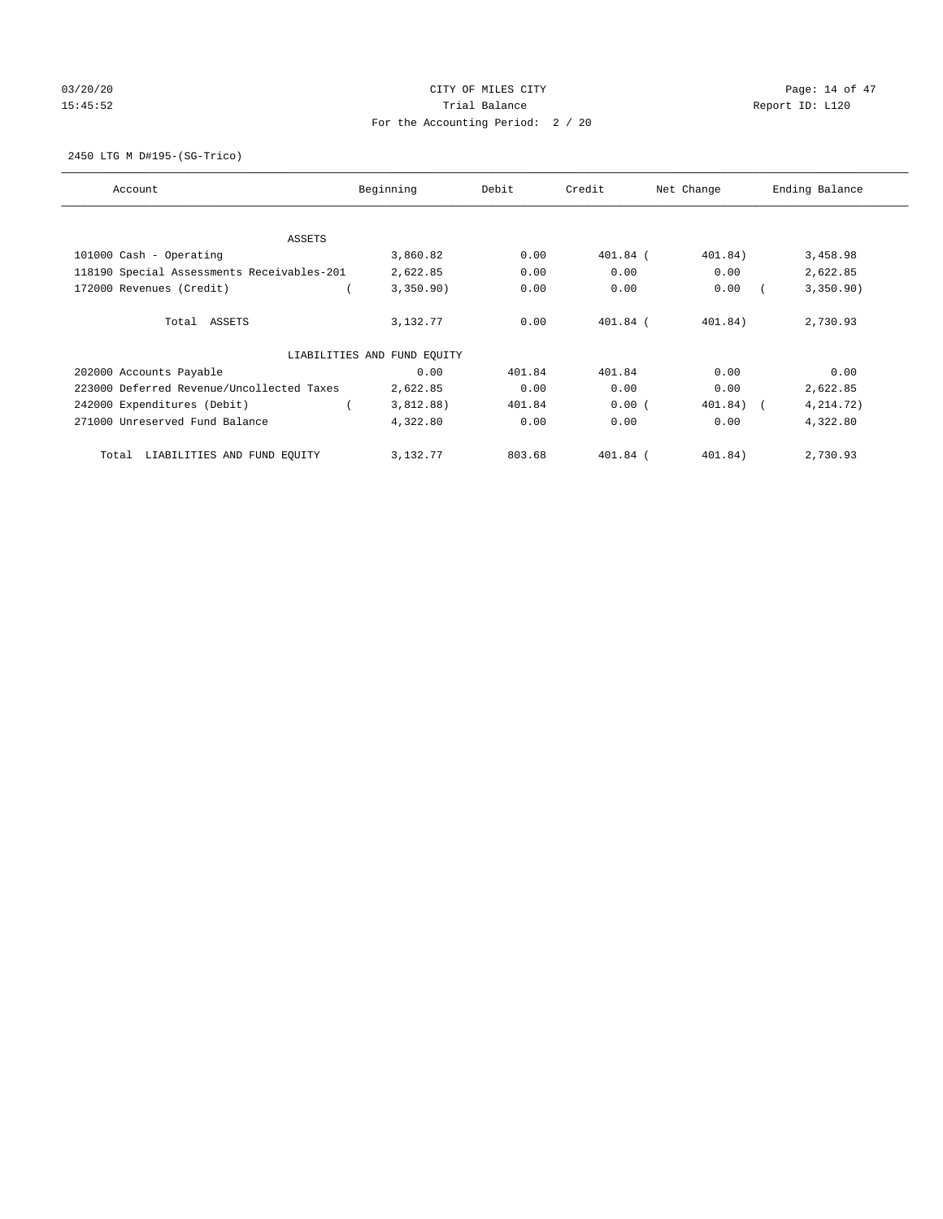# CITY OF MILES CITY

## Trial Balance

For the Accounting Period: 2 / 20

03/20/20 15:45:52 — Report ID: L120

2450 LTG M D#195-(SG-Trico)

| Account | Beginning | Debit | Credit | Net Change | Ending Balance |
|---|---|---|---|---|---|
| **ASSETS** | | | | | |
| 101000 Cash - Operating | 3,860.82 | 0.00 | 401.84 | ( 401.84) | 3,458.98 |
| 118190 Special Assessments Receivables-201 | 2,622.85 | 0.00 | 0.00 | 0.00 | 2,622.85 |
| 172000 Revenues (Credit) | ( 3,350.90) | 0.00 | 0.00 | 0.00 | ( 3,350.90) |
| Total ASSETS | 3,132.77 | 0.00 | 401.84 | ( 401.84) | 2,730.93 |
| **LIABILITIES AND FUND EQUITY** | | | | | |
| 202000 Accounts Payable | 0.00 | 401.84 | 401.84 | 0.00 | 0.00 |
| 223000 Deferred Revenue/Uncollected Taxes | 2,622.85 | 0.00 | 0.00 | 0.00 | 2,622.85 |
| 242000 Expenditures (Debit) | ( 3,812.88) | 401.84 | 0.00 | ( 401.84) | ( 4,214.72) |
| 271000 Unreserved Fund Balance | 4,322.80 | 0.00 | 0.00 | 0.00 | 4,322.80 |
| Total LIABILITIES AND FUND EQUITY | 3,132.77 | 803.68 | 401.84 | ( 401.84) | 2,730.93 |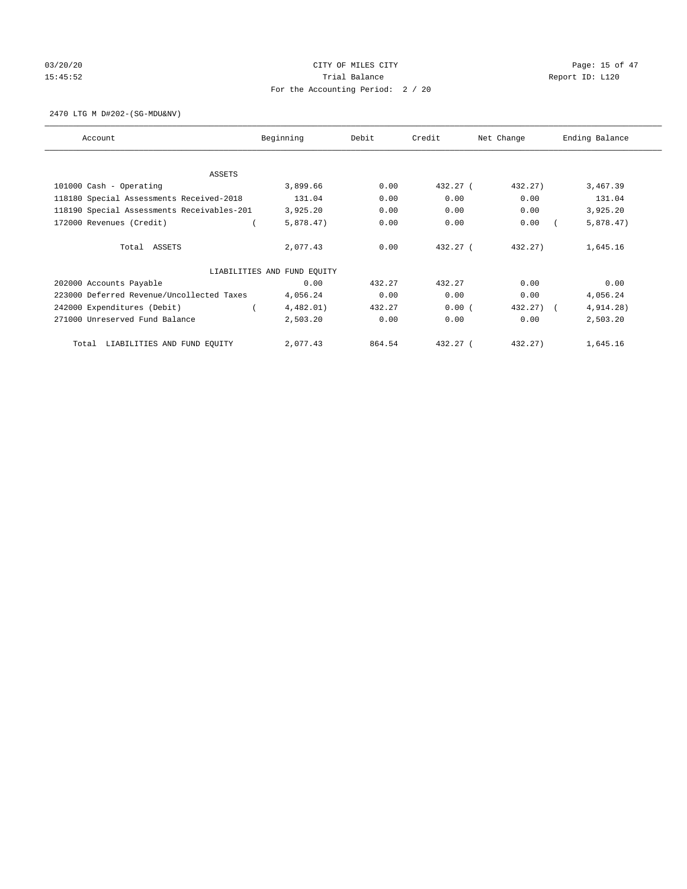CITY OF MILES CITY

Trial Balance

For the Accounting Period: 2 / 20

03/20/20 15:45:52 Report ID: L120

2470 LTG M D#202-(SG-MDU&NV)

| Account | Beginning | Debit | Credit | Net Change | Ending Balance |
|---|---|---|---|---|---|
| ASSETS | | | | | |
| 101000 Cash - Operating | 3,899.66 | 0.00 | 432.27 | ( 432.27) | 3,467.39 |
| 118180 Special Assessments Received-2018 | 131.04 | 0.00 | 0.00 | 0.00 | 131.04 |
| 118190 Special Assessments Receivables-201 | 3,925.20 | 0.00 | 0.00 | 0.00 | 3,925.20 |
| 172000 Revenues (Credit) | ( 5,878.47) | 0.00 | 0.00 | 0.00 | ( 5,878.47) |
| Total ASSETS | 2,077.43 | 0.00 | 432.27 | ( 432.27) | 1,645.16 |
| LIABILITIES AND FUND EQUITY | | | | | |
| 202000 Accounts Payable | 0.00 | 432.27 | 432.27 | 0.00 | 0.00 |
| 223000 Deferred Revenue/Uncollected Taxes | 4,056.24 | 0.00 | 0.00 | 0.00 | 4,056.24 |
| 242000 Expenditures (Debit) | ( 4,482.01) | 432.27 | 0.00 | ( 432.27) | ( 4,914.28) |
| 271000 Unreserved Fund Balance | 2,503.20 | 0.00 | 0.00 | 0.00 | 2,503.20 |
| Total LIABILITIES AND FUND EQUITY | 2,077.43 | 864.54 | 432.27 | ( 432.27) | 1,645.16 |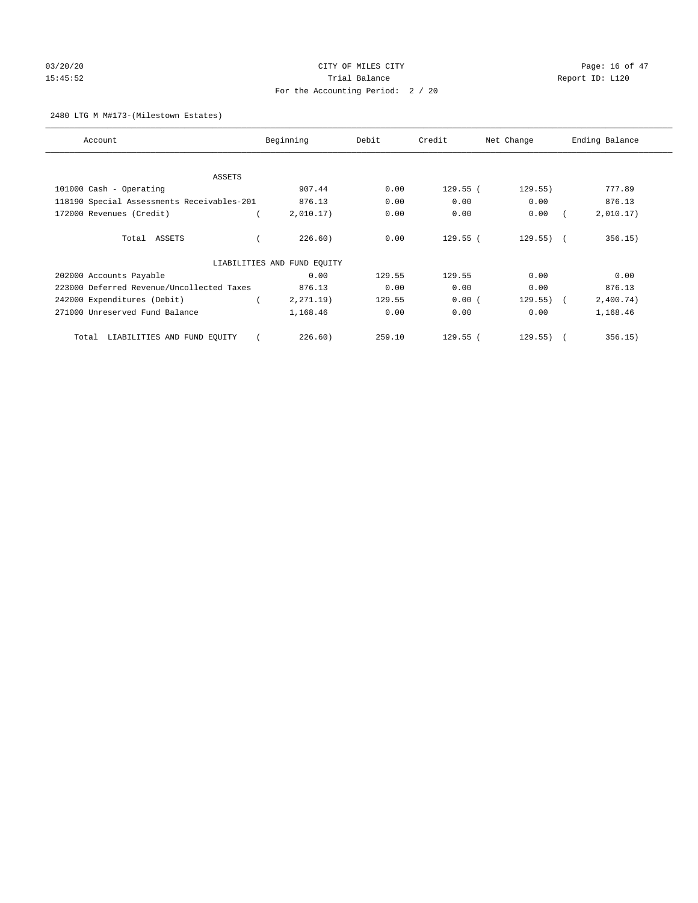CITY OF MILES CITY

Trial Balance

For the Accounting Period: 2 / 20

2480 LTG M M#173-(Milestown Estates)

| Account | Beginning | Debit | Credit | Net Change | Ending Balance |
|---|---|---|---|---|---|
| ASSETS | | | | | |
| 101000 Cash - Operating | 907.44 | 0.00 | 129.55 | (129.55) | 777.89 |
| 118190 Special Assessments Receivables-201 | 876.13 | 0.00 | 0.00 | 0.00 | 876.13 |
| 172000 Revenues (Credit) | (2,010.17) | 0.00 | 0.00 | 0.00 | (2,010.17) |
| Total ASSETS | (226.60) | 0.00 | 129.55 | (129.55) | (356.15) |
| LIABILITIES AND FUND EQUITY | | | | | |
| 202000 Accounts Payable | 0.00 | 129.55 | 129.55 | 0.00 | 0.00 |
| 223000 Deferred Revenue/Uncollected Taxes | 876.13 | 0.00 | 0.00 | 0.00 | 876.13 |
| 242000 Expenditures (Debit) | (2,271.19) | 129.55 | 0.00 | (129.55) | (2,400.74) |
| 271000 Unreserved Fund Balance | 1,168.46 | 0.00 | 0.00 | 0.00 | 1,168.46 |
| Total LIABILITIES AND FUND EQUITY | (226.60) | 259.10 | 129.55 | (129.55) | (356.15) |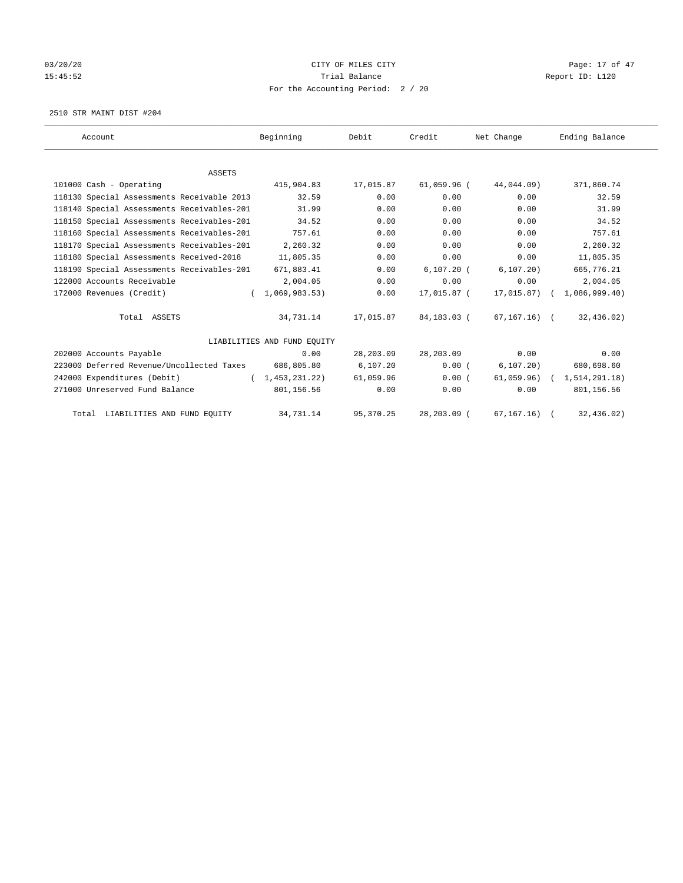CITY OF MILES CITY
Trial Balance
For the Accounting Period: 2 / 20

03/20/20
15:45:52

Report ID: L120

2510 STR MAINT DIST #204

| Account | Beginning | Debit | Credit | Net Change | Ending Balance |
|---|---|---|---|---|---|
| ASSETS | | | | | |
| 101000 Cash - Operating | 415,904.83 | 17,015.87 | 61,059.96 | ( 44,044.09) | 371,860.74 |
| 118130 Special Assessments Receivable 2013 | 32.59 | 0.00 | 0.00 | 0.00 | 32.59 |
| 118140 Special Assessments Receivables-201 | 31.99 | 0.00 | 0.00 | 0.00 | 31.99 |
| 118150 Special Assessments Receivables-201 | 34.52 | 0.00 | 0.00 | 0.00 | 34.52 |
| 118160 Special Assessments Receivables-201 | 757.61 | 0.00 | 0.00 | 0.00 | 757.61 |
| 118170 Special Assessments Receivables-201 | 2,260.32 | 0.00 | 0.00 | 0.00 | 2,260.32 |
| 118180 Special Assessments Received-2018 | 11,805.35 | 0.00 | 0.00 | 0.00 | 11,805.35 |
| 118190 Special Assessments Receivables-201 | 671,883.41 | 0.00 | 6,107.20 | ( 6,107.20) | 665,776.21 |
| 122000 Accounts Receivable | 2,004.05 | 0.00 | 0.00 | 0.00 | 2,004.05 |
| 172000 Revenues (Credit) | ( 1,069,983.53) | 0.00 | 17,015.87 | ( 17,015.87) | ( 1,086,999.40) |
| Total ASSETS | 34,731.14 | 17,015.87 | 84,183.03 | ( 67,167.16) | ( 32,436.02) |
| LIABILITIES AND FUND EQUITY | | | | | |
| 202000 Accounts Payable | 0.00 | 28,203.09 | 28,203.09 | 0.00 | 0.00 |
| 223000 Deferred Revenue/Uncollected Taxes | 686,805.80 | 6,107.20 | 0.00 | ( 6,107.20) | 680,698.60 |
| 242000 Expenditures (Debit) | ( 1,453,231.22) | 61,059.96 | 0.00 | ( 61,059.96) | ( 1,514,291.18) |
| 271000 Unreserved Fund Balance | 801,156.56 | 0.00 | 0.00 | 0.00 | 801,156.56 |
| Total LIABILITIES AND FUND EQUITY | 34,731.14 | 95,370.25 | 28,203.09 | ( 67,167.16) | ( 32,436.02) |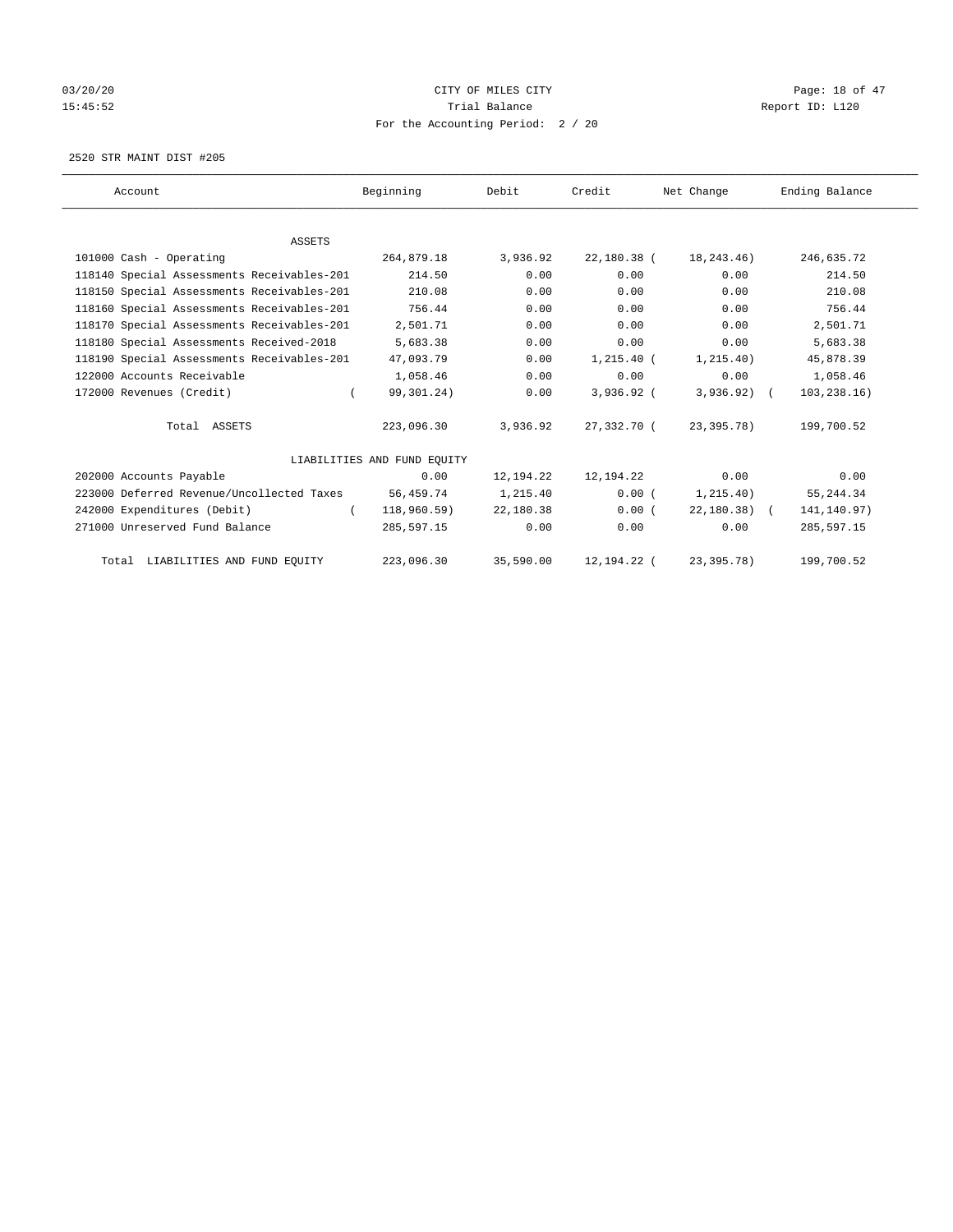CITY OF MILES CITY

Trial Balance

For the Accounting Period: 2 / 20

03/20/20 15:45:52 — Report ID: L120

2520 STR MAINT DIST #205

| Account | Beginning | Debit | Credit | Net Change | Ending Balance |
|---|---|---|---|---|---|
| **ASSETS** | | | | | |
| 101000 Cash - Operating | 264,879.18 | 3,936.92 | 22,180.38 | (18,243.46) | 246,635.72 |
| 118140 Special Assessments Receivables-201 | 214.50 | 0.00 | 0.00 | 0.00 | 214.50 |
| 118150 Special Assessments Receivables-201 | 210.08 | 0.00 | 0.00 | 0.00 | 210.08 |
| 118160 Special Assessments Receivables-201 | 756.44 | 0.00 | 0.00 | 0.00 | 756.44 |
| 118170 Special Assessments Receivables-201 | 2,501.71 | 0.00 | 0.00 | 0.00 | 2,501.71 |
| 118180 Special Assessments Received-2018 | 5,683.38 | 0.00 | 0.00 | 0.00 | 5,683.38 |
| 118190 Special Assessments Receivables-201 | 47,093.79 | 0.00 | 1,215.40 | (1,215.40) | 45,878.39 |
| 122000 Accounts Receivable | 1,058.46 | 0.00 | 0.00 | 0.00 | 1,058.46 |
| 172000 Revenues (Credit) | (99,301.24) | 0.00 | 3,936.92 | (3,936.92) | (103,238.16) |
| Total ASSETS | 223,096.30 | 3,936.92 | 27,332.70 | (23,395.78) | 199,700.52 |
| **LIABILITIES AND FUND EQUITY** | | | | | |
| 202000 Accounts Payable | 0.00 | 12,194.22 | 12,194.22 | 0.00 | 0.00 |
| 223000 Deferred Revenue/Uncollected Taxes | 56,459.74 | 1,215.40 | 0.00 | (1,215.40) | 55,244.34 |
| 242000 Expenditures (Debit) | (118,960.59) | 22,180.38 | 0.00 | (22,180.38) | (141,140.97) |
| 271000 Unreserved Fund Balance | 285,597.15 | 0.00 | 0.00 | 0.00 | 285,597.15 |
| Total LIABILITIES AND FUND EQUITY | 223,096.30 | 35,590.00 | 12,194.22 | (23,395.78) | 199,700.52 |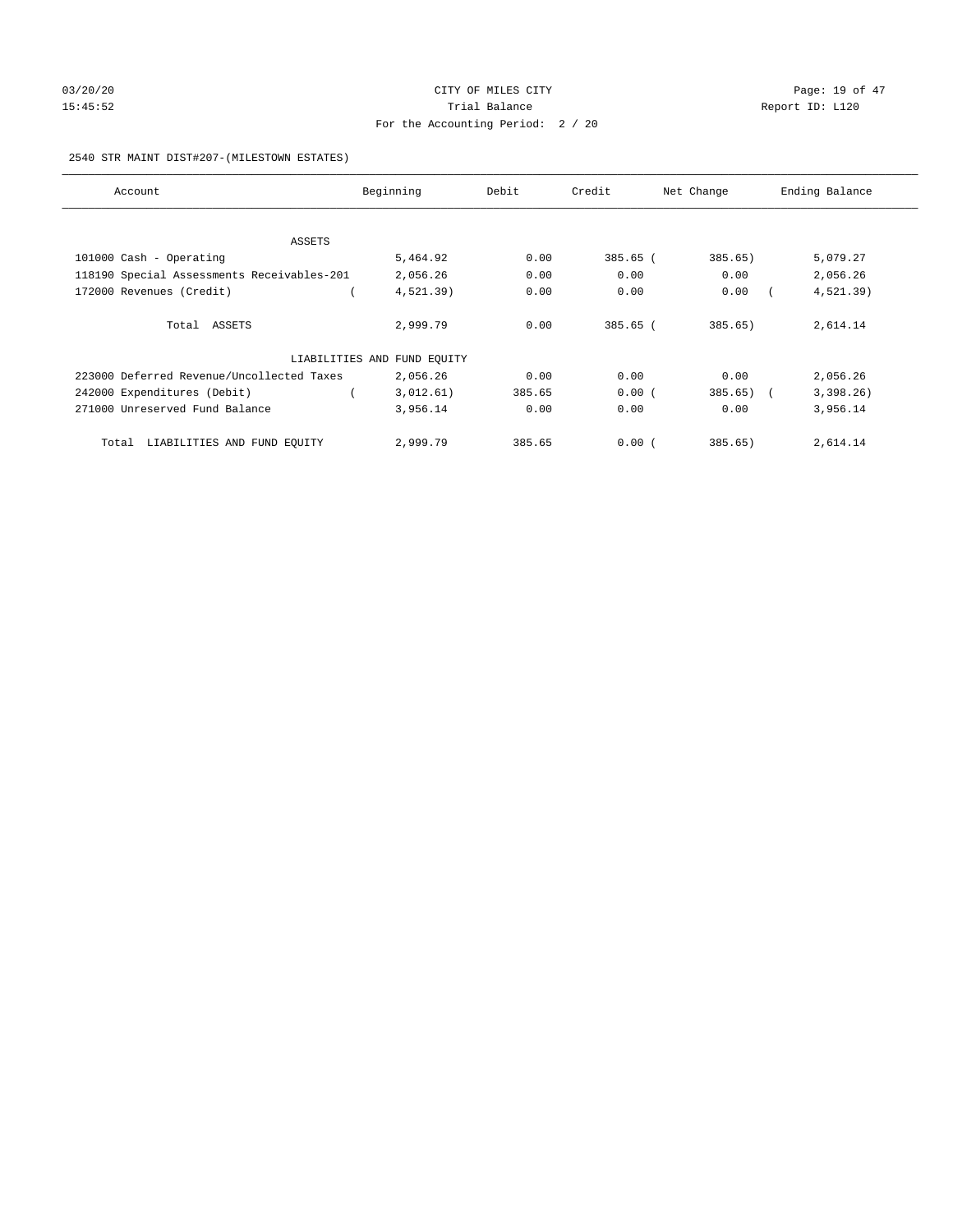CITY OF MILES CITY
Trial Balance
For the Accounting Period: 2 / 20

03/20/20
15:45:52

Report ID: L120

2540 STR MAINT DIST#207-(MILESTOWN ESTATES)

| Account | Beginning | Debit | Credit | Net Change | Ending Balance |
|---|---|---|---|---|---|
| ASSETS | | | | | |
| 101000 Cash - Operating | 5,464.92 | 0.00 | 385.65 | (385.65) | 5,079.27 |
| 118190 Special Assessments Receivables-201 | 2,056.26 | 0.00 | 0.00 | 0.00 | 2,056.26 |
| 172000 Revenues (Credit) | (4,521.39) | 0.00 | 0.00 | 0.00 | (4,521.39) |
| Total ASSETS | 2,999.79 | 0.00 | 385.65 | (385.65) | 2,614.14 |
| LIABILITIES AND FUND EQUITY | | | | | |
| 223000 Deferred Revenue/Uncollected Taxes | 2,056.26 | 0.00 | 0.00 | 0.00 | 2,056.26 |
| 242000 Expenditures (Debit) | (3,012.61) | 385.65 | 0.00 | (385.65) | (3,398.26) |
| 271000 Unreserved Fund Balance | 3,956.14 | 0.00 | 0.00 | 0.00 | 3,956.14 |
| Total LIABILITIES AND FUND EQUITY | 2,999.79 | 385.65 | 0.00 | (385.65) | 2,614.14 |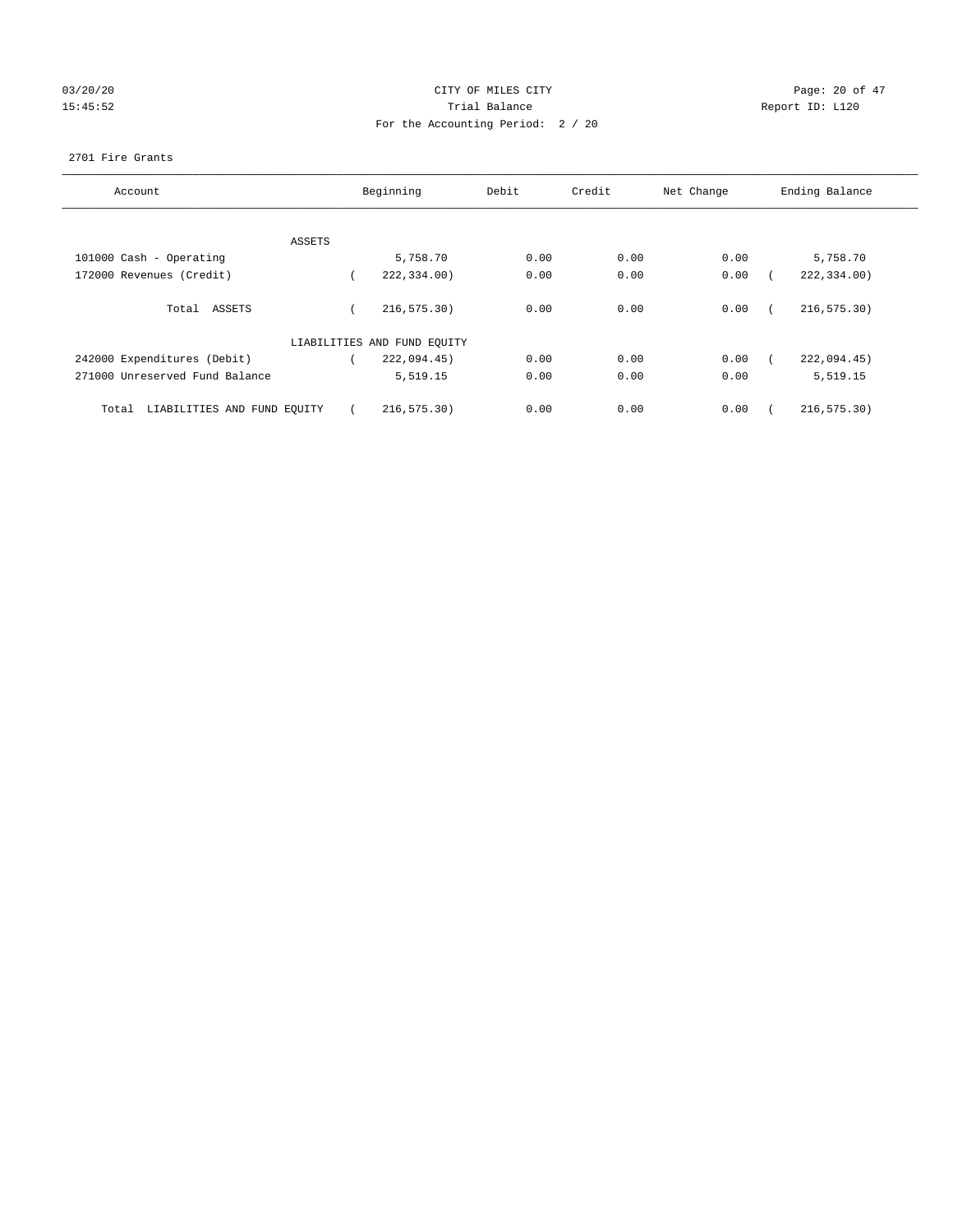CITY OF MILES CITY

Trial Balance

For the Accounting Period: 2 / 20

Report ID: L120

2701 Fire Grants

| Account | Beginning | Debit | Credit | Net Change | Ending Balance |
|---|---|---|---|---|---|
| ASSETS | | | | | |
| 101000 Cash - Operating | 5,758.70 | 0.00 | 0.00 | 0.00 | 5,758.70 |
| 172000 Revenues (Credit) | ( 222,334.00) | 0.00 | 0.00 | 0.00 | ( 222,334.00) |
| Total ASSETS | ( 216,575.30) | 0.00 | 0.00 | 0.00 | ( 216,575.30) |
| LIABILITIES AND FUND EQUITY | | | | | |
| 242000 Expenditures (Debit) | ( 222,094.45) | 0.00 | 0.00 | 0.00 | ( 222,094.45) |
| 271000 Unreserved Fund Balance | 5,519.15 | 0.00 | 0.00 | 0.00 | 5,519.15 |
| Total LIABILITIES AND FUND EQUITY | ( 216,575.30) | 0.00 | 0.00 | 0.00 | ( 216,575.30) |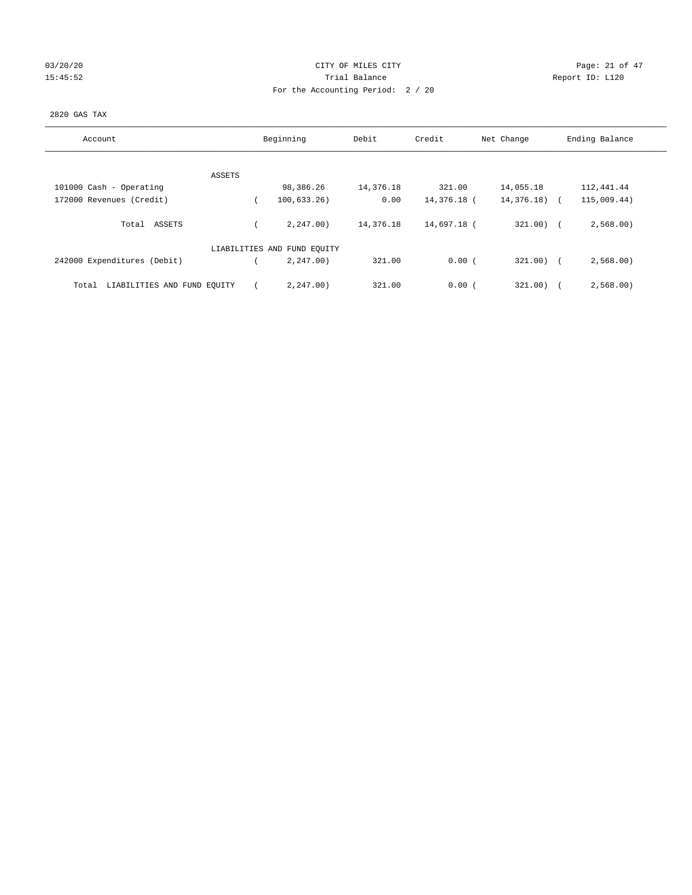CITY OF MILES CITY
Trial Balance
For the Accounting Period: 2 / 20

03/20/20
15:45:52

Report ID: L120

2820 GAS TAX

| Account | Beginning | Debit | Credit | Net Change | Ending Balance |
|---|---|---|---|---|---|
| ASSETS | | | | | |
| 101000 Cash - Operating | 98,386.26 | 14,376.18 | 321.00 | 14,055.18 | 112,441.44 |
| 172000 Revenues (Credit) | ( 100,633.26) | 0.00 | 14,376.18 | ( 14,376.18) | ( 115,009.44) |
| Total ASSETS | ( 2,247.00) | 14,376.18 | 14,697.18 | ( 321.00) | ( 2,568.00) |
| LIABILITIES AND FUND EQUITY | | | | | |
| 242000 Expenditures (Debit) | ( 2,247.00) | 321.00 | 0.00 | ( 321.00) | ( 2,568.00) |
| Total LIABILITIES AND FUND EQUITY | ( 2,247.00) | 321.00 | 0.00 | ( 321.00) | ( 2,568.00) |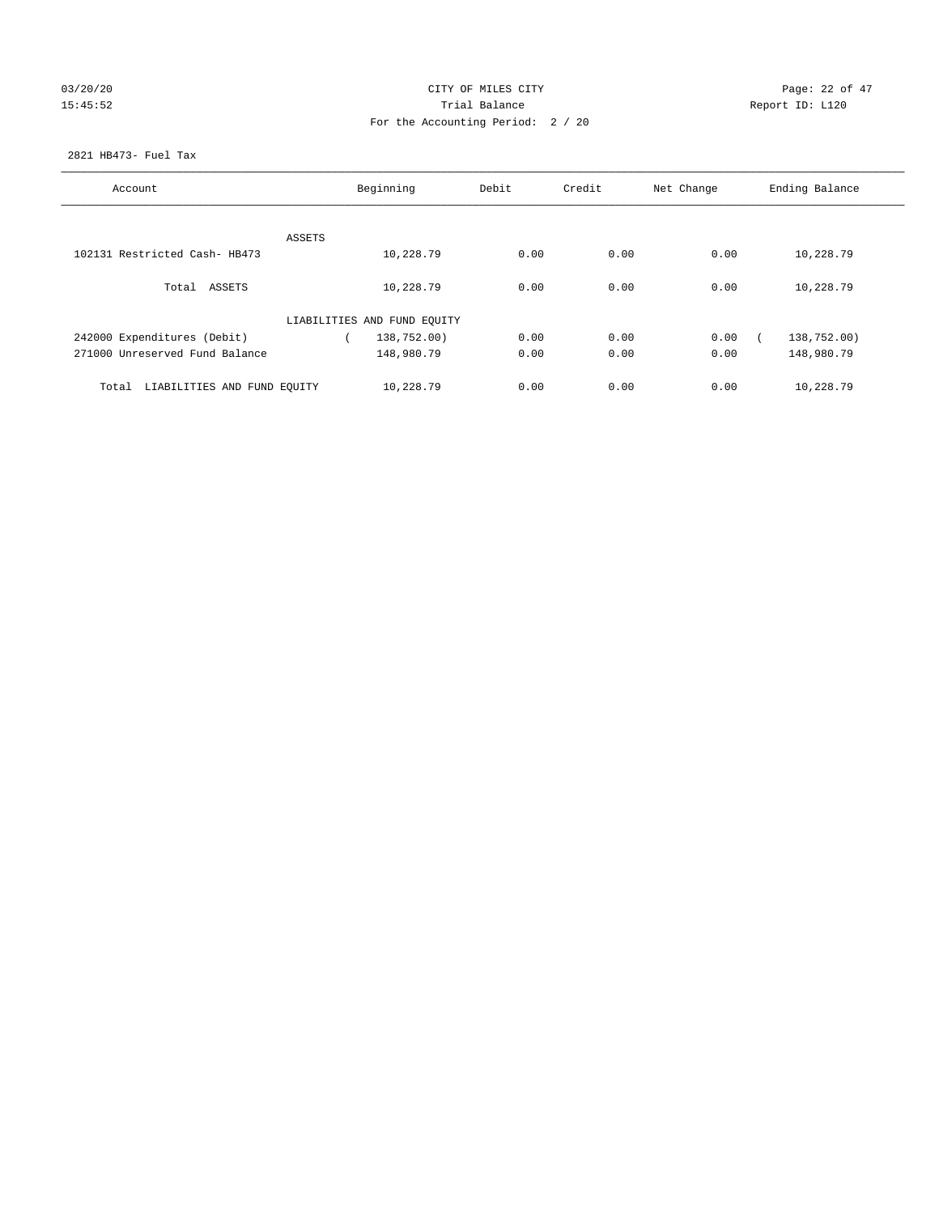CITY OF MILES CITY
Trial Balance
For the Accounting Period: 2 / 20

03/20/20
15:45:52

Report ID: L120

2821 HB473- Fuel Tax

| Account | Beginning | Debit | Credit | Net Change | Ending Balance |
|---|---|---|---|---|---|
| ASSETS | | | | | |
| 102131 Restricted Cash- HB473 | 10,228.79 | 0.00 | 0.00 | 0.00 | 10,228.79 |
| Total ASSETS | 10,228.79 | 0.00 | 0.00 | 0.00 | 10,228.79 |
| LIABILITIES AND FUND EQUITY | | | | | |
| 242000 Expenditures (Debit) | ( 138,752.00) | 0.00 | 0.00 | 0.00 | ( 138,752.00) |
| 271000 Unreserved Fund Balance | 148,980.79 | 0.00 | 0.00 | 0.00 | 148,980.79 |
| Total LIABILITIES AND FUND EQUITY | 10,228.79 | 0.00 | 0.00 | 0.00 | 10,228.79 |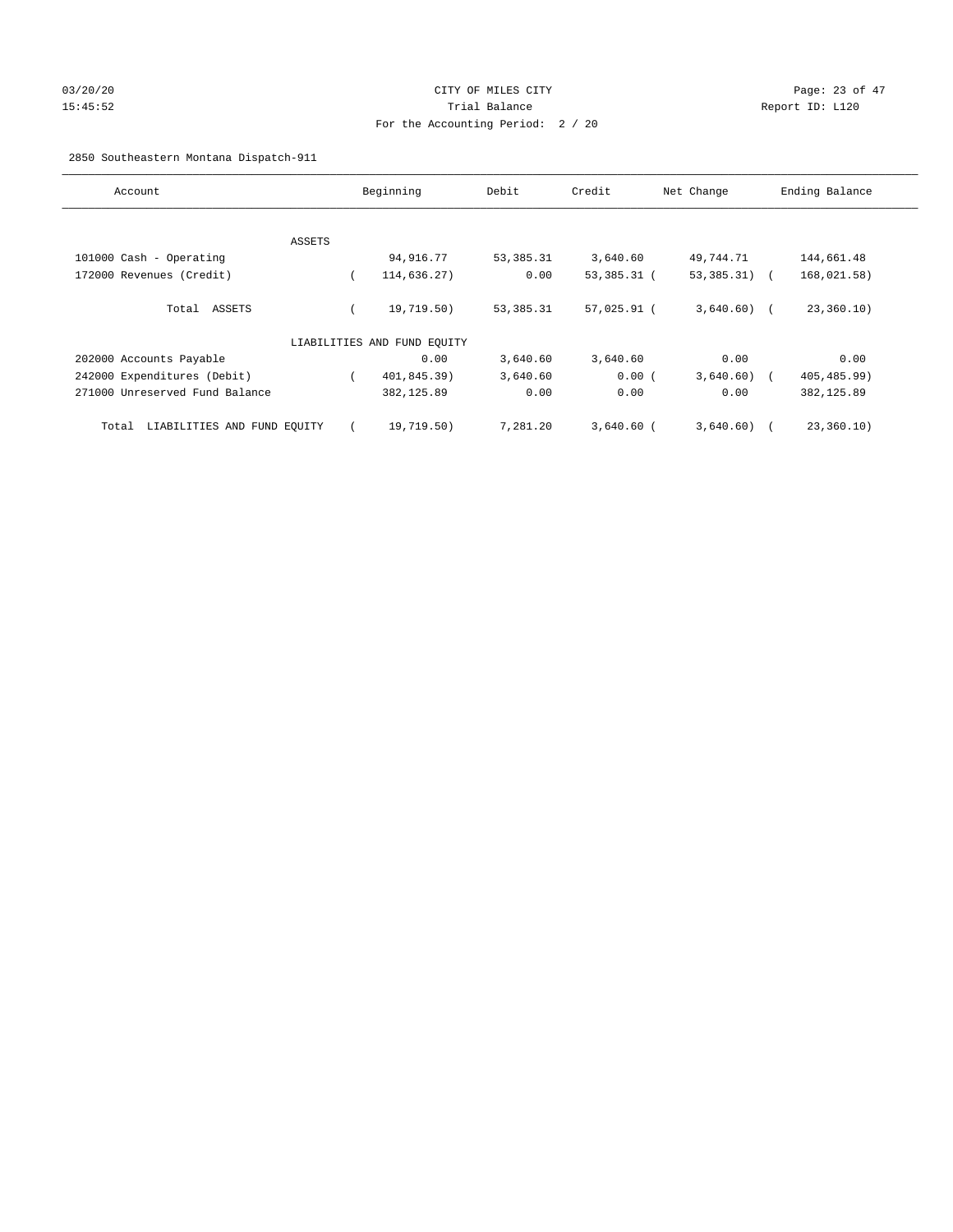CITY OF MILES CITY
Trial Balance
For the Accounting Period: 2 / 20

03/20/20
15:45:52

Report ID: L120

2850 Southeastern Montana Dispatch-911

| Account | Beginning | Debit | Credit | Net Change | Ending Balance |
|---|---|---|---|---|---|
| ASSETS | | | | | |
| 101000 Cash - Operating | 94,916.77 | 53,385.31 | 3,640.60 | 49,744.71 | 144,661.48 |
| 172000 Revenues (Credit) | ( 114,636.27) | 0.00 | 53,385.31 | ( 53,385.31) | ( 168,021.58) |
| Total ASSETS | ( 19,719.50) | 53,385.31 | 57,025.91 | ( 3,640.60) | ( 23,360.10) |
| LIABILITIES AND FUND EQUITY | | | | | |
| 202000 Accounts Payable | 0.00 | 3,640.60 | 3,640.60 | 0.00 | 0.00 |
| 242000 Expenditures (Debit) | ( 401,845.39) | 3,640.60 | 0.00 | ( 3,640.60) | ( 405,485.99) |
| 271000 Unreserved Fund Balance | 382,125.89 | 0.00 | 0.00 | 0.00 | 382,125.89 |
| Total LIABILITIES AND FUND EQUITY | ( 19,719.50) | 7,281.20 | 3,640.60 | ( 3,640.60) | ( 23,360.10) |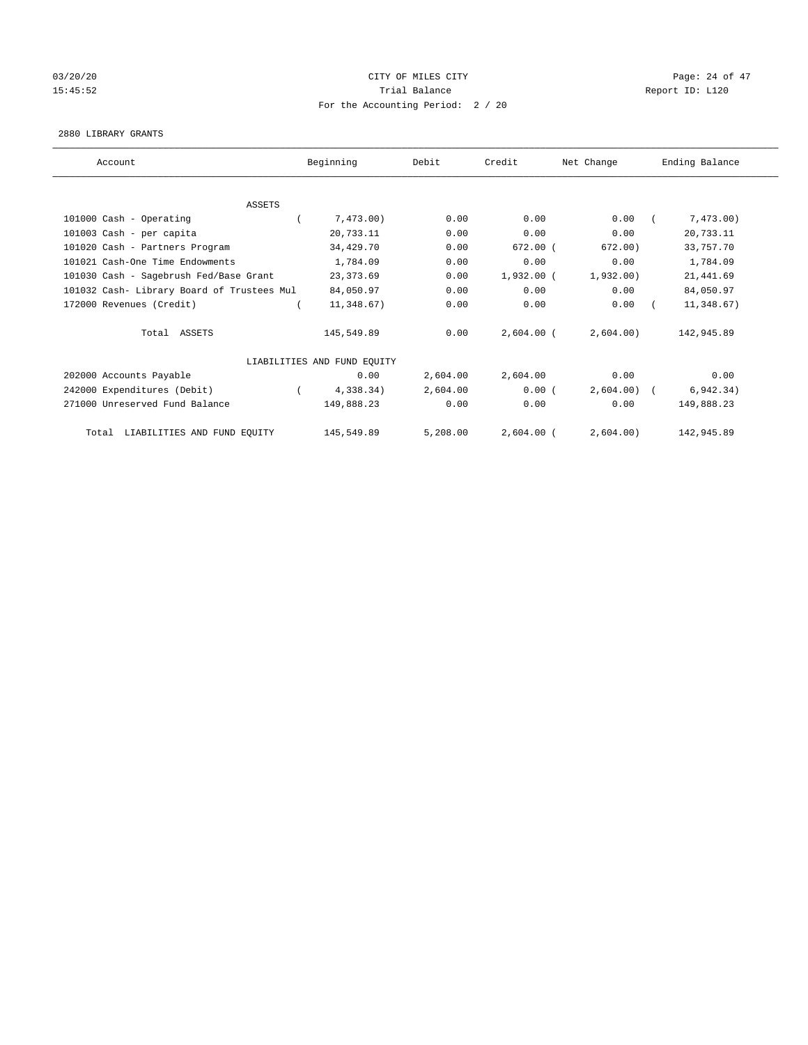CITY OF MILES CITY
Trial Balance
For the Accounting Period: 2 / 20

03/20/20
15:45:52

Report ID: L120

2880 LIBRARY GRANTS

| Account | Beginning | Debit | Credit | Net Change | Ending Balance |
|---|---|---|---|---|---|
| ASSETS | | | | | |
| 101000 Cash - Operating | ( 7,473.00) | 0.00 | 0.00 | 0.00 | ( 7,473.00) |
| 101003 Cash - per capita | 20,733.11 | 0.00 | 0.00 | 0.00 | 20,733.11 |
| 101020 Cash - Partners Program | 34,429.70 | 0.00 | 672.00 | ( 672.00) | 33,757.70 |
| 101021 Cash-One Time Endowments | 1,784.09 | 0.00 | 0.00 | 0.00 | 1,784.09 |
| 101030 Cash - Sagebrush Fed/Base Grant | 23,373.69 | 0.00 | 1,932.00 | ( 1,932.00) | 21,441.69 |
| 101032 Cash- Library Board of Trustees Mul | 84,050.97 | 0.00 | 0.00 | 0.00 | 84,050.97 |
| 172000 Revenues (Credit) | ( 11,348.67) | 0.00 | 0.00 | 0.00 | ( 11,348.67) |
| Total ASSETS | 145,549.89 | 0.00 | 2,604.00 | ( 2,604.00) | 142,945.89 |
| LIABILITIES AND FUND EQUITY | | | | | |
| 202000 Accounts Payable | 0.00 | 2,604.00 | 2,604.00 | 0.00 | 0.00 |
| 242000 Expenditures (Debit) | ( 4,338.34) | 2,604.00 | 0.00 | ( 2,604.00) | ( 6,942.34) |
| 271000 Unreserved Fund Balance | 149,888.23 | 0.00 | 0.00 | 0.00 | 149,888.23 |
| Total LIABILITIES AND FUND EQUITY | 145,549.89 | 5,208.00 | 2,604.00 | ( 2,604.00) | 142,945.89 |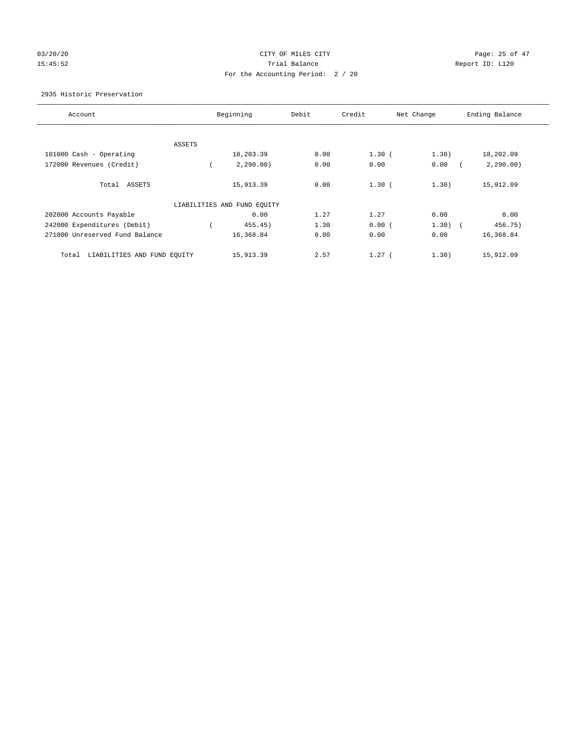CITY OF MILES CITY

Trial Balance

For the Accounting Period: 2 / 20

03/20/20 15:45:52 — Report ID: L120

2935 Historic Preservation

| Account | Beginning | Debit | Credit | Net Change | Ending Balance |
|---|---|---|---|---|---|
| ASSETS | | | | | |
| 101000 Cash - Operating | 18,203.39 | 0.00 | 1.30 | ( 1.30) | 18,202.09 |
| 172000 Revenues (Credit) | ( 2,290.00) | 0.00 | 0.00 | 0.00 | ( 2,290.00) |
| Total ASSETS | 15,913.39 | 0.00 | 1.30 | ( 1.30) | 15,912.09 |
| LIABILITIES AND FUND EQUITY | | | | | |
| 202000 Accounts Payable | 0.00 | 1.27 | 1.27 | 0.00 | 0.00 |
| 242000 Expenditures (Debit) | ( 455.45) | 1.30 | 0.00 | ( 1.30) | ( 456.75) |
| 271000 Unreserved Fund Balance | 16,368.84 | 0.00 | 0.00 | 0.00 | 16,368.84 |
| Total LIABILITIES AND FUND EQUITY | 15,913.39 | 2.57 | 1.27 | ( 1.30) | 15,912.09 |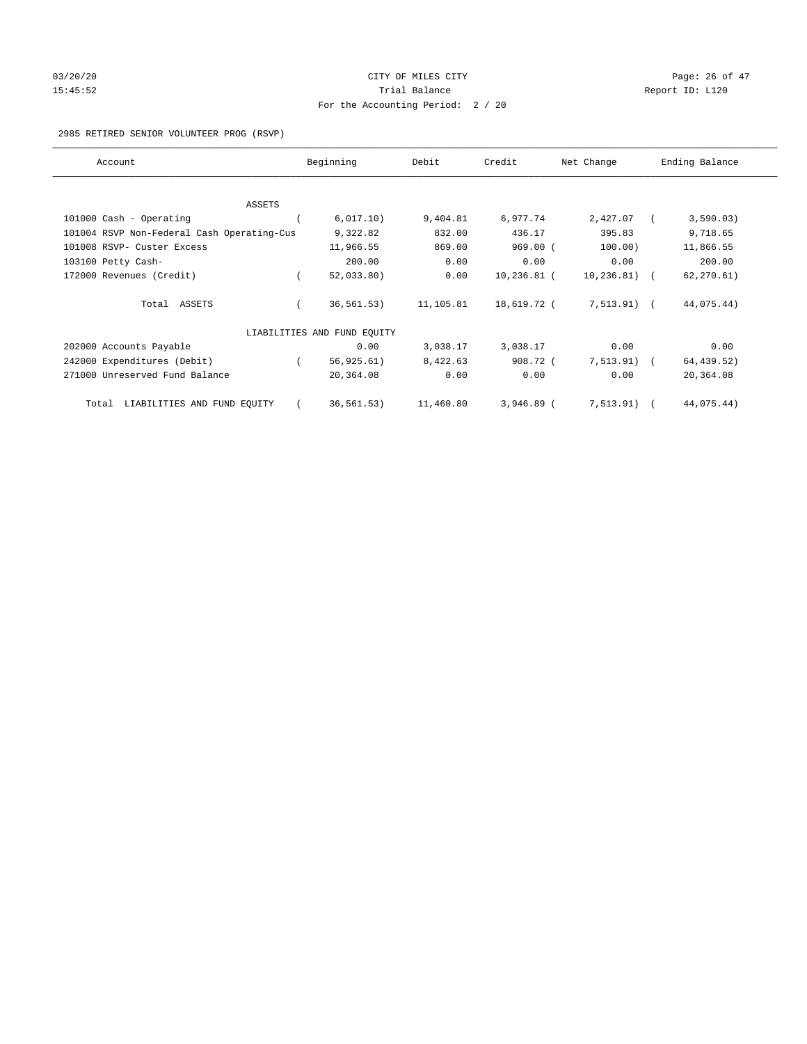CITY OF MILES CITY
Trial Balance
For the Accounting Period: 2 / 20

03/20/20
15:45:52

Report ID: L120

2985 RETIRED SENIOR VOLUNTEER PROG (RSVP)

| Account | Beginning | Debit | Credit | Net Change | Ending Balance |
|---|---|---|---|---|---|
| ASSETS | | | | | |
| 101000 Cash - Operating | ( 6,017.10) | 9,404.81 | 6,977.74 | 2,427.07 | ( 3,590.03) |
| 101004 RSVP Non-Federal Cash Operating-Cus | 9,322.82 | 832.00 | 436.17 | 395.83 | 9,718.65 |
| 101008 RSVP- Custer Excess | 11,966.55 | 869.00 | 969.00 | ( 100.00) | 11,866.55 |
| 103100 Petty Cash- | 200.00 | 0.00 | 0.00 | 0.00 | 200.00 |
| 172000 Revenues (Credit) | ( 52,033.80) | 0.00 | 10,236.81 | ( 10,236.81) | ( 62,270.61) |
| Total ASSETS | ( 36,561.53) | 11,105.81 | 18,619.72 | ( 7,513.91) | ( 44,075.44) |
| LIABILITIES AND FUND EQUITY | | | | | |
| 202000 Accounts Payable | 0.00 | 3,038.17 | 3,038.17 | 0.00 | 0.00 |
| 242000 Expenditures (Debit) | ( 56,925.61) | 8,422.63 | 908.72 | ( 7,513.91) | ( 64,439.52) |
| 271000 Unreserved Fund Balance | 20,364.08 | 0.00 | 0.00 | 0.00 | 20,364.08 |
| Total LIABILITIES AND FUND EQUITY | ( 36,561.53) | 11,460.80 | 3,946.89 | ( 7,513.91) | ( 44,075.44) |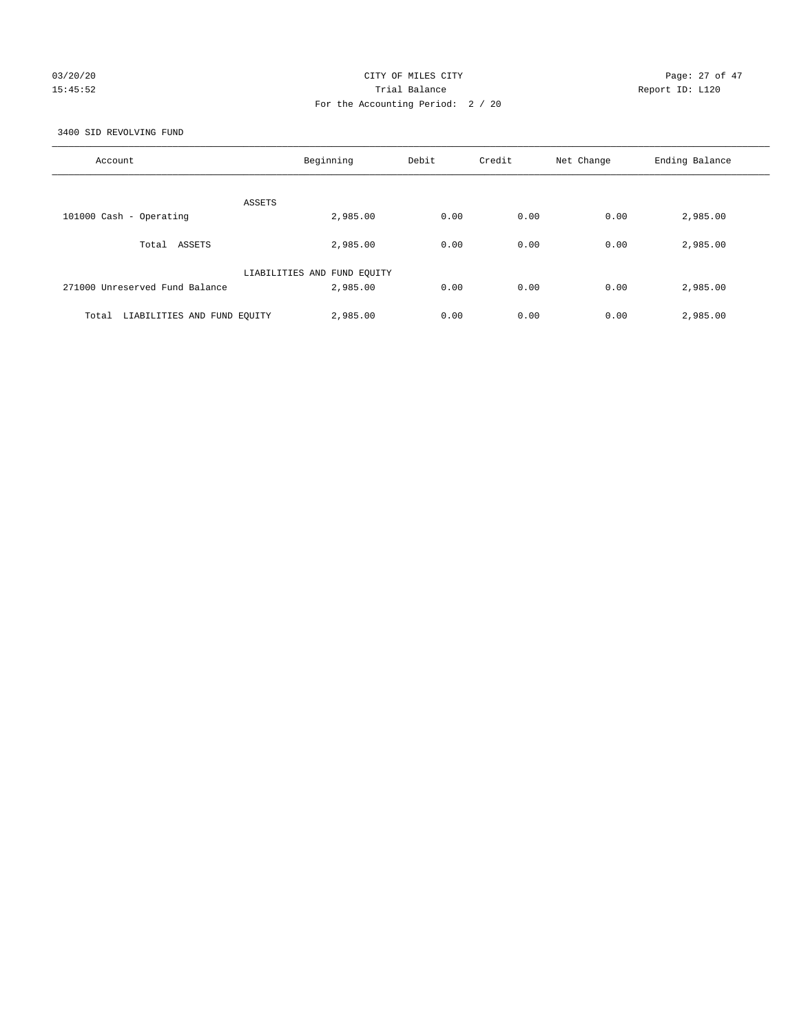CITY OF MILES CITY

Trial Balance

For the Accounting Period: 2 / 20

03/20/20 15:45:52 — Report ID: L120

3400 SID REVOLVING FUND

| Account | Beginning | Debit | Credit | Net Change | Ending Balance |
|---|---|---|---|---|---|
| ASSETS | | | | | |
| 101000 Cash - Operating | 2,985.00 | 0.00 | 0.00 | 0.00 | 2,985.00 |
| Total ASSETS | 2,985.00 | 0.00 | 0.00 | 0.00 | 2,985.00 |
| LIABILITIES AND FUND EQUITY | | | | | |
| 271000 Unreserved Fund Balance | 2,985.00 | 0.00 | 0.00 | 0.00 | 2,985.00 |
| Total LIABILITIES AND FUND EQUITY | 2,985.00 | 0.00 | 0.00 | 0.00 | 2,985.00 |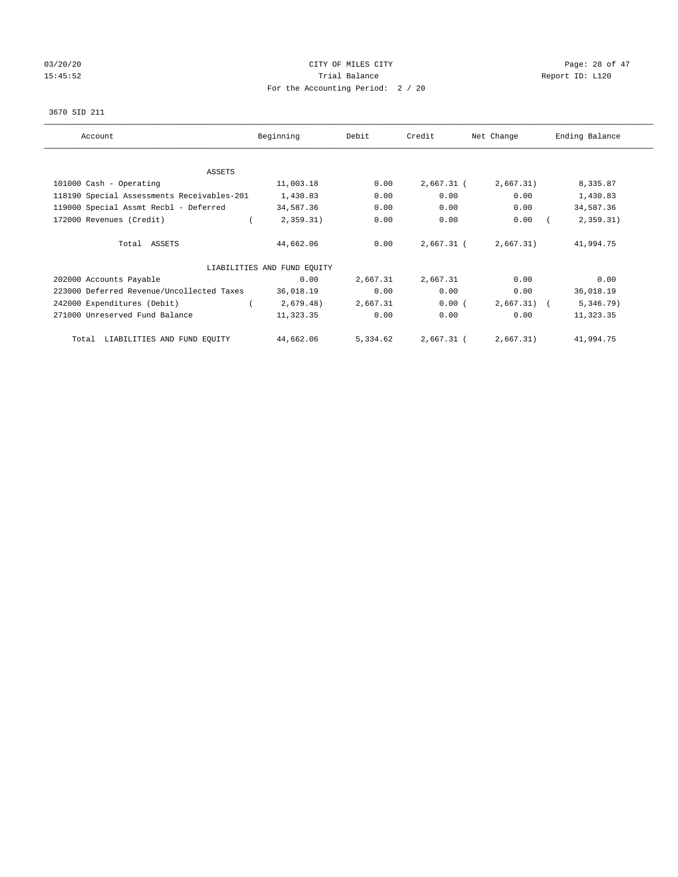CITY OF MILES CITY
Trial Balance
For the Accounting Period: 2 / 20

03/20/20
15:45:52

Report ID: L120

3670 SID 211

| Account | Beginning | Debit | Credit | Net Change | Ending Balance |
|---|---|---|---|---|---|
| ASSETS | | | | | |
| 101000 Cash - Operating | 11,003.18 | 0.00 | 2,667.31 | (2,667.31) | 8,335.87 |
| 118190 Special Assessments Receivables-201 | 1,430.83 | 0.00 | 0.00 | 0.00 | 1,430.83 |
| 119000 Special Assmt Recbl - Deferred | 34,587.36 | 0.00 | 0.00 | 0.00 | 34,587.36 |
| 172000 Revenues (Credit) | (2,359.31) | 0.00 | 0.00 | 0.00 | (2,359.31) |
| Total ASSETS | 44,662.06 | 0.00 | 2,667.31 | (2,667.31) | 41,994.75 |
| LIABILITIES AND FUND EQUITY | | | | | |
| 202000 Accounts Payable | 0.00 | 2,667.31 | 2,667.31 | 0.00 | 0.00 |
| 223000 Deferred Revenue/Uncollected Taxes | 36,018.19 | 0.00 | 0.00 | 0.00 | 36,018.19 |
| 242000 Expenditures (Debit) | (2,679.48) | 2,667.31 | 0.00 | (2,667.31) | (5,346.79) |
| 271000 Unreserved Fund Balance | 11,323.35 | 0.00 | 0.00 | 0.00 | 11,323.35 |
| Total LIABILITIES AND FUND EQUITY | 44,662.06 | 5,334.62 | 2,667.31 | (2,667.31) | 41,994.75 |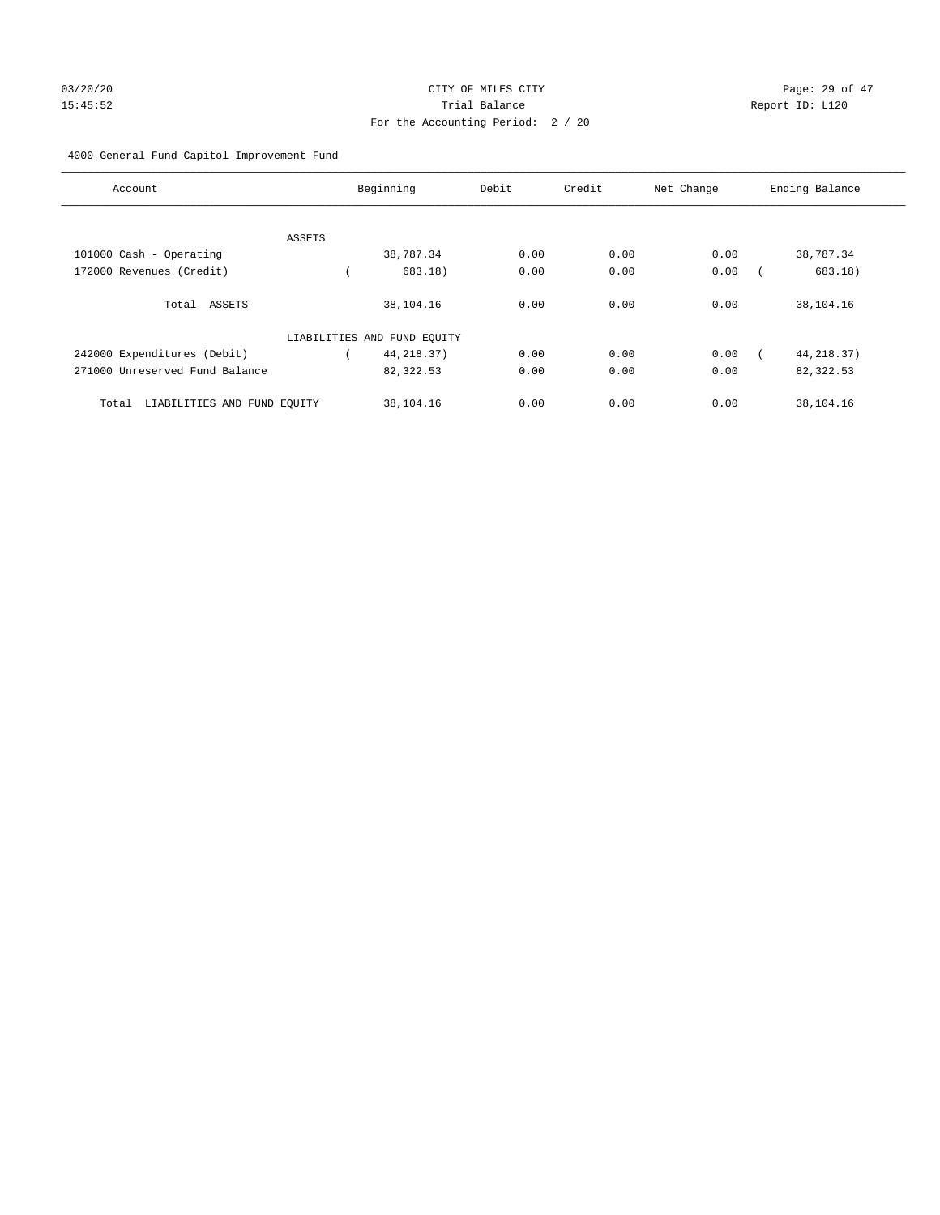CITY OF MILES CITY
Trial Balance
For the Accounting Period: 2 / 20

03/20/20
15:45:52

Report ID: L120

4000 General Fund Capitol Improvement Fund

| Account | Beginning | Debit | Credit | Net Change | Ending Balance |
|---|---|---|---|---|---|
| ASSETS | | | | | |
| 101000 Cash - Operating | 38,787.34 | 0.00 | 0.00 | 0.00 | 38,787.34 |
| 172000 Revenues (Credit) | ( 683.18) | 0.00 | 0.00 | 0.00 | ( 683.18) |
| Total ASSETS | 38,104.16 | 0.00 | 0.00 | 0.00 | 38,104.16 |
| LIABILITIES AND FUND EQUITY | | | | | |
| 242000 Expenditures (Debit) | ( 44,218.37) | 0.00 | 0.00 | 0.00 | ( 44,218.37) |
| 271000 Unreserved Fund Balance | 82,322.53 | 0.00 | 0.00 | 0.00 | 82,322.53 |
| Total LIABILITIES AND FUND EQUITY | 38,104.16 | 0.00 | 0.00 | 0.00 | 38,104.16 |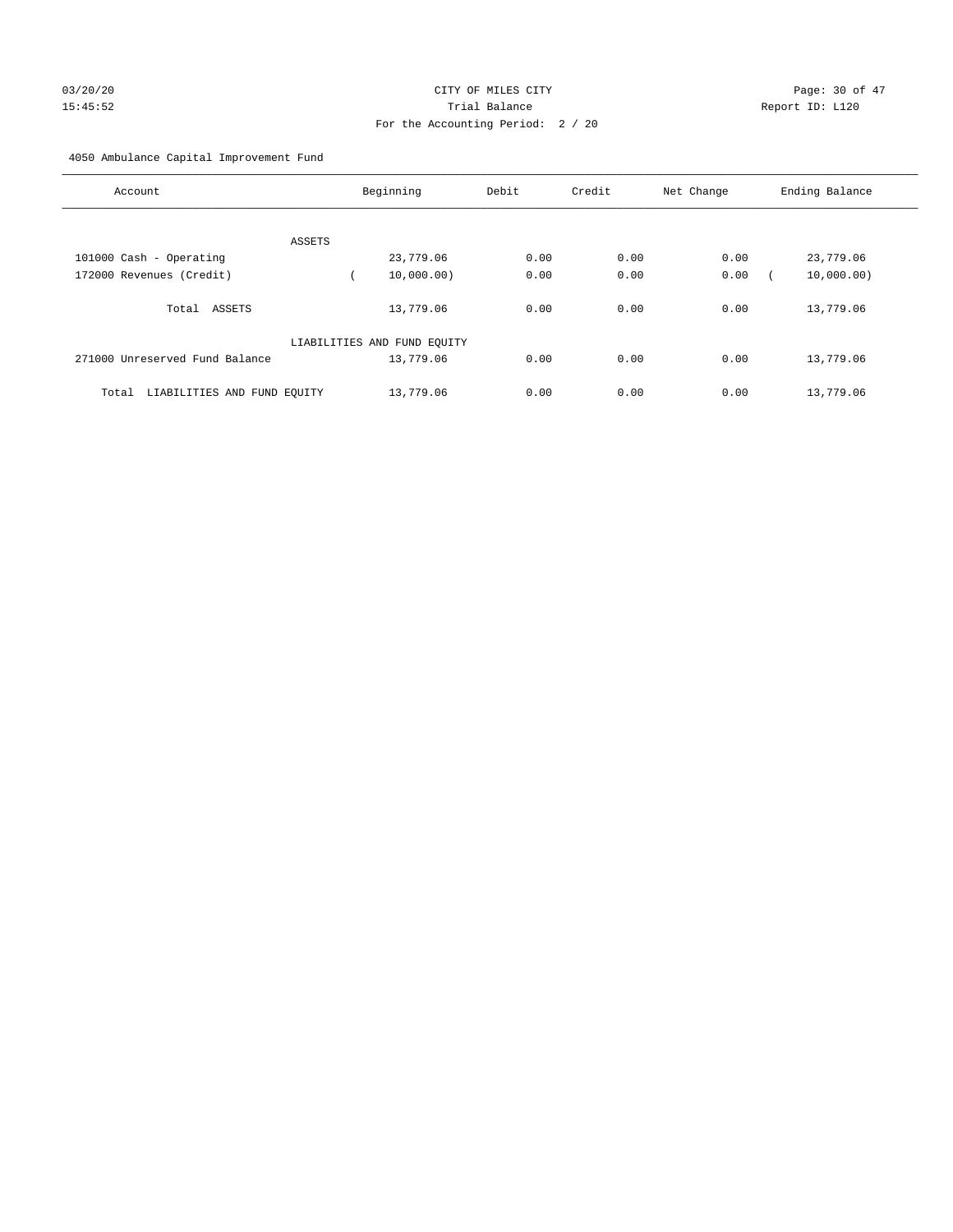CITY OF MILES CITY

Trial Balance

For the Accounting Period: 2 / 20

03/20/20 15:45:52

Report ID: L120

4050 Ambulance Capital Improvement Fund

| Account | Beginning | Debit | Credit | Net Change | Ending Balance |
|---|---|---|---|---|---|
| ASSETS | | | | | |
| 101000 Cash - Operating | 23,779.06 | 0.00 | 0.00 | 0.00 | 23,779.06 |
| 172000 Revenues (Credit) | ( 10,000.00) | 0.00 | 0.00 | 0.00 | ( 10,000.00) |
| Total ASSETS | 13,779.06 | 0.00 | 0.00 | 0.00 | 13,779.06 |
| LIABILITIES AND FUND EQUITY | | | | | |
| 271000 Unreserved Fund Balance | 13,779.06 | 0.00 | 0.00 | 0.00 | 13,779.06 |
| Total LIABILITIES AND FUND EQUITY | 13,779.06 | 0.00 | 0.00 | 0.00 | 13,779.06 |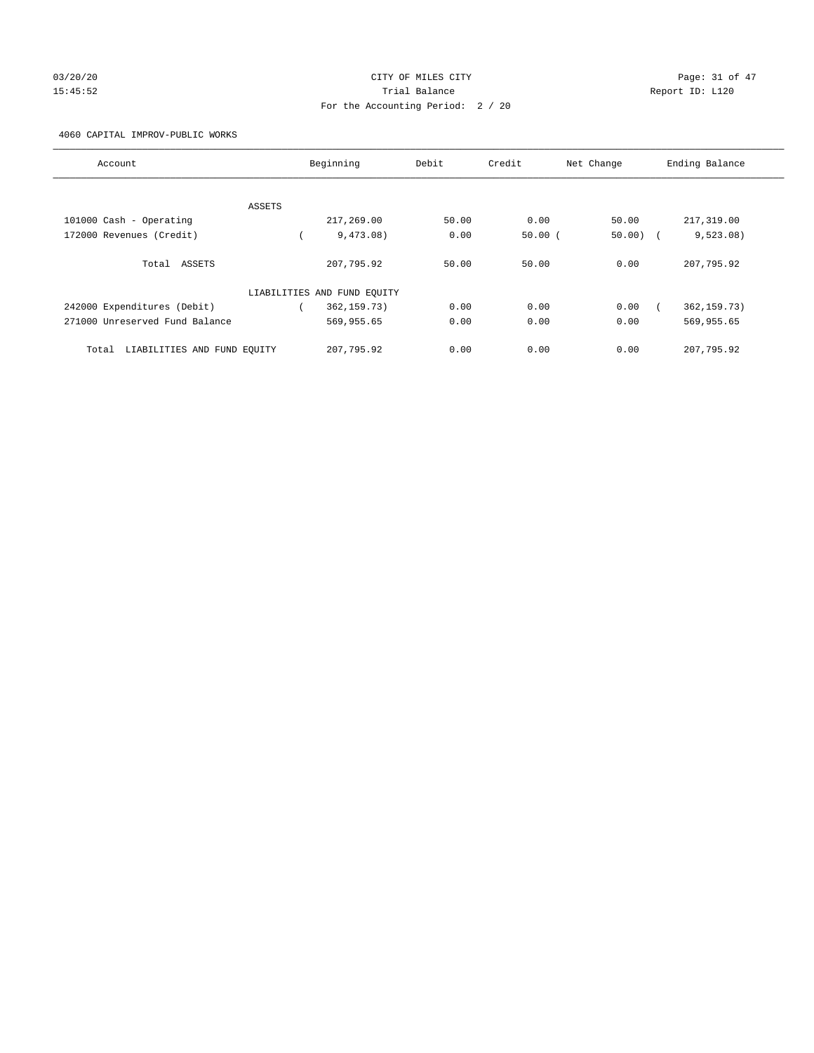CITY OF MILES CITY

Trial Balance

For the Accounting Period: 2 / 20

4060 CAPITAL IMPROV-PUBLIC WORKS

| Account | Beginning | Debit | Credit | Net Change | Ending Balance |
|---|---|---|---|---|---|
| ASSETS | | | | | |
| 101000 Cash - Operating | 217,269.00 | 50.00 | 0.00 | 50.00 | 217,319.00 |
| 172000 Revenues (Credit) | ( 9,473.08) | 0.00 | 50.00 | ( 50.00) | ( 9,523.08) |
| Total ASSETS | 207,795.92 | 50.00 | 50.00 | 0.00 | 207,795.92 |
| LIABILITIES AND FUND EQUITY | | | | | |
| 242000 Expenditures (Debit) | ( 362,159.73) | 0.00 | 0.00 | 0.00 | ( 362,159.73) |
| 271000 Unreserved Fund Balance | 569,955.65 | 0.00 | 0.00 | 0.00 | 569,955.65 |
| Total LIABILITIES AND FUND EQUITY | 207,795.92 | 0.00 | 0.00 | 0.00 | 207,795.92 |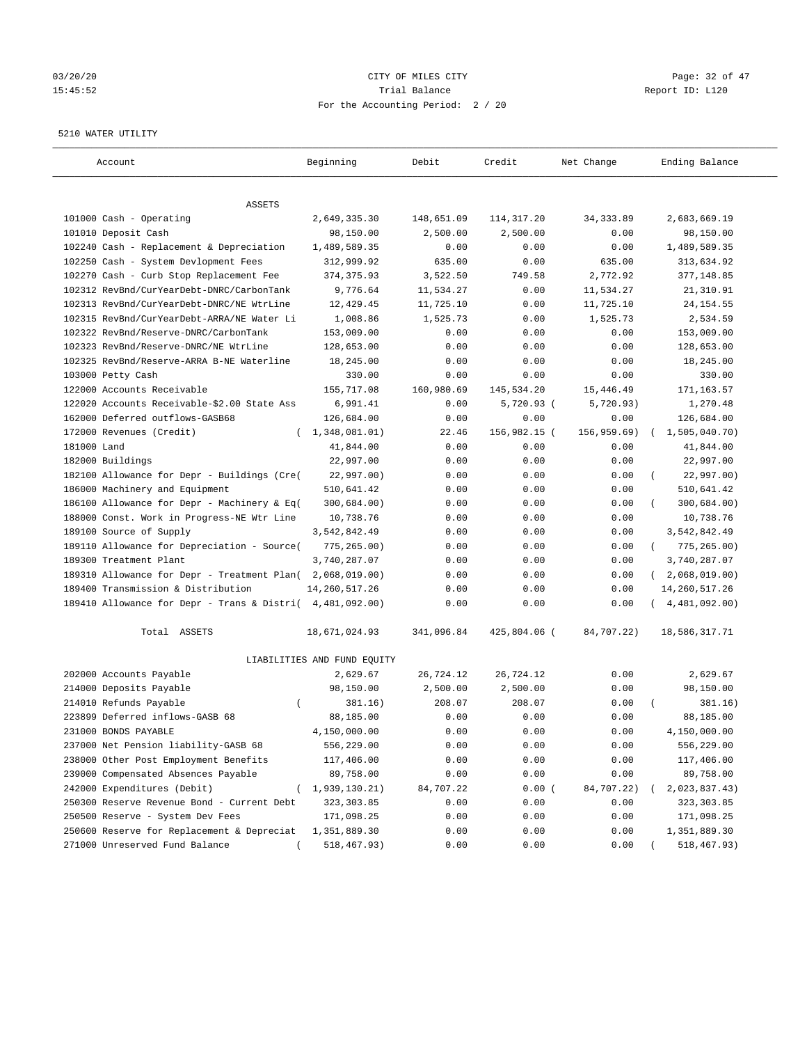03/20/20 CITY OF MILES CITY
15:45:52 Trial Balance Report ID: L120
For the Accounting Period: 2 / 20

5210 WATER UTILITY

| Account | Beginning | Debit | Credit | Net Change | Ending Balance |
|---|---|---|---|---|---|
| ASSETS | | | | | |
| 101000 Cash - Operating | 2,649,335.30 | 148,651.09 | 114,317.20 | 34,333.89 | 2,683,669.19 |
| 101010 Deposit Cash | 98,150.00 | 2,500.00 | 2,500.00 | 0.00 | 98,150.00 |
| 102240 Cash - Replacement & Depreciation | 1,489,589.35 | 0.00 | 0.00 | 0.00 | 1,489,589.35 |
| 102250 Cash - System Devlopment Fees | 312,999.92 | 635.00 | 0.00 | 635.00 | 313,634.92 |
| 102270 Cash - Curb Stop Replacement Fee | 374,375.93 | 3,522.50 | 749.58 | 2,772.92 | 377,148.85 |
| 102312 RevBnd/CurYearDebt-DNRC/CarbonTank | 9,776.64 | 11,534.27 | 0.00 | 11,534.27 | 21,310.91 |
| 102313 RevBnd/CurYearDebt-DNRC/NE WtrLine | 12,429.45 | 11,725.10 | 0.00 | 11,725.10 | 24,154.55 |
| 102315 RevBnd/CurYearDebt-ARRA/NE Water Li | 1,008.86 | 1,525.73 | 0.00 | 1,525.73 | 2,534.59 |
| 102322 RevBnd/Reserve-DNRC/CarbonTank | 153,009.00 | 0.00 | 0.00 | 0.00 | 153,009.00 |
| 102323 RevBnd/Reserve-DNRC/NE WtrLine | 128,653.00 | 0.00 | 0.00 | 0.00 | 128,653.00 |
| 102325 RevBnd/Reserve-ARRA B-NE Waterline | 18,245.00 | 0.00 | 0.00 | 0.00 | 18,245.00 |
| 103000 Petty Cash | 330.00 | 0.00 | 0.00 | 0.00 | 330.00 |
| 122000 Accounts Receivable | 155,717.08 | 160,980.69 | 145,534.20 | 15,446.49 | 171,163.57 |
| 122020 Accounts Receivable-$2.00 State Ass | 6,991.41 | 0.00 | 5,720.93 | ( 5,720.93) | 1,270.48 |
| 162000 Deferred outflows-GASB68 | 126,684.00 | 0.00 | 0.00 | 0.00 | 126,684.00 |
| 172000 Revenues (Credit) | ( 1,348,081.01) | 22.46 | 156,982.15 | ( 156,959.69) | ( 1,505,040.70) |
| 181000 Land | 41,844.00 | 0.00 | 0.00 | 0.00 | 41,844.00 |
| 182000 Buildings | 22,997.00 | 0.00 | 0.00 | 0.00 | 22,997.00 |
| 182100 Allowance for Depr - Buildings (Cre( | 22,997.00) | 0.00 | 0.00 | 0.00 | ( 22,997.00) |
| 186000 Machinery and Equipment | 510,641.42 | 0.00 | 0.00 | 0.00 | 510,641.42 |
| 186100 Allowance for Depr - Machinery & Eq( | 300,684.00) | 0.00 | 0.00 | 0.00 | ( 300,684.00) |
| 188000 Const. Work in Progress-NE Wtr Line | 10,738.76 | 0.00 | 0.00 | 0.00 | 10,738.76 |
| 189100 Source of Supply | 3,542,842.49 | 0.00 | 0.00 | 0.00 | 3,542,842.49 |
| 189110 Allowance for Depreciation - Source( | 775,265.00) | 0.00 | 0.00 | 0.00 | ( 775,265.00) |
| 189300 Treatment Plant | 3,740,287.07 | 0.00 | 0.00 | 0.00 | 3,740,287.07 |
| 189310 Allowance for Depr - Treatment Plan( | 2,068,019.00) | 0.00 | 0.00 | 0.00 | ( 2,068,019.00) |
| 189400 Transmission & Distribution | 14,260,517.26 | 0.00 | 0.00 | 0.00 | 14,260,517.26 |
| 189410 Allowance for Depr - Trans & Distri( | 4,481,092.00) | 0.00 | 0.00 | 0.00 | ( 4,481,092.00) |
| Total ASSETS | 18,671,024.93 | 341,096.84 | 425,804.06 | ( 84,707.22) | 18,586,317.71 |
| LIABILITIES AND FUND EQUITY | | | | | |
| 202000 Accounts Payable | 2,629.67 | 26,724.12 | 26,724.12 | 0.00 | 2,629.67 |
| 214000 Deposits Payable | 98,150.00 | 2,500.00 | 2,500.00 | 0.00 | 98,150.00 |
| 214010 Refunds Payable | ( 381.16) | 208.07 | 208.07 | 0.00 | ( 381.16) |
| 223899 Deferred inflows-GASB 68 | 88,185.00 | 0.00 | 0.00 | 0.00 | 88,185.00 |
| 231000 BONDS PAYABLE | 4,150,000.00 | 0.00 | 0.00 | 0.00 | 4,150,000.00 |
| 237000 Net Pension liability-GASB 68 | 556,229.00 | 0.00 | 0.00 | 0.00 | 556,229.00 |
| 238000 Other Post Employment Benefits | 117,406.00 | 0.00 | 0.00 | 0.00 | 117,406.00 |
| 239000 Compensated Absences Payable | 89,758.00 | 0.00 | 0.00 | 0.00 | 89,758.00 |
| 242000 Expenditures (Debit) | ( 1,939,130.21) | 84,707.22 | 0.00 | ( 84,707.22) | ( 2,023,837.43) |
| 250300 Reserve Revenue Bond - Current Debt | 323,303.85 | 0.00 | 0.00 | 0.00 | 323,303.85 |
| 250500 Reserve - System Dev Fees | 171,098.25 | 0.00 | 0.00 | 0.00 | 171,098.25 |
| 250600 Reserve for Replacement & Depreciat | 1,351,889.30 | 0.00 | 0.00 | 0.00 | 1,351,889.30 |
| 271000 Unreserved Fund Balance | ( 518,467.93) | 0.00 | 0.00 | 0.00 | ( 518,467.93) |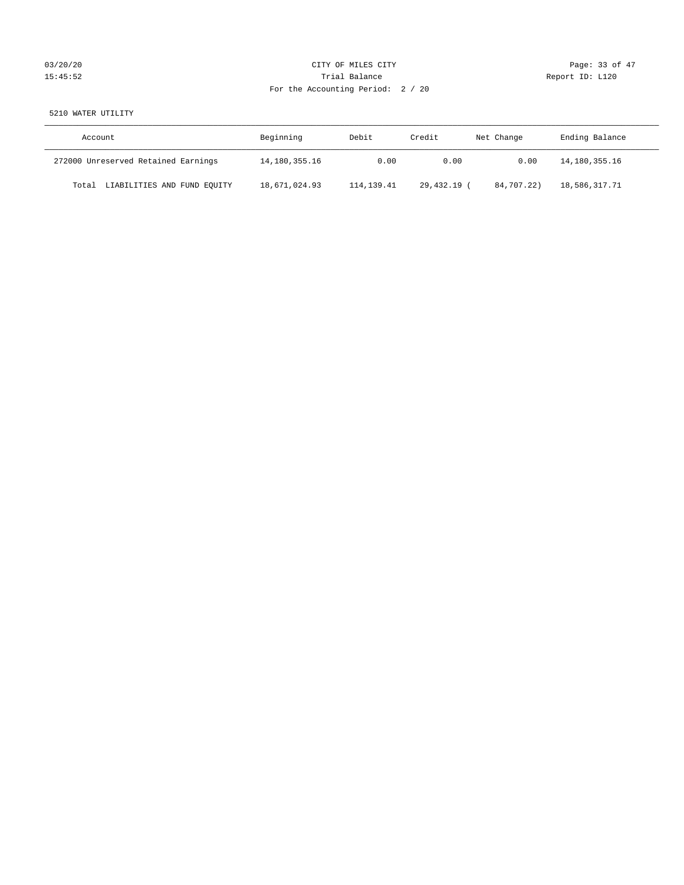CITY OF MILES CITY
Trial Balance
For the Accounting Period: 2 / 20

03/20/20
15:45:52

Report ID: L120

5210 WATER UTILITY

| Account | Beginning | Debit | Credit | Net Change | Ending Balance |
|---|---|---|---|---|---|
| 272000 Unreserved Retained Earnings | 14,180,355.16 | 0.00 | 0.00 | 0.00 | 14,180,355.16 |
| Total LIABILITIES AND FUND EQUITY | 18,671,024.93 | 114,139.41 | 29,432.19 | ( 84,707.22) | 18,586,317.71 |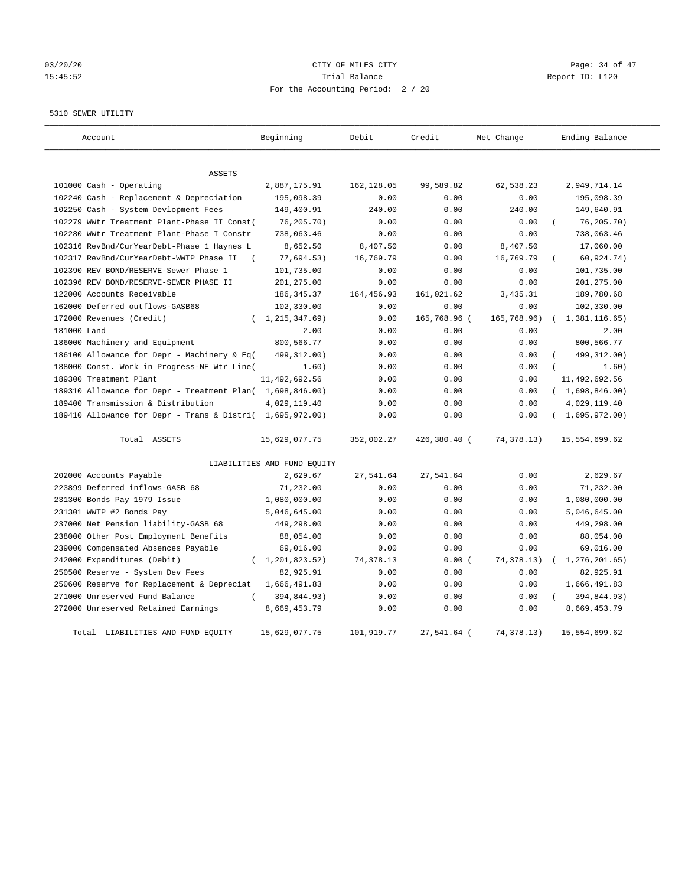CITY OF MILES CITY
Trial Balance
For the Accounting Period: 2 / 20

5310 SEWER UTILITY

| Account | Beginning | Debit | Credit | Net Change | Ending Balance |
|---|---|---|---|---|---|
| ASSETS | | | | | |
| 101000 Cash - Operating | 2,887,175.91 | 162,128.05 | 99,589.82 | 62,538.23 | 2,949,714.14 |
| 102240 Cash - Replacement & Depreciation | 195,098.39 | 0.00 | 0.00 | 0.00 | 195,098.39 |
| 102250 Cash - System Devlopment Fees | 149,400.91 | 240.00 | 0.00 | 240.00 | 149,640.91 |
| 102279 WWtr Treatment Plant-Phase II Const( | 76,205.70) | 0.00 | 0.00 | 0.00 | ( 76,205.70) |
| 102280 WWtr Treatment Plant-Phase I Constr | 738,063.46 | 0.00 | 0.00 | 0.00 | 738,063.46 |
| 102316 RevBnd/CurYearDebt-Phase 1 Haynes L | 8,652.50 | 8,407.50 | 0.00 | 8,407.50 | 17,060.00 |
| 102317 RevBnd/CurYearDebt-WWTP Phase II ( | 77,694.53) | 16,769.79 | 0.00 | 16,769.79 | ( 60,924.74) |
| 102390 REV BOND/RESERVE-Sewer Phase 1 | 101,735.00 | 0.00 | 0.00 | 0.00 | 101,735.00 |
| 102396 REV BOND/RESERVE-SEWER PHASE II | 201,275.00 | 0.00 | 0.00 | 0.00 | 201,275.00 |
| 122000 Accounts Receivable | 186,345.37 | 164,456.93 | 161,021.62 | 3,435.31 | 189,780.68 |
| 162000 Deferred outflows-GASB68 | 102,330.00 | 0.00 | 0.00 | 0.00 | 102,330.00 |
| 172000 Revenues (Credit) | ( 1,215,347.69) | 0.00 | 165,768.96 ( | 165,768.96) | ( 1,381,116.65) |
| 181000 Land | 2.00 | 0.00 | 0.00 | 0.00 | 2.00 |
| 186000 Machinery and Equipment | 800,566.77 | 0.00 | 0.00 | 0.00 | 800,566.77 |
| 186100 Allowance for Depr - Machinery & Eq( | 499,312.00) | 0.00 | 0.00 | 0.00 | ( 499,312.00) |
| 188000 Const. Work in Progress-NE Wtr Line( | 1.60) | 0.00 | 0.00 | 0.00 | ( 1.60) |
| 189300 Treatment Plant | 11,492,692.56 | 0.00 | 0.00 | 0.00 | 11,492,692.56 |
| 189310 Allowance for Depr - Treatment Plan( | 1,698,846.00) | 0.00 | 0.00 | 0.00 | ( 1,698,846.00) |
| 189400 Transmission & Distribution | 4,029,119.40 | 0.00 | 0.00 | 0.00 | 4,029,119.40 |
| 189410 Allowance for Depr - Trans & Distri( | 1,695,972.00) | 0.00 | 0.00 | 0.00 | ( 1,695,972.00) |
| Total ASSETS | 15,629,077.75 | 352,002.27 | 426,380.40 ( | 74,378.13) | 15,554,699.62 |
| LIABILITIES AND FUND EQUITY | | | | | |
| 202000 Accounts Payable | 2,629.67 | 27,541.64 | 27,541.64 | 0.00 | 2,629.67 |
| 223899 Deferred inflows-GASB 68 | 71,232.00 | 0.00 | 0.00 | 0.00 | 71,232.00 |
| 231300 Bonds Pay 1979 Issue | 1,080,000.00 | 0.00 | 0.00 | 0.00 | 1,080,000.00 |
| 231301 WWTP #2 Bonds Pay | 5,046,645.00 | 0.00 | 0.00 | 0.00 | 5,046,645.00 |
| 237000 Net Pension liability-GASB 68 | 449,298.00 | 0.00 | 0.00 | 0.00 | 449,298.00 |
| 238000 Other Post Employment Benefits | 88,054.00 | 0.00 | 0.00 | 0.00 | 88,054.00 |
| 239000 Compensated Absences Payable | 69,016.00 | 0.00 | 0.00 | 0.00 | 69,016.00 |
| 242000 Expenditures (Debit) | ( 1,201,823.52) | 74,378.13 | 0.00 ( | 74,378.13) | ( 1,276,201.65) |
| 250500 Reserve - System Dev Fees | 82,925.91 | 0.00 | 0.00 | 0.00 | 82,925.91 |
| 250600 Reserve for Replacement & Depreciat | 1,666,491.83 | 0.00 | 0.00 | 0.00 | 1,666,491.83 |
| 271000 Unreserved Fund Balance | ( 394,844.93) | 0.00 | 0.00 | 0.00 | ( 394,844.93) |
| 272000 Unreserved Retained Earnings | 8,669,453.79 | 0.00 | 0.00 | 0.00 | 8,669,453.79 |
| Total LIABILITIES AND FUND EQUITY | 15,629,077.75 | 101,919.77 | 27,541.64 ( | 74,378.13) | 15,554,699.62 |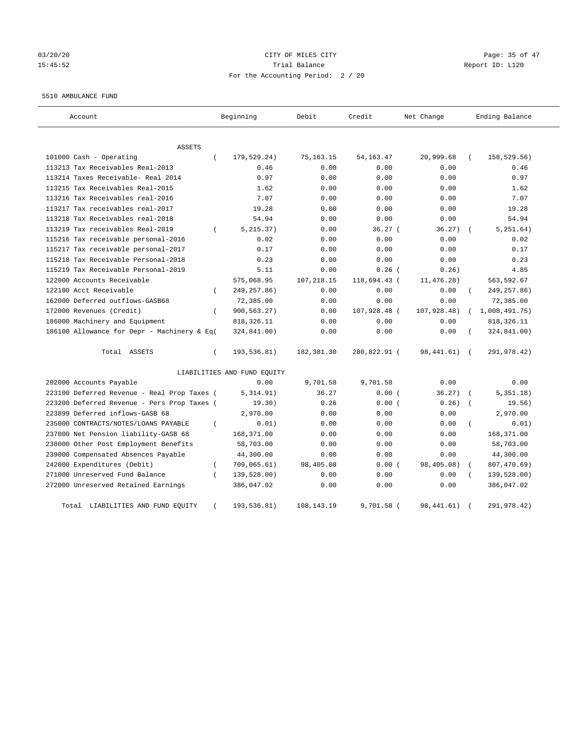CITY OF MILES CITY
Trial Balance
For the Accounting Period: 2 / 20

03/20/20
15:45:52

Report ID: L120

5510 AMBULANCE FUND

| Account | Beginning | Debit | Credit | Net Change | Ending Balance |
|---|---|---|---|---|---|
| ASSETS | | | | | |
| 101000 Cash - Operating | ( 179,529.24) | 75,163.15 | 54,163.47 | 20,999.68 | ( 158,529.56) |
| 113213 Tax Receivables Real-2013 | 0.46 | 0.00 | 0.00 | 0.00 | 0.46 |
| 113214 Taxes Receivable- Real 2014 | 0.97 | 0.00 | 0.00 | 0.00 | 0.97 |
| 113215 Tax Receivables Real-2015 | 1.62 | 0.00 | 0.00 | 0.00 | 1.62 |
| 113216 Tax Receivables real-2016 | 7.07 | 0.00 | 0.00 | 0.00 | 7.07 |
| 113217 Tax receivables real-2017 | 19.28 | 0.00 | 0.00 | 0.00 | 19.28 |
| 113218 Tax Receivables real-2018 | 54.94 | 0.00 | 0.00 | 0.00 | 54.94 |
| 113219 Tax receivables Real-2019 | ( 5,215.37) | 0.00 | 36.27 | ( 36.27) | ( 5,251.64) |
| 115216 Tax receivable personal-2016 | 0.02 | 0.00 | 0.00 | 0.00 | 0.02 |
| 115217 Tax receivable personal-2017 | 0.17 | 0.00 | 0.00 | 0.00 | 0.17 |
| 115218 Tax Receivable Personal-2018 | 0.23 | 0.00 | 0.00 | 0.00 | 0.23 |
| 115219 Tax Receivable Personal-2019 | 5.11 | 0.00 | 0.26 | ( 0.26) | 4.85 |
| 122000 Accounts Receivable | 575,068.95 | 107,218.15 | 118,694.43 | ( 11,476.28) | 563,592.67 |
| 122100 Acct Receivable | ( 249,257.86) | 0.00 | 0.00 | 0.00 | ( 249,257.86) |
| 162000 Deferred outflows-GASB68 | 72,385.00 | 0.00 | 0.00 | 0.00 | 72,385.00 |
| 172000 Revenues (Credit) | ( 900,563.27) | 0.00 | 107,928.48 | ( 107,928.48) | ( 1,008,491.75) |
| 186000 Machinery and Equipment | 818,326.11 | 0.00 | 0.00 | 0.00 | 818,326.11 |
| 186100 Allowance for Depr - Machinery & Eq | ( 324,841.00) | 0.00 | 0.00 | 0.00 | ( 324,841.00) |
| Total ASSETS | ( 193,536.81) | 182,381.30 | 280,822.91 | ( 98,441.61) | ( 291,978.42) |
| LIABILITIES AND FUND EQUITY | | | | | |
| 202000 Accounts Payable | 0.00 | 9,701.58 | 9,701.58 | 0.00 | 0.00 |
| 223100 Deferred Revenue - Real Prop Taxes | ( 5,314.91) | 36.27 | 0.00 | ( 36.27) | ( 5,351.18) |
| 223200 Deferred Revenue - Pers Prop Taxes | ( 19.30) | 0.26 | 0.00 | ( 0.26) | ( 19.56) |
| 223899 Deferred inflows-GASB 68 | 2,970.00 | 0.00 | 0.00 | 0.00 | 2,970.00 |
| 235000 CONTRACTS/NOTES/LOANS PAYABLE | ( 0.01) | 0.00 | 0.00 | 0.00 | ( 0.01) |
| 237000 Net Pension liability-GASB 68 | 168,371.00 | 0.00 | 0.00 | 0.00 | 168,371.00 |
| 238000 Other Post Employment Benefits | 58,703.00 | 0.00 | 0.00 | 0.00 | 58,703.00 |
| 239000 Compensated Absences Payable | 44,300.00 | 0.00 | 0.00 | 0.00 | 44,300.00 |
| 242000 Expenditures (Debit) | ( 709,065.61) | 98,405.08 | 0.00 | ( 98,405.08) | ( 807,470.69) |
| 271000 Unreserved Fund Balance | ( 139,528.00) | 0.00 | 0.00 | 0.00 | ( 139,528.00) |
| 272000 Unreserved Retained Earnings | 386,047.02 | 0.00 | 0.00 | 0.00 | 386,047.02 |
| Total LIABILITIES AND FUND EQUITY | ( 193,536.81) | 108,143.19 | 9,701.58 | ( 98,441.61) | ( 291,978.42) |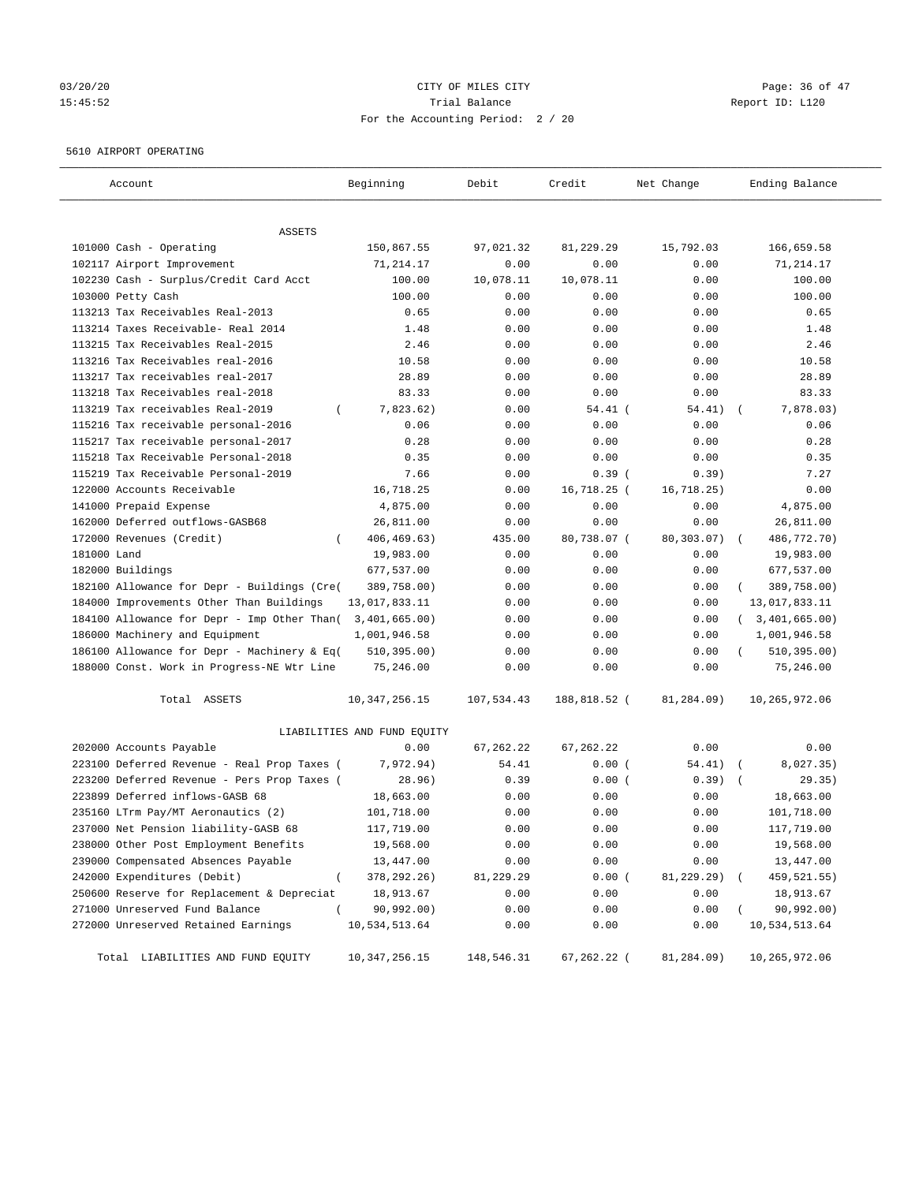CITY OF MILES CITY

Trial Balance

For the Accounting Period: 2 / 20

5610 AIRPORT OPERATING

| Account | Beginning | Debit | Credit | Net Change | Ending Balance |
|---|---|---|---|---|---|
| ASSETS | | | | | |
| 101000 Cash - Operating | 150,867.55 | 97,021.32 | 81,229.29 | 15,792.03 | 166,659.58 |
| 102117 Airport Improvement | 71,214.17 | 0.00 | 0.00 | 0.00 | 71,214.17 |
| 102230 Cash - Surplus/Credit Card Acct | 100.00 | 10,078.11 | 10,078.11 | 0.00 | 100.00 |
| 103000 Petty Cash | 100.00 | 0.00 | 0.00 | 0.00 | 100.00 |
| 113213 Tax Receivables Real-2013 | 0.65 | 0.00 | 0.00 | 0.00 | 0.65 |
| 113214 Taxes Receivable- Real 2014 | 1.48 | 0.00 | 0.00 | 0.00 | 1.48 |
| 113215 Tax Receivables Real-2015 | 2.46 | 0.00 | 0.00 | 0.00 | 2.46 |
| 113216 Tax Receivables real-2016 | 10.58 | 0.00 | 0.00 | 0.00 | 10.58 |
| 113217 Tax receivables real-2017 | 28.89 | 0.00 | 0.00 | 0.00 | 28.89 |
| 113218 Tax Receivables real-2018 | 83.33 | 0.00 | 0.00 | 0.00 | 83.33 |
| 113219 Tax receivables Real-2019 | ( 7,823.62) | 0.00 | 54.41 | ( 54.41) | ( 7,878.03) |
| 115216 Tax receivable personal-2016 | 0.06 | 0.00 | 0.00 | 0.00 | 0.06 |
| 115217 Tax receivable personal-2017 | 0.28 | 0.00 | 0.00 | 0.00 | 0.28 |
| 115218 Tax Receivable Personal-2018 | 0.35 | 0.00 | 0.00 | 0.00 | 0.35 |
| 115219 Tax Receivable Personal-2019 | 7.66 | 0.00 | 0.39 | ( 0.39) | 7.27 |
| 122000 Accounts Receivable | 16,718.25 | 0.00 | 16,718.25 | ( 16,718.25) | 0.00 |
| 141000 Prepaid Expense | 4,875.00 | 0.00 | 0.00 | 0.00 | 4,875.00 |
| 162000 Deferred outflows-GASB68 | 26,811.00 | 0.00 | 0.00 | 0.00 | 26,811.00 |
| 172000 Revenues (Credit) | ( 406,469.63) | 435.00 | 80,738.07 | ( 80,303.07) | ( 486,772.70) |
| 181000 Land | 19,983.00 | 0.00 | 0.00 | 0.00 | 19,983.00 |
| 182000 Buildings | 677,537.00 | 0.00 | 0.00 | 0.00 | 677,537.00 |
| 182100 Allowance for Depr - Buildings (Cre( | 389,758.00) | 0.00 | 0.00 | 0.00 | ( 389,758.00) |
| 184000 Improvements Other Than Buildings | 13,017,833.11 | 0.00 | 0.00 | 0.00 | 13,017,833.11 |
| 184100 Allowance for Depr - Imp Other Than( | 3,401,665.00) | 0.00 | 0.00 | 0.00 | ( 3,401,665.00) |
| 186000 Machinery and Equipment | 1,001,946.58 | 0.00 | 0.00 | 0.00 | 1,001,946.58 |
| 186100 Allowance for Depr - Machinery & Eq( | 510,395.00) | 0.00 | 0.00 | 0.00 | ( 510,395.00) |
| 188000 Const. Work in Progress-NE Wtr Line | 75,246.00 | 0.00 | 0.00 | 0.00 | 75,246.00 |
| Total ASSETS | 10,347,256.15 | 107,534.43 | 188,818.52 | ( 81,284.09) | 10,265,972.06 |
| LIABILITIES AND FUND EQUITY | | | | | |
| 202000 Accounts Payable | 0.00 | 67,262.22 | 67,262.22 | 0.00 | 0.00 |
| 223100 Deferred Revenue - Real Prop Taxes ( | 7,972.94) | 54.41 | 0.00 | ( 54.41) | ( 8,027.35) |
| 223200 Deferred Revenue - Pers Prop Taxes ( | 28.96) | 0.39 | 0.00 | ( 0.39) | ( 29.35) |
| 223899 Deferred inflows-GASB 68 | 18,663.00 | 0.00 | 0.00 | 0.00 | 18,663.00 |
| 235160 LTrm Pay/MT Aeronautics (2) | 101,718.00 | 0.00 | 0.00 | 0.00 | 101,718.00 |
| 237000 Net Pension liability-GASB 68 | 117,719.00 | 0.00 | 0.00 | 0.00 | 117,719.00 |
| 238000 Other Post Employment Benefits | 19,568.00 | 0.00 | 0.00 | 0.00 | 19,568.00 |
| 239000 Compensated Absences Payable | 13,447.00 | 0.00 | 0.00 | 0.00 | 13,447.00 |
| 242000 Expenditures (Debit) | ( 378,292.26) | 81,229.29 | 0.00 | ( 81,229.29) | ( 459,521.55) |
| 250600 Reserve for Replacement & Depreciat | 18,913.67 | 0.00 | 0.00 | 0.00 | 18,913.67 |
| 271000 Unreserved Fund Balance | ( 90,992.00) | 0.00 | 0.00 | 0.00 | ( 90,992.00) |
| 272000 Unreserved Retained Earnings | 10,534,513.64 | 0.00 | 0.00 | 0.00 | 10,534,513.64 |
| Total LIABILITIES AND FUND EQUITY | 10,347,256.15 | 148,546.31 | 67,262.22 | ( 81,284.09) | 10,265,972.06 |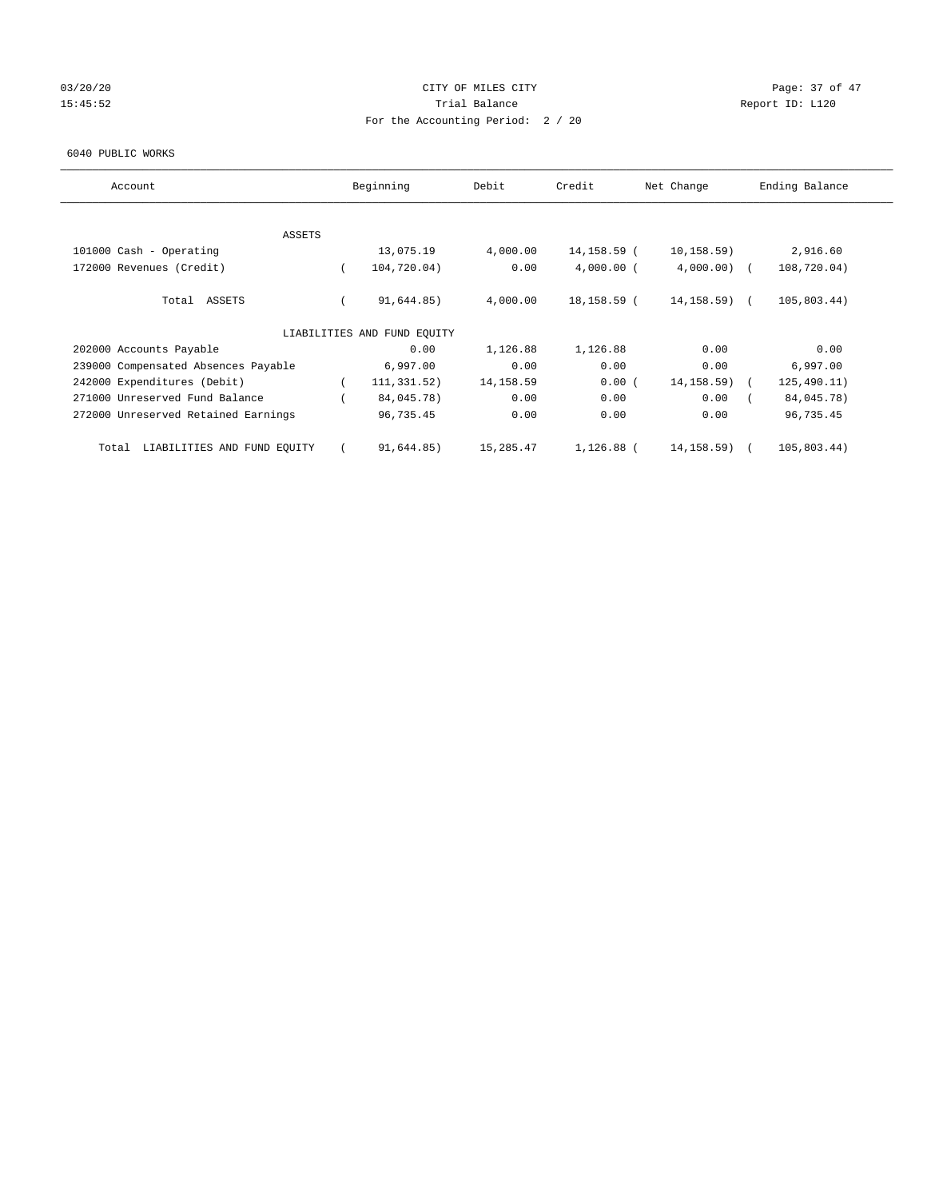CITY OF MILES CITY

Trial Balance

For the Accounting Period: 2 / 20

03/20/20 15:45:52 — Report ID: L120

6040 PUBLIC WORKS

| Account | Beginning | Debit | Credit | Net Change | Ending Balance |
|---|---|---|---|---|---|
| ASSETS | | | | | |
| 101000 Cash - Operating | 13,075.19 | 4,000.00 | 14,158.59 | (10,158.59) | 2,916.60 |
| 172000 Revenues (Credit) | (104,720.04) | 0.00 | 4,000.00 | (4,000.00) | (108,720.04) |
| Total ASSETS | (91,644.85) | 4,000.00 | 18,158.59 | (14,158.59) | (105,803.44) |
| LIABILITIES AND FUND EQUITY | | | | | |
| 202000 Accounts Payable | 0.00 | 1,126.88 | 1,126.88 | 0.00 | 0.00 |
| 239000 Compensated Absences Payable | 6,997.00 | 0.00 | 0.00 | 0.00 | 6,997.00 |
| 242000 Expenditures (Debit) | (111,331.52) | 14,158.59 | 0.00 | (14,158.59) | (125,490.11) |
| 271000 Unreserved Fund Balance | (84,045.78) | 0.00 | 0.00 | 0.00 | (84,045.78) |
| 272000 Unreserved Retained Earnings | 96,735.45 | 0.00 | 0.00 | 0.00 | 96,735.45 |
| Total LIABILITIES AND FUND EQUITY | (91,644.85) | 15,285.47 | 1,126.88 | (14,158.59) | (105,803.44) |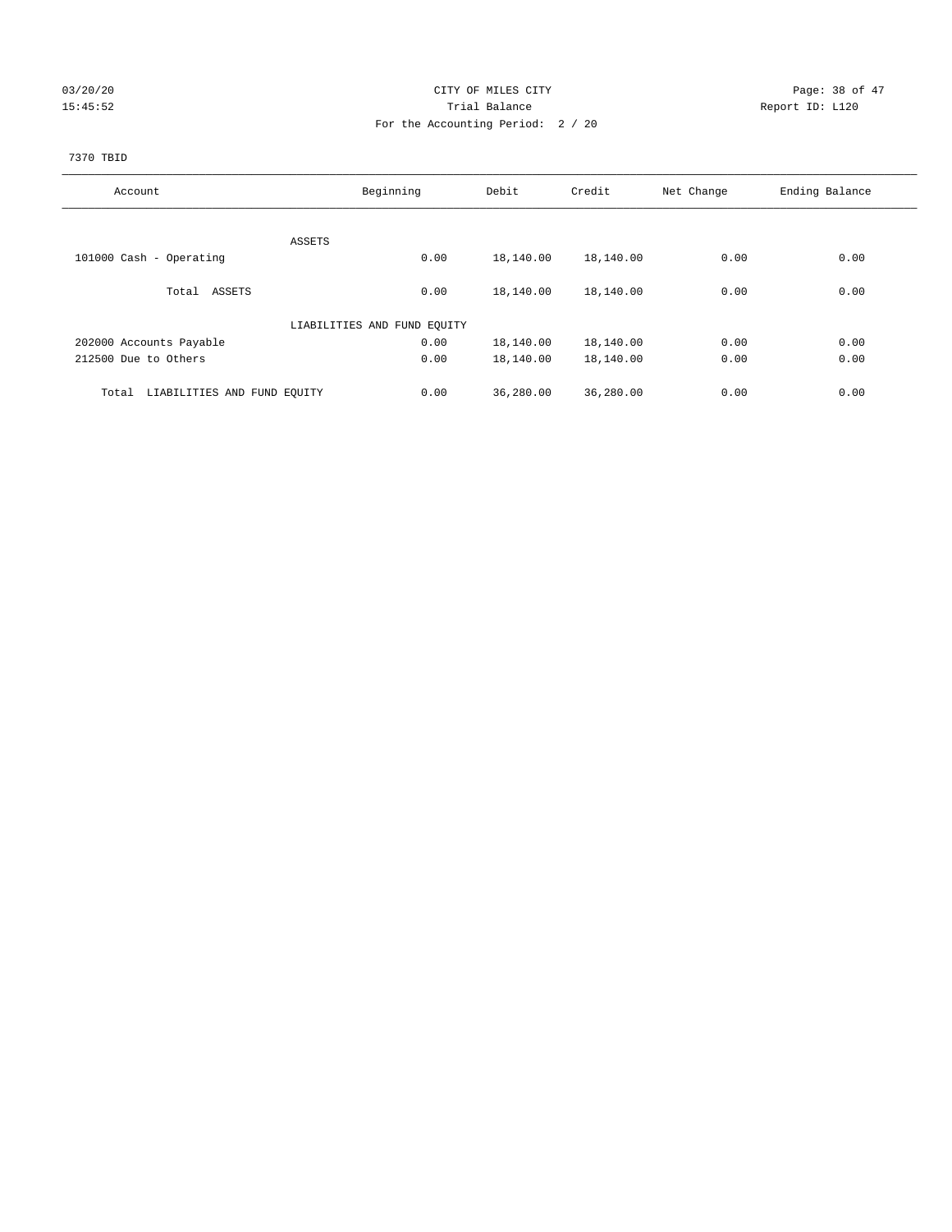CITY OF MILES CITY
Trial Balance
For the Accounting Period: 2 / 20

03/20/20 15:45:52

Report ID: L120

7370 TBID

| Account | Beginning | Debit | Credit | Net Change | Ending Balance |
|---|---|---|---|---|---|
| ASSETS | | | | | |
| 101000 Cash - Operating | 0.00 | 18,140.00 | 18,140.00 | 0.00 | 0.00 |
| Total ASSETS | 0.00 | 18,140.00 | 18,140.00 | 0.00 | 0.00 |
| LIABILITIES AND FUND EQUITY | | | | | |
| 202000 Accounts Payable | 0.00 | 18,140.00 | 18,140.00 | 0.00 | 0.00 |
| 212500 Due to Others | 0.00 | 18,140.00 | 18,140.00 | 0.00 | 0.00 |
| Total LIABILITIES AND FUND EQUITY | 0.00 | 36,280.00 | 36,280.00 | 0.00 | 0.00 |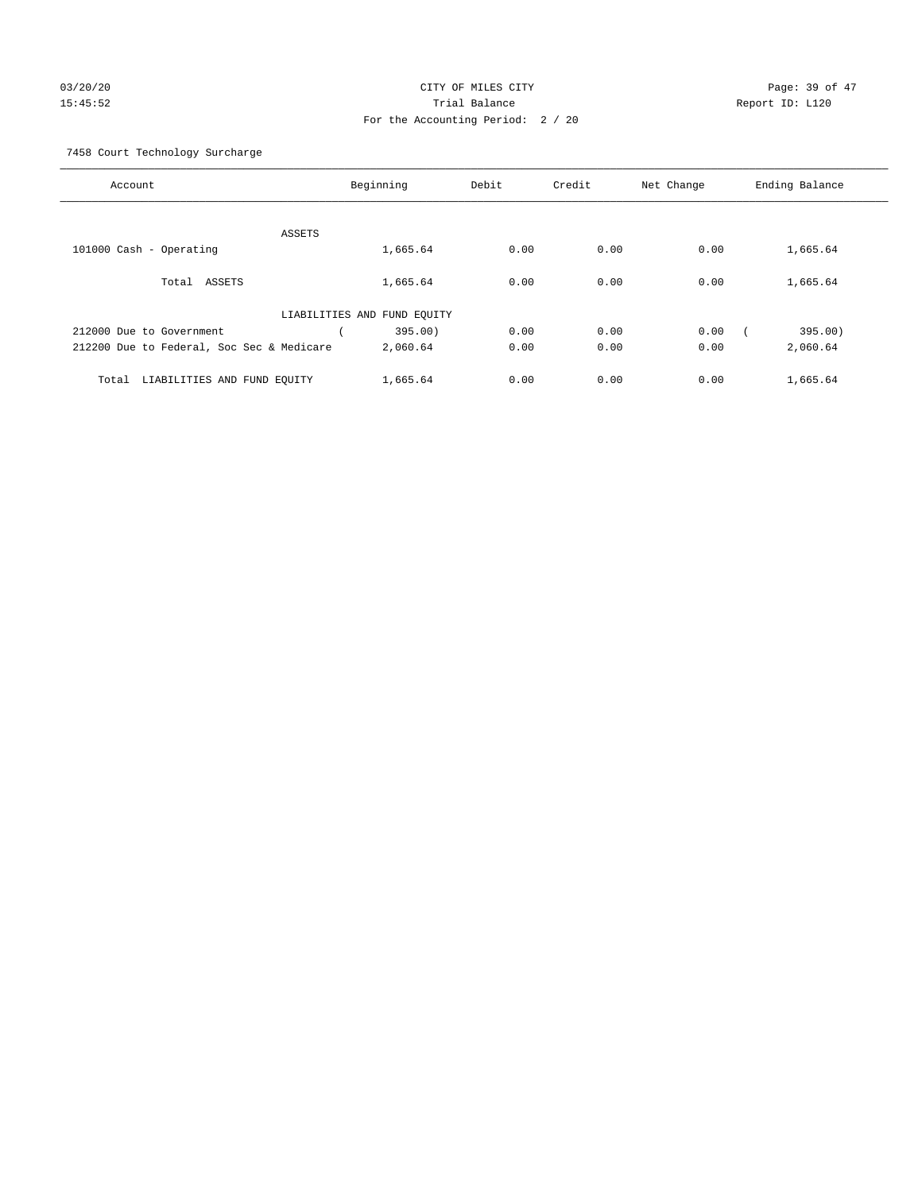CITY OF MILES CITY

Trial Balance

For the Accounting Period: 2 / 20

7458 Court Technology Surcharge

| Account | Beginning | Debit | Credit | Net Change | Ending Balance |
|---|---|---|---|---|---|
| ASSETS | | | | | |
| 101000 Cash - Operating | 1,665.64 | 0.00 | 0.00 | 0.00 | 1,665.64 |
| Total ASSETS | 1,665.64 | 0.00 | 0.00 | 0.00 | 1,665.64 |
| LIABILITIES AND FUND EQUITY | | | | | |
| 212000 Due to Government | ( 395.00) | 0.00 | 0.00 | 0.00 | ( 395.00) |
| 212200 Due to Federal, Soc Sec & Medicare | 2,060.64 | 0.00 | 0.00 | 0.00 | 2,060.64 |
| Total LIABILITIES AND FUND EQUITY | 1,665.64 | 0.00 | 0.00 | 0.00 | 1,665.64 |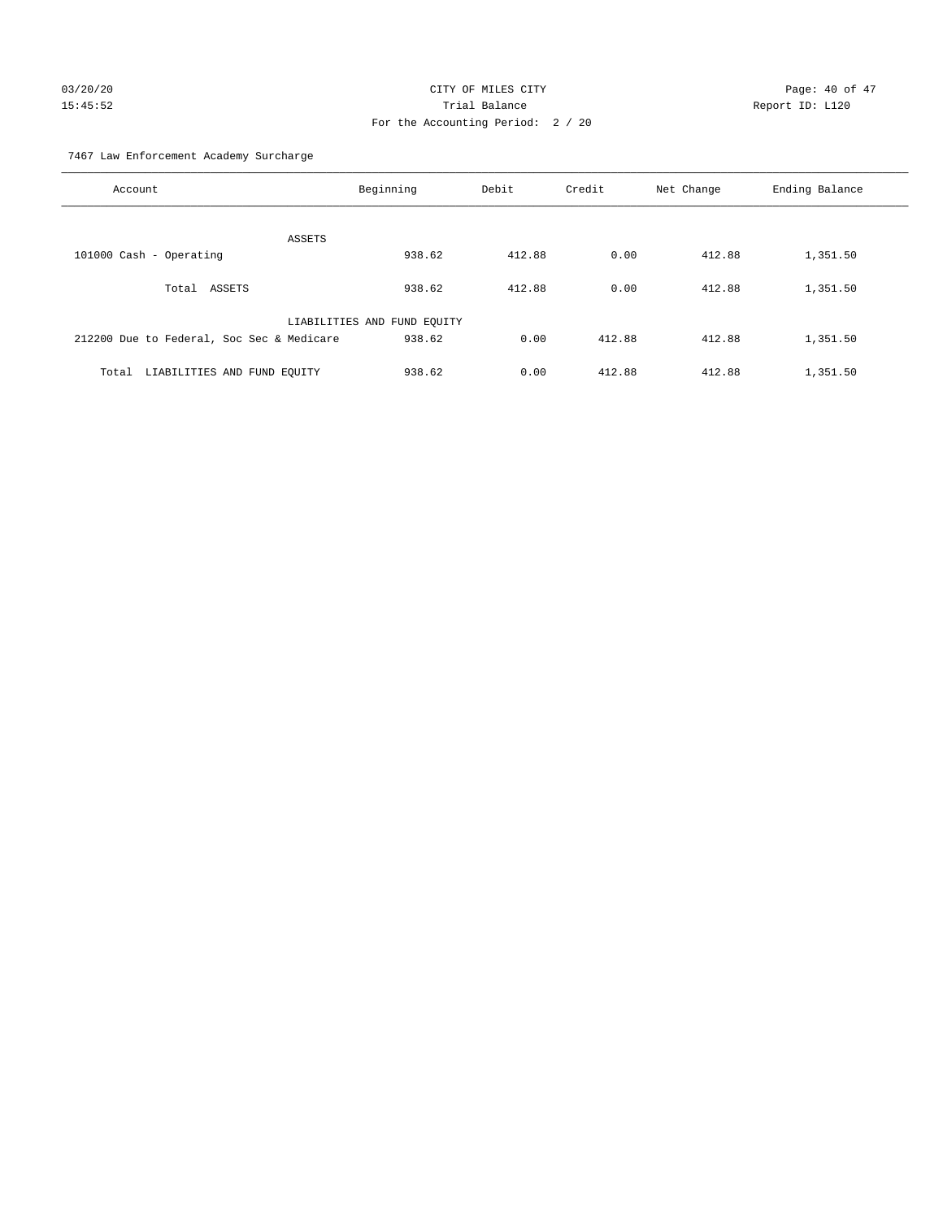CITY OF MILES CITY
Trial Balance
For the Accounting Period: 2 / 20

03/20/20
15:45:52

Report ID: L120

7467 Law Enforcement Academy Surcharge

| Account | Beginning | Debit | Credit | Net Change | Ending Balance |
|---|---|---|---|---|---|
| ASSETS | | | | | |
| 101000 Cash - Operating | 938.62 | 412.88 | 0.00 | 412.88 | 1,351.50 |
| Total ASSETS | 938.62 | 412.88 | 0.00 | 412.88 | 1,351.50 |
| LIABILITIES AND FUND EQUITY | | | | | |
| 212200 Due to Federal, Soc Sec & Medicare | 938.62 | 0.00 | 412.88 | 412.88 | 1,351.50 |
| Total LIABILITIES AND FUND EQUITY | 938.62 | 0.00 | 412.88 | 412.88 | 1,351.50 |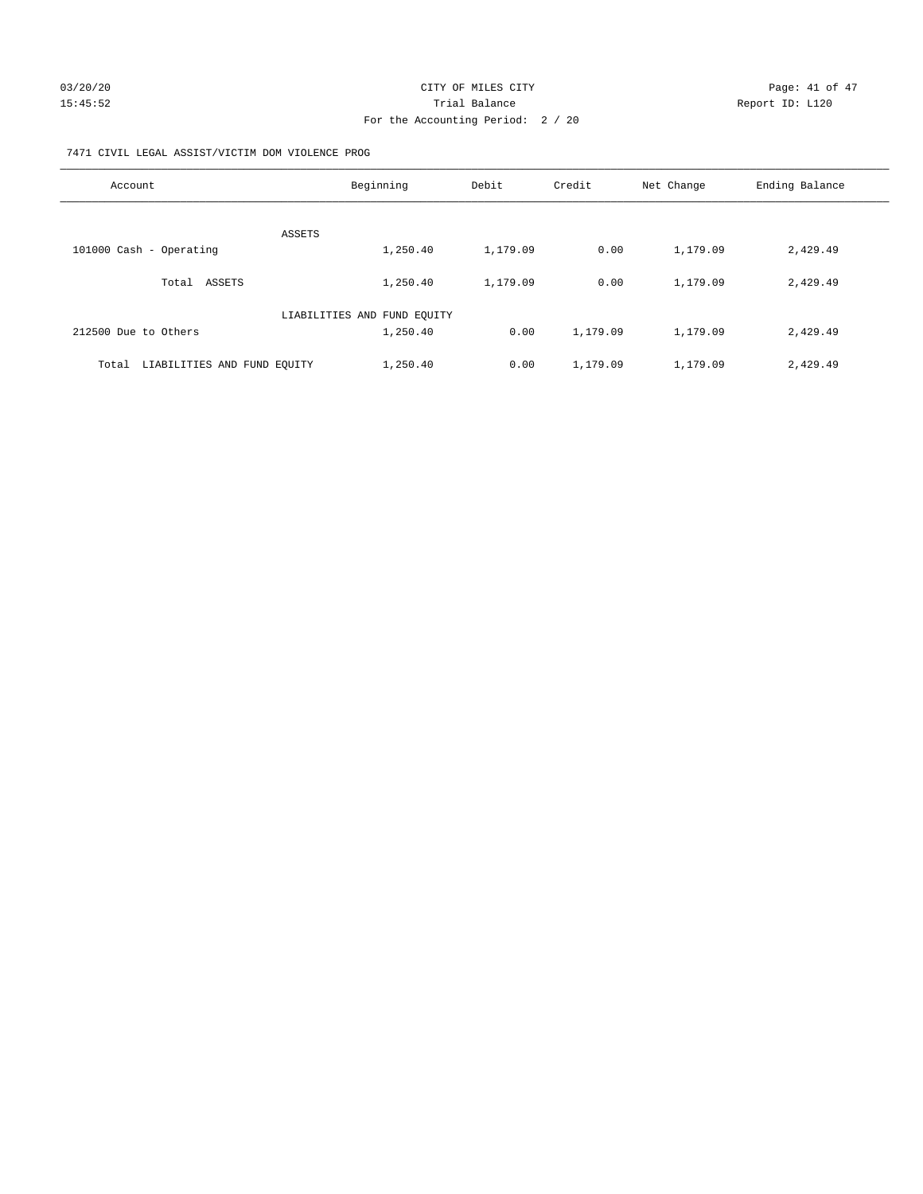CITY OF MILES CITY

Trial Balance

For the Accounting Period: 2 / 20

03/20/20 15:45:52 — Report ID: L120

7471 CIVIL LEGAL ASSIST/VICTIM DOM VIOLENCE PROG

| Account | Beginning | Debit | Credit | Net Change | Ending Balance |
|---|---|---|---|---|---|
| ASSETS | | | | | |
| 101000 Cash - Operating | 1,250.40 | 1,179.09 | 0.00 | 1,179.09 | 2,429.49 |
| Total ASSETS | 1,250.40 | 1,179.09 | 0.00 | 1,179.09 | 2,429.49 |
| LIABILITIES AND FUND EQUITY | | | | | |
| 212500 Due to Others | 1,250.40 | 0.00 | 1,179.09 | 1,179.09 | 2,429.49 |
| Total LIABILITIES AND FUND EQUITY | 1,250.40 | 0.00 | 1,179.09 | 1,179.09 | 2,429.49 |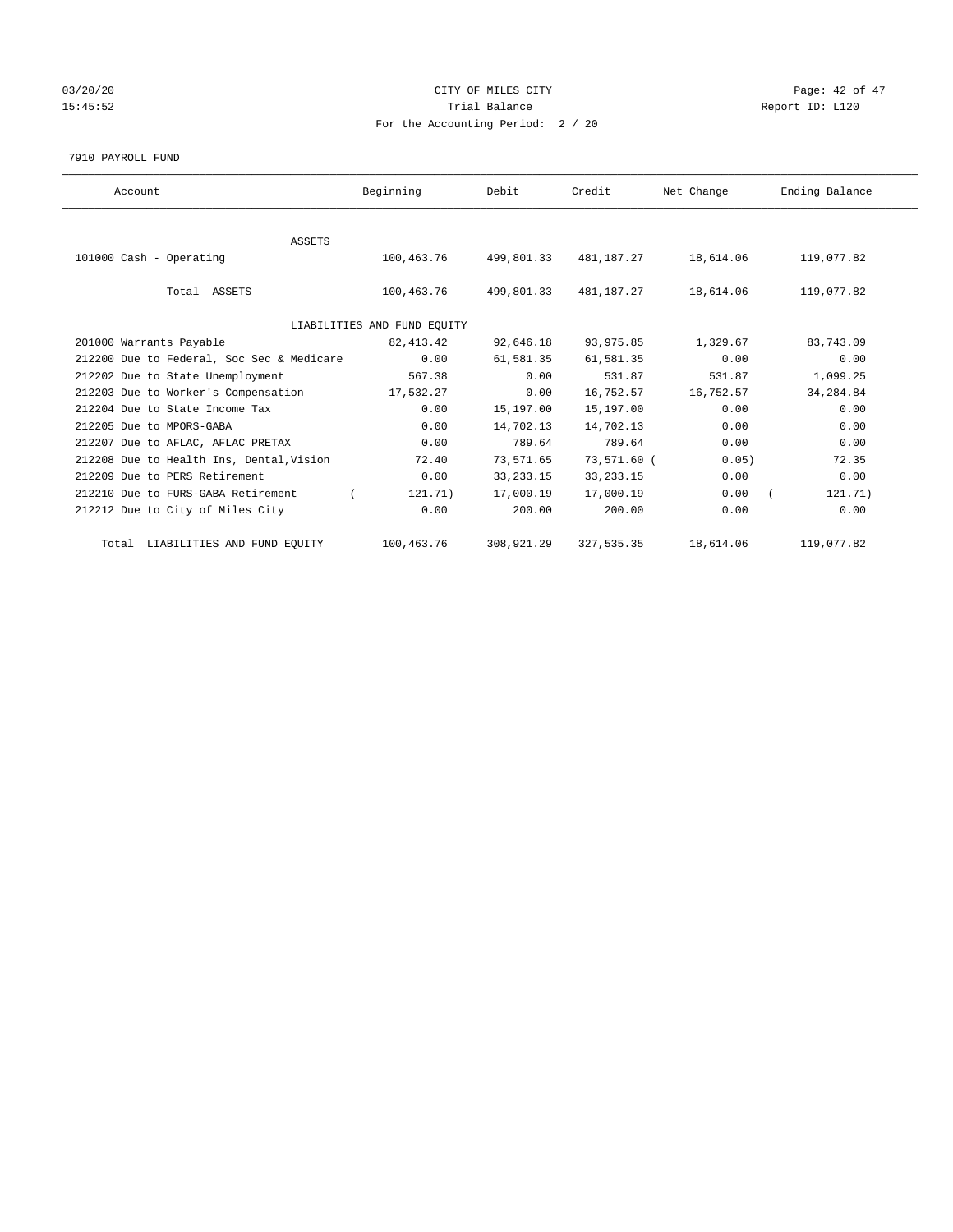CITY OF MILES CITY
Trial Balance
For the Accounting Period: 2 / 20

03/20/20
15:45:52

Report ID: L120

7910 PAYROLL FUND

| Account | Beginning | Debit | Credit | Net Change | Ending Balance |
|---|---|---|---|---|---|
| ASSETS | | | | | |
| 101000 Cash - Operating | 100,463.76 | 499,801.33 | 481,187.27 | 18,614.06 | 119,077.82 |
| Total ASSETS | 100,463.76 | 499,801.33 | 481,187.27 | 18,614.06 | 119,077.82 |
| LIABILITIES AND FUND EQUITY | | | | | |
| 201000 Warrants Payable | 82,413.42 | 92,646.18 | 93,975.85 | 1,329.67 | 83,743.09 |
| 212200 Due to Federal, Soc Sec & Medicare | 0.00 | 61,581.35 | 61,581.35 | 0.00 | 0.00 |
| 212202 Due to State Unemployment | 567.38 | 0.00 | 531.87 | 531.87 | 1,099.25 |
| 212203 Due to Worker's Compensation | 17,532.27 | 0.00 | 16,752.57 | 16,752.57 | 34,284.84 |
| 212204 Due to State Income Tax | 0.00 | 15,197.00 | 15,197.00 | 0.00 | 0.00 |
| 212205 Due to MPORS-GABA | 0.00 | 14,702.13 | 14,702.13 | 0.00 | 0.00 |
| 212207 Due to AFLAC, AFLAC PRETAX | 0.00 | 789.64 | 789.64 | 0.00 | 0.00 |
| 212208 Due to Health Ins, Dental,Vision | 72.40 | 73,571.65 | 73,571.60 | (0.05) | 72.35 |
| 212209 Due to PERS Retirement | 0.00 | 33,233.15 | 33,233.15 | 0.00 | 0.00 |
| 212210 Due to FURS-GABA Retirement | (121.71) | 17,000.19 | 17,000.19 | 0.00 | (121.71) |
| 212212 Due to City of Miles City | 0.00 | 200.00 | 200.00 | 0.00 | 0.00 |
| Total LIABILITIES AND FUND EQUITY | 100,463.76 | 308,921.29 | 327,535.35 | 18,614.06 | 119,077.82 |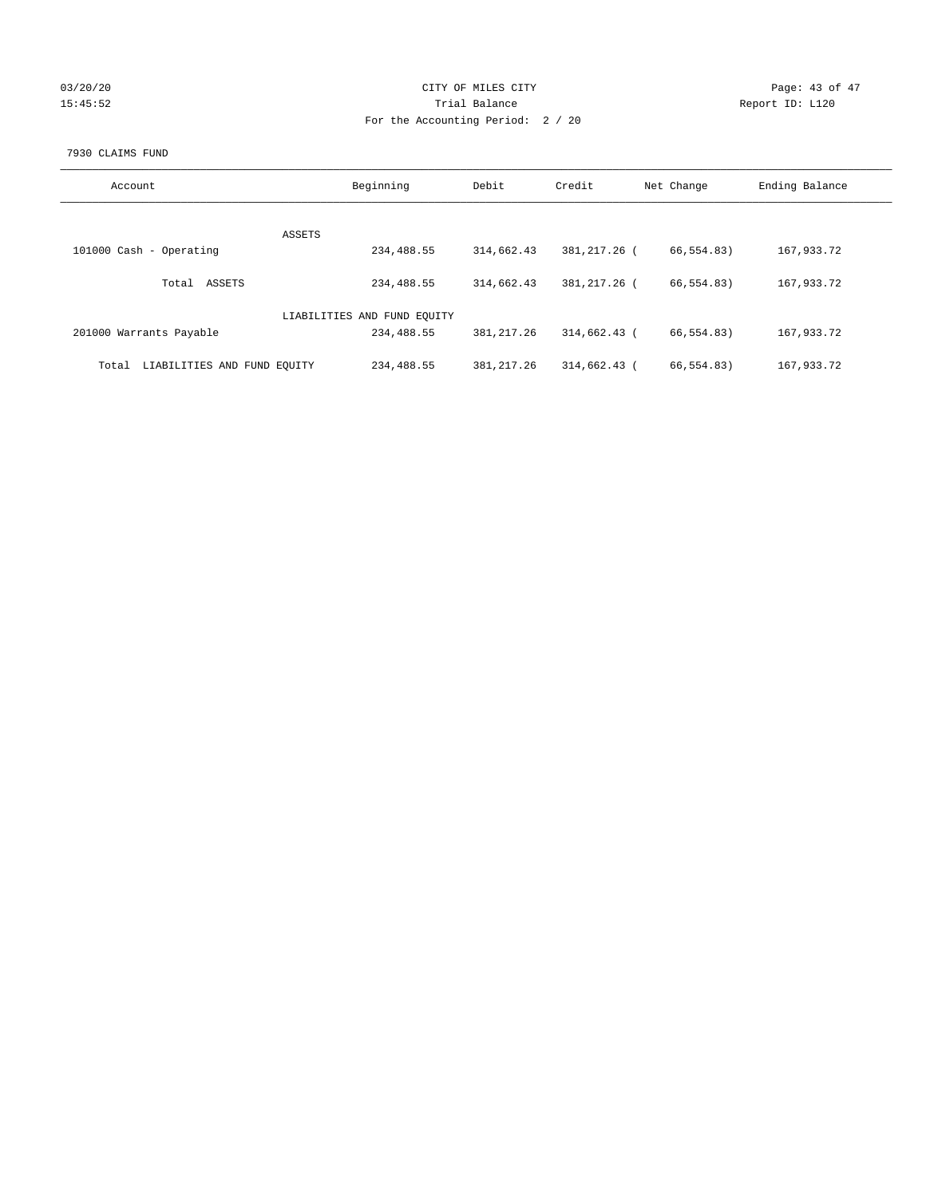CITY OF MILES CITY

Trial Balance

For the Accounting Period: 2 / 20

03/20/20 15:45:52

Report ID: L120

7930 CLAIMS FUND

| Account | Beginning | Debit | Credit | Net Change | Ending Balance |
|---|---|---|---|---|---|
| ASSETS | | | | | |
| 101000 Cash - Operating | 234,488.55 | 314,662.43 | 381,217.26 | ( 66,554.83) | 167,933.72 |
| Total ASSETS | 234,488.55 | 314,662.43 | 381,217.26 | ( 66,554.83) | 167,933.72 |
| LIABILITIES AND FUND EQUITY | | | | | |
| 201000 Warrants Payable | 234,488.55 | 381,217.26 | 314,662.43 | ( 66,554.83) | 167,933.72 |
| Total LIABILITIES AND FUND EQUITY | 234,488.55 | 381,217.26 | 314,662.43 | ( 66,554.83) | 167,933.72 |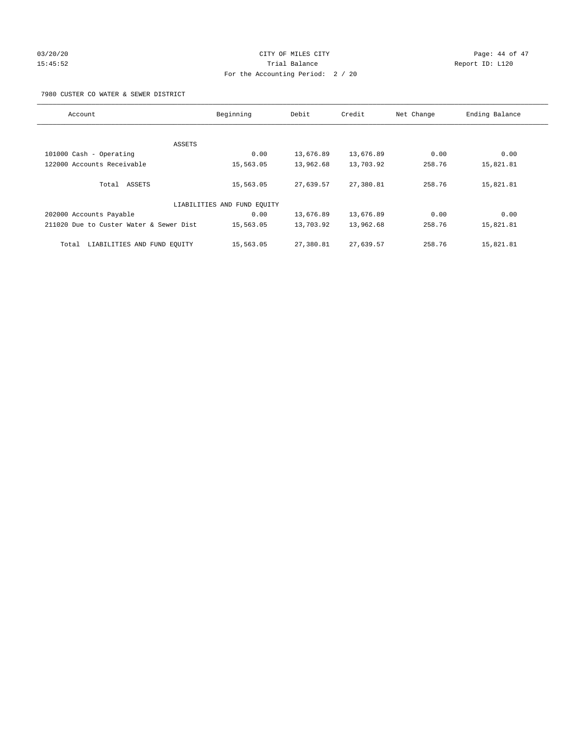CITY OF MILES CITY
Trial Balance
For the Accounting Period: 2 / 20

03/20/20
15:45:52

Report ID: L120

7980 CUSTER CO WATER & SEWER DISTRICT

| Account | Beginning | Debit | Credit | Net Change | Ending Balance |
|---|---|---|---|---|---|
| ASSETS | | | | | |
| 101000 Cash - Operating | 0.00 | 13,676.89 | 13,676.89 | 0.00 | 0.00 |
| 122000 Accounts Receivable | 15,563.05 | 13,962.68 | 13,703.92 | 258.76 | 15,821.81 |
| Total ASSETS | 15,563.05 | 27,639.57 | 27,380.81 | 258.76 | 15,821.81 |
| LIABILITIES AND FUND EQUITY | | | | | |
| 202000 Accounts Payable | 0.00 | 13,676.89 | 13,676.89 | 0.00 | 0.00 |
| 211020 Due to Custer Water & Sewer Dist | 15,563.05 | 13,703.92 | 13,962.68 | 258.76 | 15,821.81 |
| Total LIABILITIES AND FUND EQUITY | 15,563.05 | 27,380.81 | 27,639.57 | 258.76 | 15,821.81 |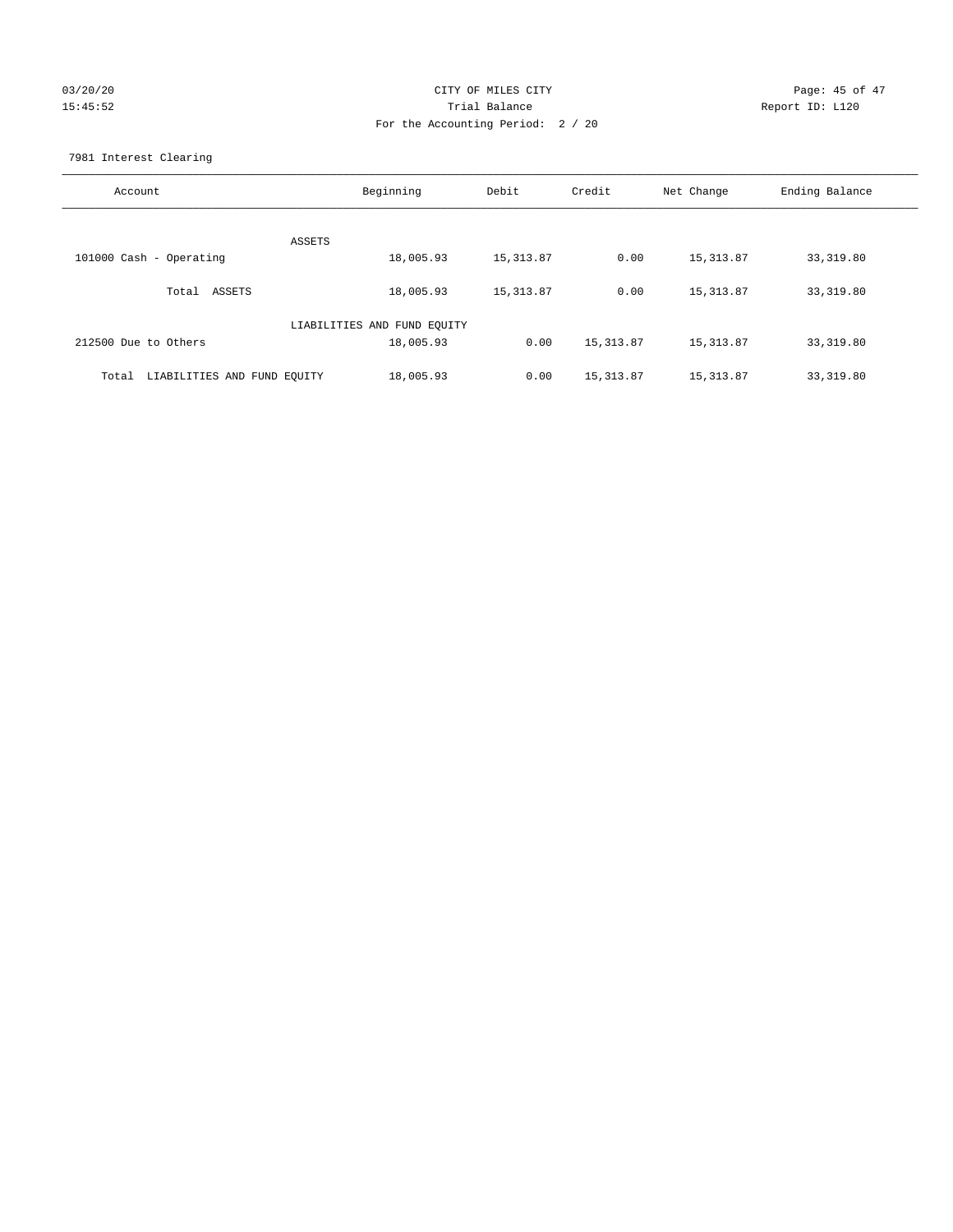CITY OF MILES CITY
Trial Balance
For the Accounting Period: 2 / 20

03/20/20
15:45:52

Report ID: L120

7981 Interest Clearing

| Account | Beginning | Debit | Credit | Net Change | Ending Balance |
|---|---|---|---|---|---|
| ASSETS | | | | | |
| 101000 Cash - Operating | 18,005.93 | 15,313.87 | 0.00 | 15,313.87 | 33,319.80 |
| Total ASSETS | 18,005.93 | 15,313.87 | 0.00 | 15,313.87 | 33,319.80 |
| LIABILITIES AND FUND EQUITY | | | | | |
| 212500 Due to Others | 18,005.93 | 0.00 | 15,313.87 | 15,313.87 | 33,319.80 |
| Total LIABILITIES AND FUND EQUITY | 18,005.93 | 0.00 | 15,313.87 | 15,313.87 | 33,319.80 |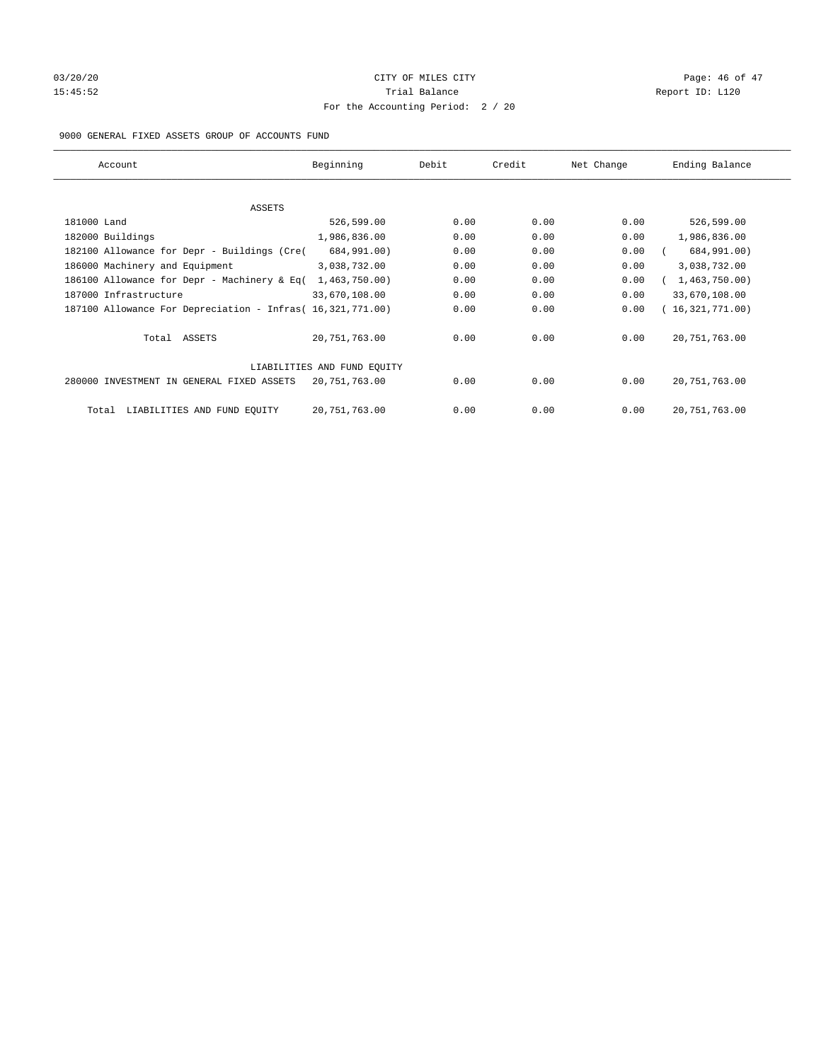CITY OF MILES CITY

Trial Balance

For the Accounting Period: 2 / 20

03/20/20 15:45:52 — Report ID: L120

9000 GENERAL FIXED ASSETS GROUP OF ACCOUNTS FUND

| Account | Beginning | Debit | Credit | Net Change | Ending Balance |
|---|---|---|---|---|---|
| ASSETS | | | | | |
| 181000 Land | 526,599.00 | 0.00 | 0.00 | 0.00 | 526,599.00 |
| 182000 Buildings | 1,986,836.00 | 0.00 | 0.00 | 0.00 | 1,986,836.00 |
| 182100 Allowance for Depr - Buildings (Cre( | 684,991.00) | 0.00 | 0.00 | 0.00 | ( 684,991.00) |
| 186000 Machinery and Equipment | 3,038,732.00 | 0.00 | 0.00 | 0.00 | 3,038,732.00 |
| 186100 Allowance for Depr - Machinery & Eq( | 1,463,750.00) | 0.00 | 0.00 | 0.00 | ( 1,463,750.00) |
| 187000 Infrastructure | 33,670,108.00 | 0.00 | 0.00 | 0.00 | 33,670,108.00 |
| 187100 Allowance For Depreciation - Infras( | 16,321,771.00) | 0.00 | 0.00 | 0.00 | ( 16,321,771.00) |
| Total ASSETS | 20,751,763.00 | 0.00 | 0.00 | 0.00 | 20,751,763.00 |
| LIABILITIES AND FUND EQUITY | | | | | |
| 280000 INVESTMENT IN GENERAL FIXED ASSETS | 20,751,763.00 | 0.00 | 0.00 | 0.00 | 20,751,763.00 |
| Total LIABILITIES AND FUND EQUITY | 20,751,763.00 | 0.00 | 0.00 | 0.00 | 20,751,763.00 |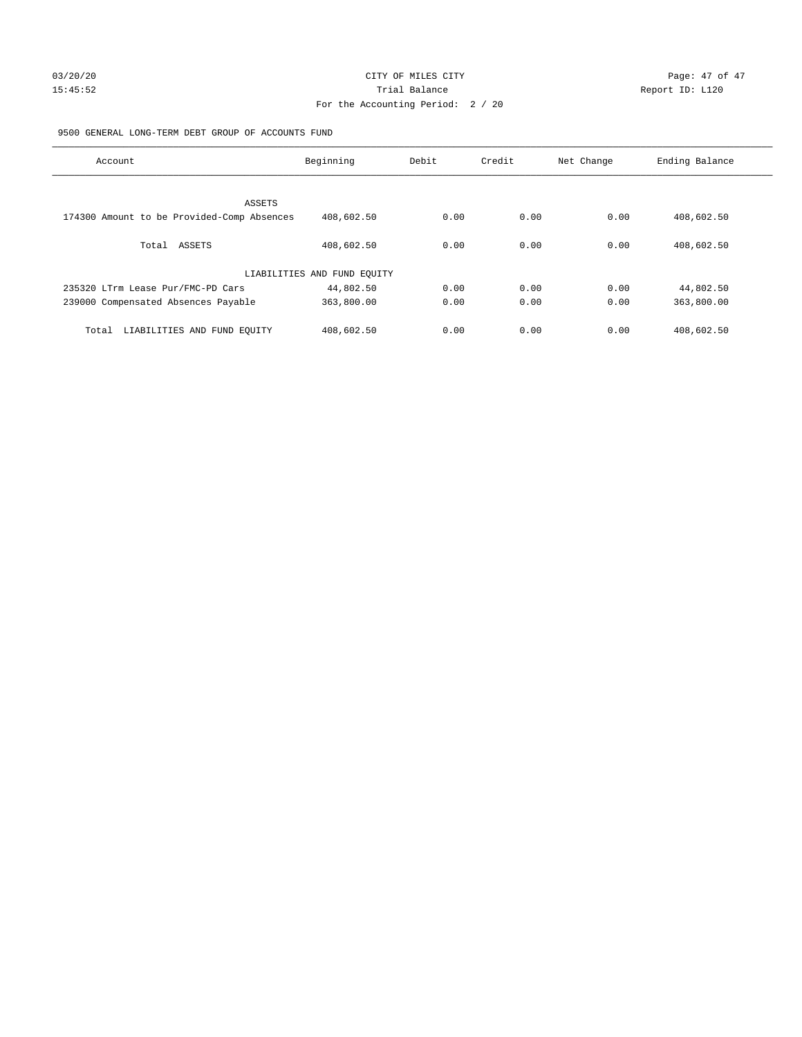CITY OF MILES CITY

Trial Balance

For the Accounting Period: 2 / 20

9500 GENERAL LONG-TERM DEBT GROUP OF ACCOUNTS FUND

| Account | Beginning | Debit | Credit | Net Change | Ending Balance |
|---|---|---|---|---|---|
| ASSETS | | | | | |
| 174300 Amount to be Provided-Comp Absences | 408,602.50 | 0.00 | 0.00 | 0.00 | 408,602.50 |
| Total ASSETS | 408,602.50 | 0.00 | 0.00 | 0.00 | 408,602.50 |
| LIABILITIES AND FUND EQUITY | | | | | |
| 235320 LTrm Lease Pur/FMC-PD Cars | 44,802.50 | 0.00 | 0.00 | 0.00 | 44,802.50 |
| 239000 Compensated Absences Payable | 363,800.00 | 0.00 | 0.00 | 0.00 | 363,800.00 |
| Total LIABILITIES AND FUND EQUITY | 408,602.50 | 0.00 | 0.00 | 0.00 | 408,602.50 |